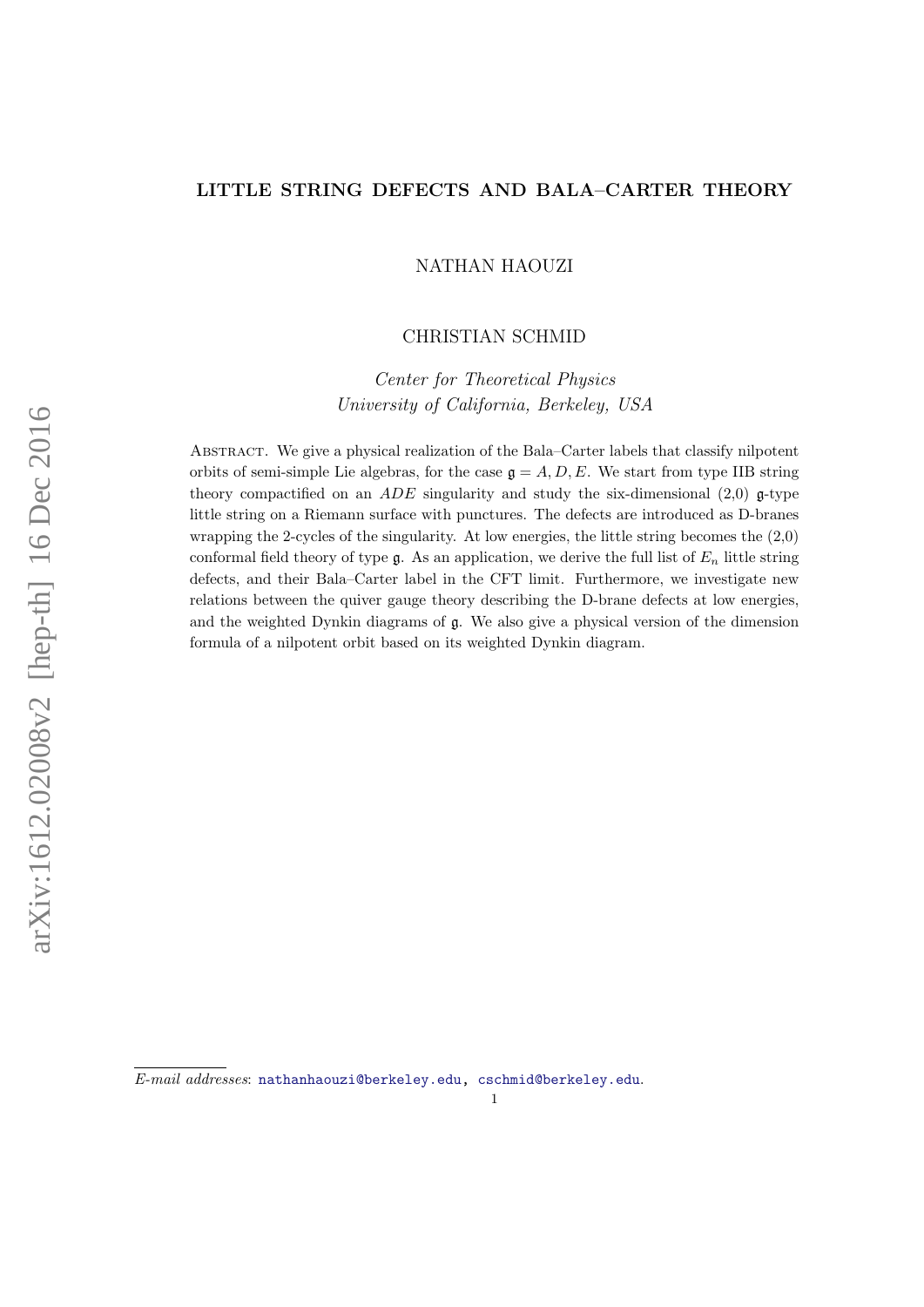# LITTLE STRING DEFECTS AND BALA–CARTER THEORY

NATHAN HAOUZI

CHRISTIAN SCHMID

*Center for Theoretical Physics*
*University of California, Berkeley, USA*

Abstract. We give a physical realization of the Bala–Carter labels that classify nilpotent orbits of semi-simple Lie algebras, for the case $\mathfrak{g} = A, D, E$. We start from type IIB string theory compactified on an $ADE$ singularity and study the six-dimensional (2,0) $\mathfrak{g}$-type little string on a Riemann surface with punctures. The defects are introduced as D-branes wrapping the 2-cycles of the singularity. At low energies, the little string becomes the (2,0) conformal field theory of type $\mathfrak{g}$. As an application, we derive the full list of $E_n$ little string defects, and their Bala–Carter label in the CFT limit. Furthermore, we investigate new relations between the quiver gauge theory describing the D-brane defects at low energies, and the weighted Dynkin diagrams of $\mathfrak{g}$. We also give a physical version of the dimension formula of a nilpotent orbit based on its weighted Dynkin diagram.

*E-mail addresses*: nathanhaouzi@berkeley.edu, cschmid@berkeley.edu.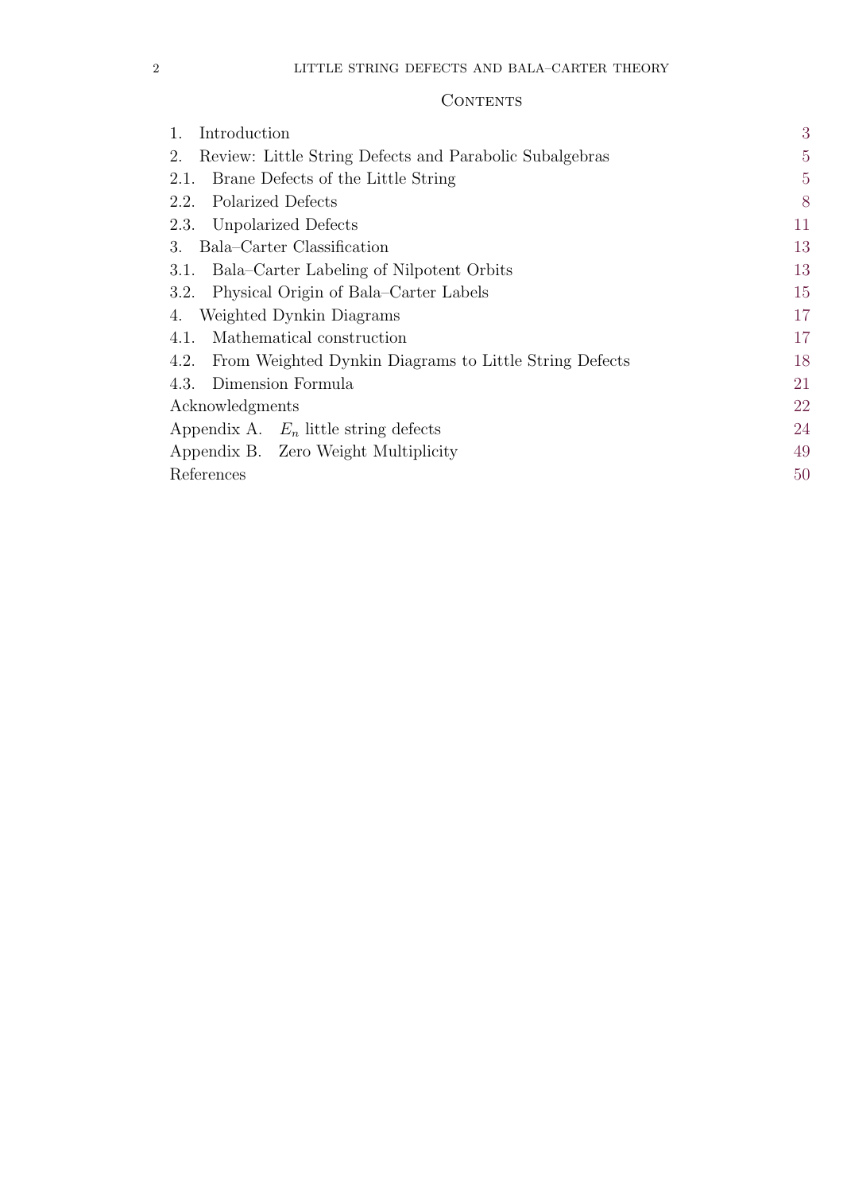## Contents

| | |
|---|---|
| 1. Introduction | 3 |
| 2. Review: Little String Defects and Parabolic Subalgebras | 5 |
| 2.1. Brane Defects of the Little String | 5 |
| 2.2. Polarized Defects | 8 |
| 2.3. Unpolarized Defects | 11 |
| 3. Bala–Carter Classification | 13 |
| 3.1. Bala–Carter Labeling of Nilpotent Orbits | 13 |
| 3.2. Physical Origin of Bala–Carter Labels | 15 |
| 4. Weighted Dynkin Diagrams | 17 |
| 4.1. Mathematical construction | 17 |
| 4.2. From Weighted Dynkin Diagrams to Little String Defects | 18 |
| 4.3. Dimension Formula | 21 |
| Acknowledgments | 22 |
| Appendix A. $E_n$ little string defects | 24 |
| Appendix B. Zero Weight Multiplicity | 49 |
| References | 50 |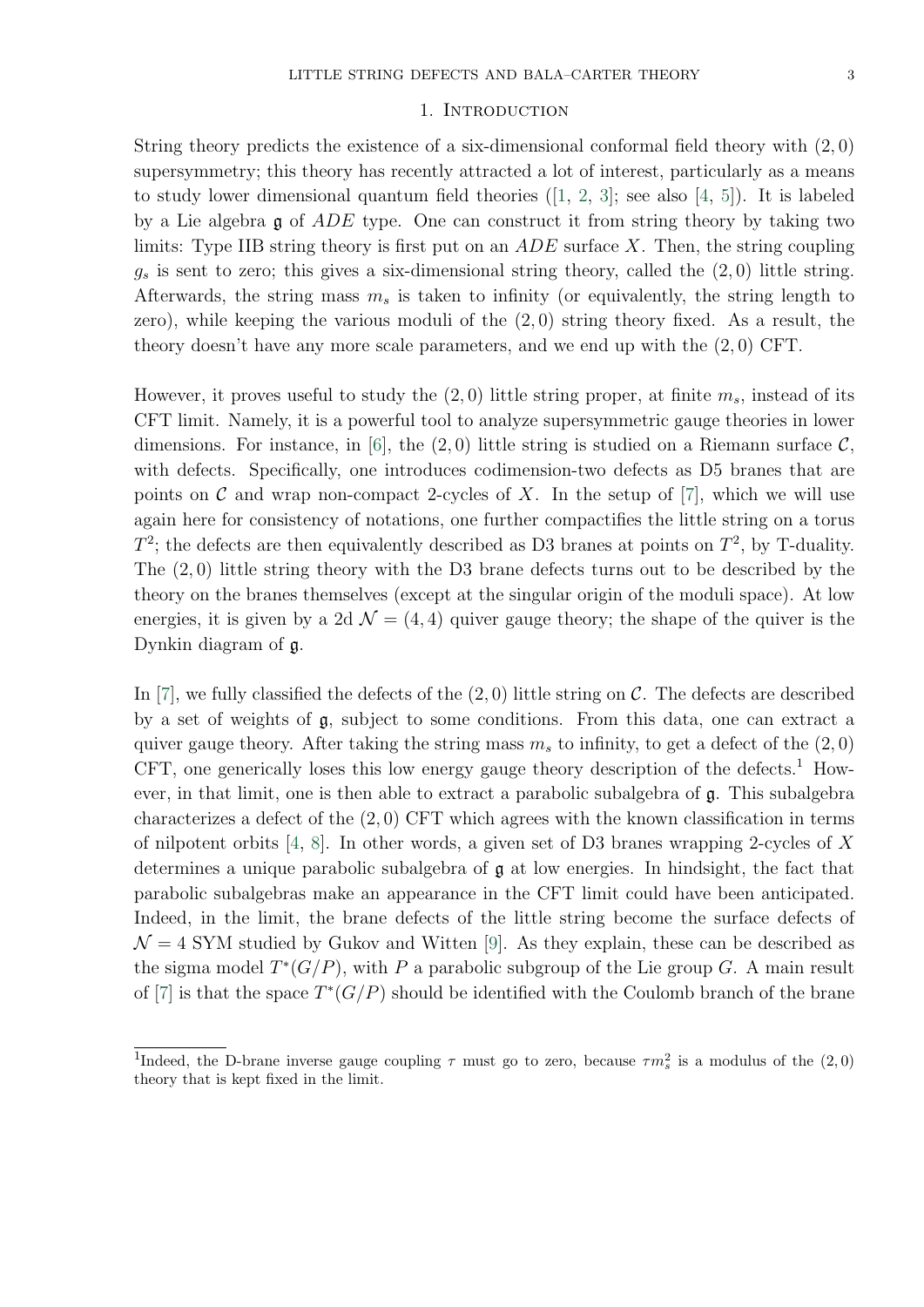## 1. Introduction

String theory predicts the existence of a six-dimensional conformal field theory with $(2, 0)$ supersymmetry; this theory has recently attracted a lot of interest, particularly as a means to study lower dimensional quantum field theories ([1, 2, 3]; see also [4, 5]). It is labeled by a Lie algebra $\mathfrak{g}$ of $ADE$ type. One can construct it from string theory by taking two limits: Type IIB string theory is first put on an $ADE$ surface $X$. Then, the string coupling $g_s$ is sent to zero; this gives a six-dimensional string theory, called the $(2, 0)$ little string. Afterwards, the string mass $m_s$ is taken to infinity (or equivalently, the string length to zero), while keeping the various moduli of the $(2, 0)$ string theory fixed. As a result, the theory doesn't have any more scale parameters, and we end up with the $(2, 0)$ CFT.

However, it proves useful to study the $(2, 0)$ little string proper, at finite $m_s$, instead of its CFT limit. Namely, it is a powerful tool to analyze supersymmetric gauge theories in lower dimensions. For instance, in [6], the $(2, 0)$ little string is studied on a Riemann surface $\mathcal{C}$, with defects. Specifically, one introduces codimension-two defects as D5 branes that are points on $\mathcal{C}$ and wrap non-compact 2-cycles of $X$. In the setup of [7], which we will use again here for consistency of notations, one further compactifies the little string on a torus $T^2$; the defects are then equivalently described as D3 branes at points on $T^2$, by T-duality. The $(2, 0)$ little string theory with the D3 brane defects turns out to be described by the theory on the branes themselves (except at the singular origin of the moduli space). At low energies, it is given by a 2d $\mathcal{N} = (4, 4)$ quiver gauge theory; the shape of the quiver is the Dynkin diagram of $\mathfrak{g}$.

In [7], we fully classified the defects of the $(2, 0)$ little string on $\mathcal{C}$. The defects are described by a set of weights of $\mathfrak{g}$, subject to some conditions. From this data, one can extract a quiver gauge theory. After taking the string mass $m_s$ to infinity, to get a defect of the $(2, 0)$ CFT, one generically loses this low energy gauge theory description of the defects.[1] However, in that limit, one is then able to extract a parabolic subalgebra of $\mathfrak{g}$. This subalgebra characterizes a defect of the $(2, 0)$ CFT which agrees with the known classification in terms of nilpotent orbits [4, 8]. In other words, a given set of D3 branes wrapping 2-cycles of $X$ determines a unique parabolic subalgebra of $\mathfrak{g}$ at low energies. In hindsight, the fact that parabolic subalgebras make an appearance in the CFT limit could have been anticipated. Indeed, in the limit, the brane defects of the little string become the surface defects of $\mathcal{N} = 4$ SYM studied by Gukov and Witten [9]. As they explain, these can be described as the sigma model $T^*(G/P)$, with $P$ a parabolic subgroup of the Lie group $G$. A main result of [7] is that the space $T^*(G/P)$ should be identified with the Coulomb branch of the brane

[1] Indeed, the D-brane inverse gauge coupling $\tau$ must go to zero, because $\tau m_s^2$ is a modulus of the $(2, 0)$ theory that is kept fixed in the limit.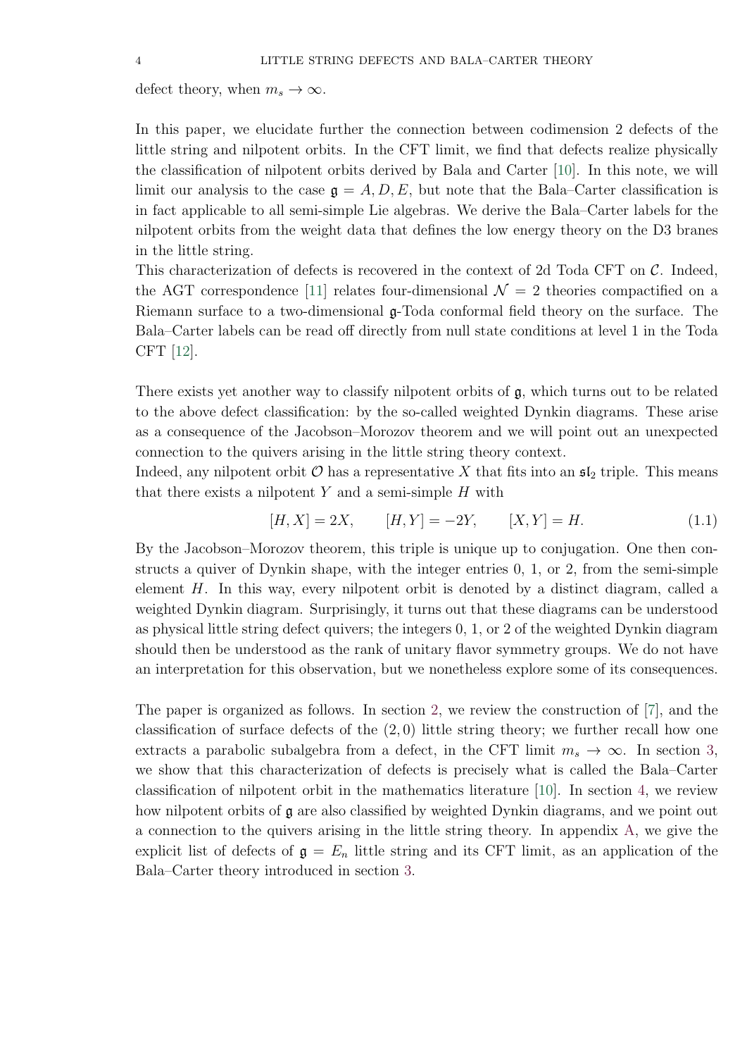defect theory, when $m_s \to \infty$.

In this paper, we elucidate further the connection between codimension 2 defects of the little string and nilpotent orbits. In the CFT limit, we find that defects realize physically the classification of nilpotent orbits derived by Bala and Carter [10]. In this note, we will limit our analysis to the case $\mathfrak{g} = A, D, E$, but note that the Bala–Carter classification is in fact applicable to all semi-simple Lie algebras. We derive the Bala–Carter labels for the nilpotent orbits from the weight data that defines the low energy theory on the D3 branes in the little string.
This characterization of defects is recovered in the context of 2d Toda CFT on $\mathcal{C}$. Indeed, the AGT correspondence [11] relates four-dimensional $\mathcal{N} = 2$ theories compactified on a Riemann surface to a two-dimensional $\mathfrak{g}$-Toda conformal field theory on the surface. The Bala–Carter labels can be read off directly from null state conditions at level 1 in the Toda CFT [12].

There exists yet another way to classify nilpotent orbits of $\mathfrak{g}$, which turns out to be related to the above defect classification: by the so-called weighted Dynkin diagrams. These arise as a consequence of the Jacobson–Morozov theorem and we will point out an unexpected connection to the quivers arising in the little string theory context.
Indeed, any nilpotent orbit $\mathcal{O}$ has a representative $X$ that fits into an $\mathfrak{sl}_2$ triple. This means that there exists a nilpotent $Y$ and a semi-simple $H$ with

$$[H, X] = 2X, \qquad [H, Y] = -2Y, \qquad [X, Y] = H. \tag{1.1}$$

By the Jacobson–Morozov theorem, this triple is unique up to conjugation. One then constructs a quiver of Dynkin shape, with the integer entries 0, 1, or 2, from the semi-simple element $H$. In this way, every nilpotent orbit is denoted by a distinct diagram, called a weighted Dynkin diagram. Surprisingly, it turns out that these diagrams can be understood as physical little string defect quivers; the integers 0, 1, or 2 of the weighted Dynkin diagram should then be understood as the rank of unitary flavor symmetry groups. We do not have an interpretation for this observation, but we nonetheless explore some of its consequences.

The paper is organized as follows. In section 2, we review the construction of [7], and the classification of surface defects of the $(2, 0)$ little string theory; we further recall how one extracts a parabolic subalgebra from a defect, in the CFT limit $m_s \to \infty$. In section 3, we show that this characterization of defects is precisely what is called the Bala–Carter classification of nilpotent orbit in the mathematics literature [10]. In section 4, we review how nilpotent orbits of $\mathfrak{g}$ are also classified by weighted Dynkin diagrams, and we point out a connection to the quivers arising in the little string theory. In appendix A, we give the explicit list of defects of $\mathfrak{g} = E_n$ little string and its CFT limit, as an application of the Bala–Carter theory introduced in section 3.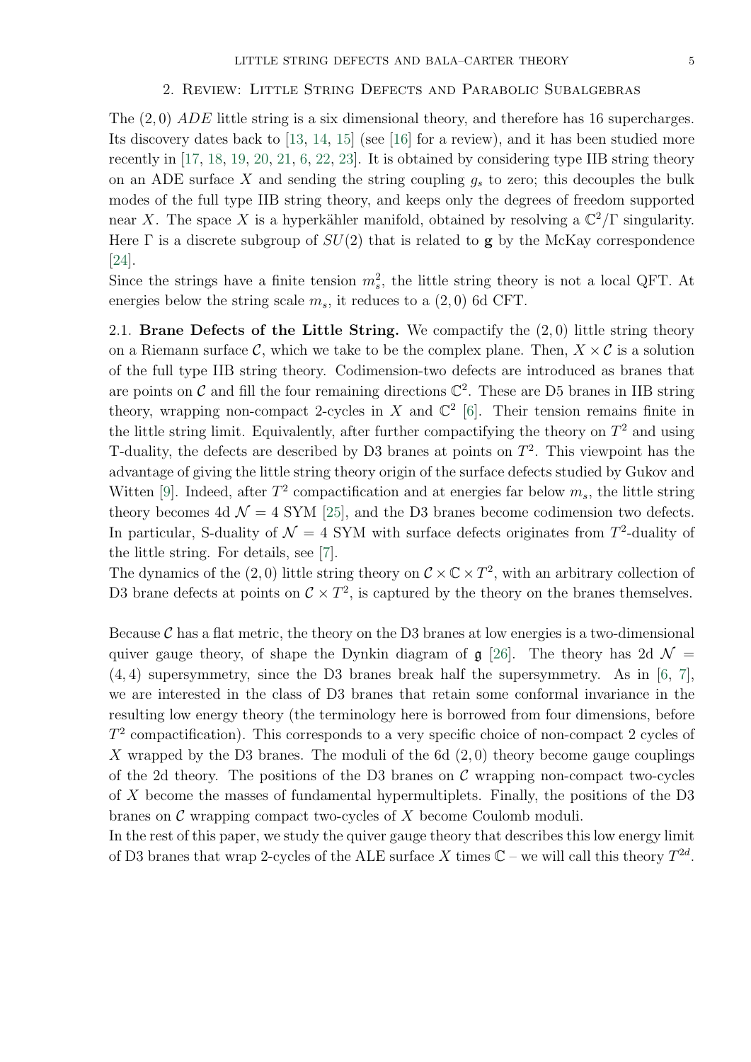## 2. Review: Little String Defects and Parabolic Subalgebras

The $(2, 0)$ *ADE* little string is a six dimensional theory, and therefore has 16 supercharges. Its discovery dates back to [13, 14, 15] (see [16] for a review), and it has been studied more recently in [17, 18, 19, 20, 21, 6, 22, 23]. It is obtained by considering type IIB string theory on an ADE surface $X$ and sending the string coupling $g_s$ to zero; this decouples the bulk modes of the full type IIB string theory, and keeps only the degrees of freedom supported near $X$. The space $X$ is a hyperkähler manifold, obtained by resolving a $\mathbb{C}^2/\Gamma$ singularity. Here $\Gamma$ is a discrete subgroup of $SU(2)$ that is related to $\mathbf{g}$ by the McKay correspondence [24].

Since the strings have a finite tension $m_s^2$, the little string theory is not a local QFT. At energies below the string scale $m_s$, it reduces to a $(2, 0)$ 6d CFT.

2.1. **Brane Defects of the Little String.** We compactify the $(2, 0)$ little string theory on a Riemann surface $\mathcal{C}$, which we take to be the complex plane. Then, $X \times \mathcal{C}$ is a solution of the full type IIB string theory. Codimension-two defects are introduced as branes that are points on $\mathcal{C}$ and fill the four remaining directions $\mathbb{C}^2$. These are D5 branes in IIB string theory, wrapping non-compact 2-cycles in $X$ and $\mathbb{C}^2$ [6]. Their tension remains finite in the little string limit. Equivalently, after further compactifying the theory on $T^2$ and using T-duality, the defects are described by D3 branes at points on $T^2$. This viewpoint has the advantage of giving the little string theory origin of the surface defects studied by Gukov and Witten [9]. Indeed, after $T^2$ compactification and at energies far below $m_s$, the little string theory becomes 4d $\mathcal{N} = 4$ SYM [25], and the D3 branes become codimension two defects. In particular, S-duality of $\mathcal{N} = 4$ SYM with surface defects originates from $T^2$-duality of the little string. For details, see [7].

The dynamics of the $(2, 0)$ little string theory on $\mathcal{C} \times \mathbb{C} \times T^2$, with an arbitrary collection of D3 brane defects at points on $\mathcal{C} \times T^2$, is captured by the theory on the branes themselves.

Because $\mathcal{C}$ has a flat metric, the theory on the D3 branes at low energies is a two-dimensional quiver gauge theory, of shape the Dynkin diagram of $\mathfrak{g}$ [26]. The theory has 2d $\mathcal{N} = (4, 4)$ supersymmetry, since the D3 branes break half the supersymmetry. As in [6, 7], we are interested in the class of D3 branes that retain some conformal invariance in the resulting low energy theory (the terminology here is borrowed from four dimensions, before $T^2$ compactification). This corresponds to a very specific choice of non-compact 2 cycles of $X$ wrapped by the D3 branes. The moduli of the 6d $(2, 0)$ theory become gauge couplings of the 2d theory. The positions of the D3 branes on $\mathcal{C}$ wrapping non-compact two-cycles of $X$ become the masses of fundamental hypermultiplets. Finally, the positions of the D3 branes on $\mathcal{C}$ wrapping compact two-cycles of $X$ become Coulomb moduli.

In the rest of this paper, we study the quiver gauge theory that describes this low energy limit of D3 branes that wrap 2-cycles of the ALE surface $X$ times $\mathbb{C}$ – we will call this theory $T^{2d}$.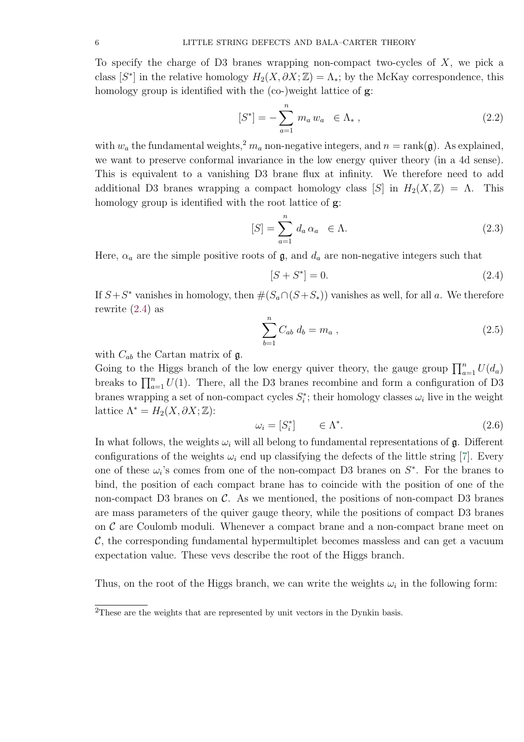To specify the charge of D3 branes wrapping non-compact two-cycles of $X$, we pick a class $[S^*]$ in the relative homology $H_2(X, \partial X; \mathbb{Z}) = \Lambda_*$; by the McKay correspondence, this homology group is identified with the (co-)weight lattice of $\mathbf{g}$:

$$[S^*] = -\sum_{a=1}^{n} m_a \, w_a \quad \in \Lambda_* \, , \tag{2.2}$$

with $w_a$ the fundamental weights,[2] $m_a$ non-negative integers, and $n = \text{rank}(\mathfrak{g})$. As explained, we want to preserve conformal invariance in the low energy quiver theory (in a 4d sense). This is equivalent to a vanishing D3 brane flux at infinity. We therefore need to add additional D3 branes wrapping a compact homology class $[S]$ in $H_2(X, \mathbb{Z}) = \Lambda$. This homology group is identified with the root lattice of $\mathbf{g}$:

$$[S] = \sum_{a=1}^{n} d_a \, \alpha_a \quad \in \Lambda. \tag{2.3}$$

Here, $\alpha_a$ are the simple positive roots of $\mathfrak{g}$, and $d_a$ are non-negative integers such that

$$[S + S^*] = 0. \tag{2.4}$$

If $S + S^*$ vanishes in homology, then $\#(S_a \cap (S + S_*))$ vanishes as well, for all $a$. We therefore rewrite (2.4) as

$$\sum_{b=1}^{n} C_{ab} \, d_b = m_a \, , \tag{2.5}$$

with $C_{ab}$ the Cartan matrix of $\mathfrak{g}$.

Going to the Higgs branch of the low energy quiver theory, the gauge group $\prod_{a=1}^{n} U(d_a)$ breaks to $\prod_{a=1}^{n} U(1)$. There, all the D3 branes recombine and form a configuration of D3 branes wrapping a set of non-compact cycles $S_i^*$; their homology classes $\omega_i$ live in the weight lattice $\Lambda^* = H_2(X, \partial X; \mathbb{Z})$:

$$\omega_i = [S_i^*] \qquad \in \Lambda^*. \tag{2.6}$$

In what follows, the weights $\omega_i$ will all belong to fundamental representations of $\mathfrak{g}$. Different configurations of the weights $\omega_i$ end up classifying the defects of the little string [7]. Every one of these $\omega_i$'s comes from one of the non-compact D3 branes on $S^*$. For the branes to bind, the position of each compact brane has to coincide with the position of one of the non-compact D3 branes on $\mathcal{C}$. As we mentioned, the positions of non-compact D3 branes are mass parameters of the quiver gauge theory, while the positions of compact D3 branes on $\mathcal{C}$ are Coulomb moduli. Whenever a compact brane and a non-compact brane meet on $\mathcal{C}$, the corresponding fundamental hypermultiplet becomes massless and can get a vacuum expectation value. These vevs describe the root of the Higgs branch.

Thus, on the root of the Higgs branch, we can write the weights $\omega_i$ in the following form:

[2] These are the weights that are represented by unit vectors in the Dynkin basis.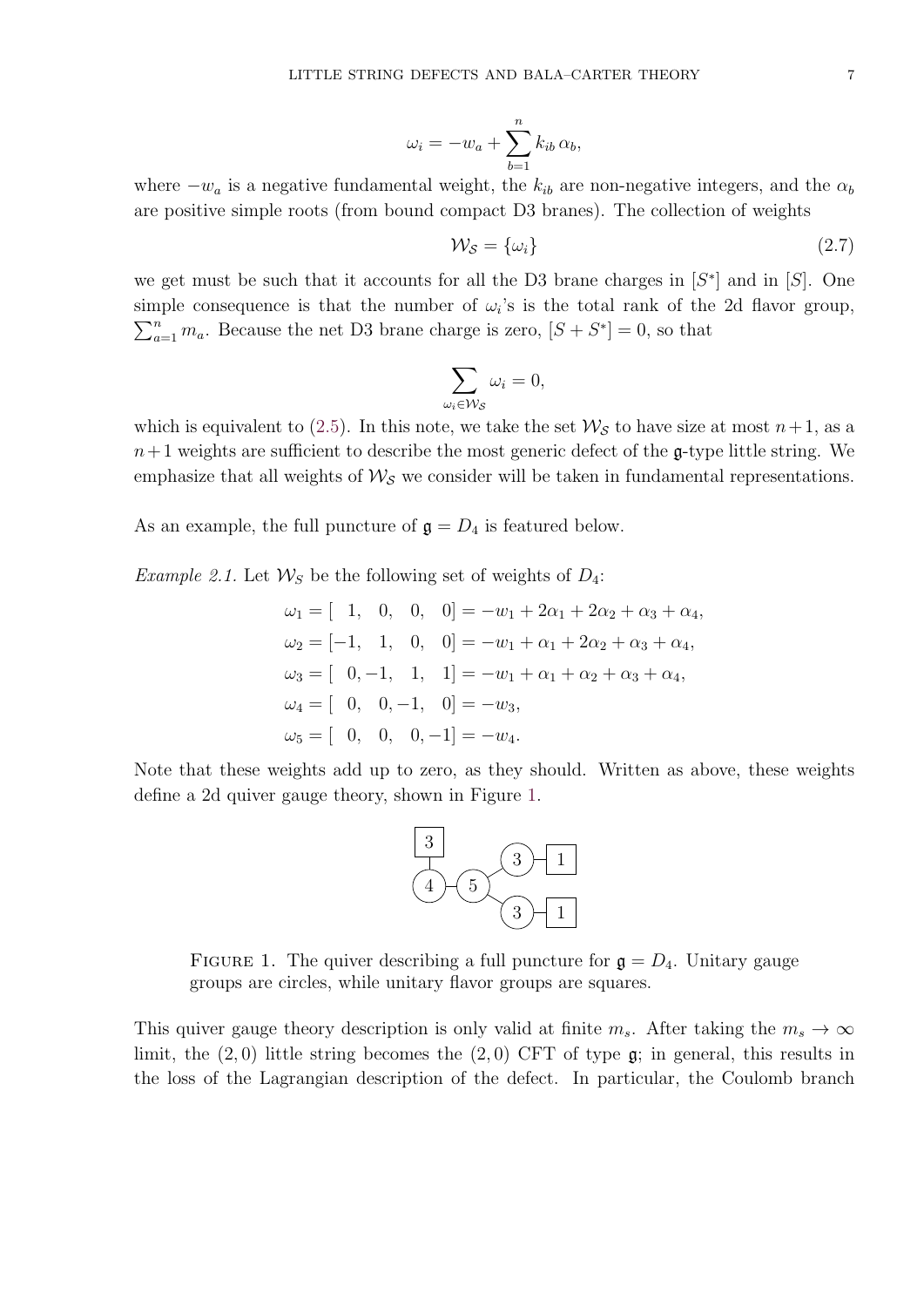$$\omega_i = -w_a + \sum_{b=1}^{n} k_{ib}\, \alpha_b,$$

where $-w_a$ is a negative fundamental weight, the $k_{ib}$ are non-negative integers, and the $\alpha_b$ are positive simple roots (from bound compact D3 branes). The collection of weights

$$\mathcal{W}_{\mathcal{S}} = \{\omega_i\} \tag{2.7}$$

we get must be such that it accounts for all the D3 brane charges in $[S^*]$ and in $[S]$. One simple consequence is that the number of $\omega_i$'s is the total rank of the 2d flavor group, $\sum_{a=1}^{n} m_a$. Because the net D3 brane charge is zero, $[S + S^*] = 0$, so that

$$\sum_{\omega_i \in \mathcal{W}_{\mathcal{S}}} \omega_i = 0,$$

which is equivalent to (2.5). In this note, we take the set $\mathcal{W}_{\mathcal{S}}$ to have size at most $n+1$, as a $n+1$ weights are sufficient to describe the most generic defect of the $\mathfrak{g}$-type little string. We emphasize that all weights of $\mathcal{W}_{\mathcal{S}}$ we consider will be taken in fundamental representations.

As an example, the full puncture of $\mathfrak{g} = D_4$ is featured below.

*Example 2.1.* Let $\mathcal{W}_S$ be the following set of weights of $D_4$:

$$\begin{aligned}
\omega_1 &= [\ \ 1, \ \ 0, \ \ 0, \ \ 0] = -w_1 + 2\alpha_1 + 2\alpha_2 + \alpha_3 + \alpha_4,\\
\omega_2 &= [-1, \ \ 1, \ \ 0, \ \ 0] = -w_1 + \alpha_1 + 2\alpha_2 + \alpha_3 + \alpha_4,\\
\omega_3 &= [\ \ 0, -1, \ \ 1, \ \ 1] = -w_1 + \alpha_1 + \alpha_2 + \alpha_3 + \alpha_4,\\
\omega_4 &= [\ \ 0, \ \ 0, -1, \ \ 0] = -w_3,\\
\omega_5 &= [\ \ 0, \ \ 0, \ \ 0, -1] = -w_4.
\end{aligned}$$

Note that these weights add up to zero, as they should. Written as above, these weights define a 2d quiver gauge theory, shown in Figure 1.

FIGURE 1. The quiver describing a full puncture for $\mathfrak{g} = D_4$. Unitary gauge groups are circles, while unitary flavor groups are squares.

This quiver gauge theory description is only valid at finite $m_s$. After taking the $m_s \to \infty$ limit, the $(2,0)$ little string becomes the $(2,0)$ CFT of type $\mathfrak{g}$; in general, this results in the loss of the Lagrangian description of the defect. In particular, the Coulomb branch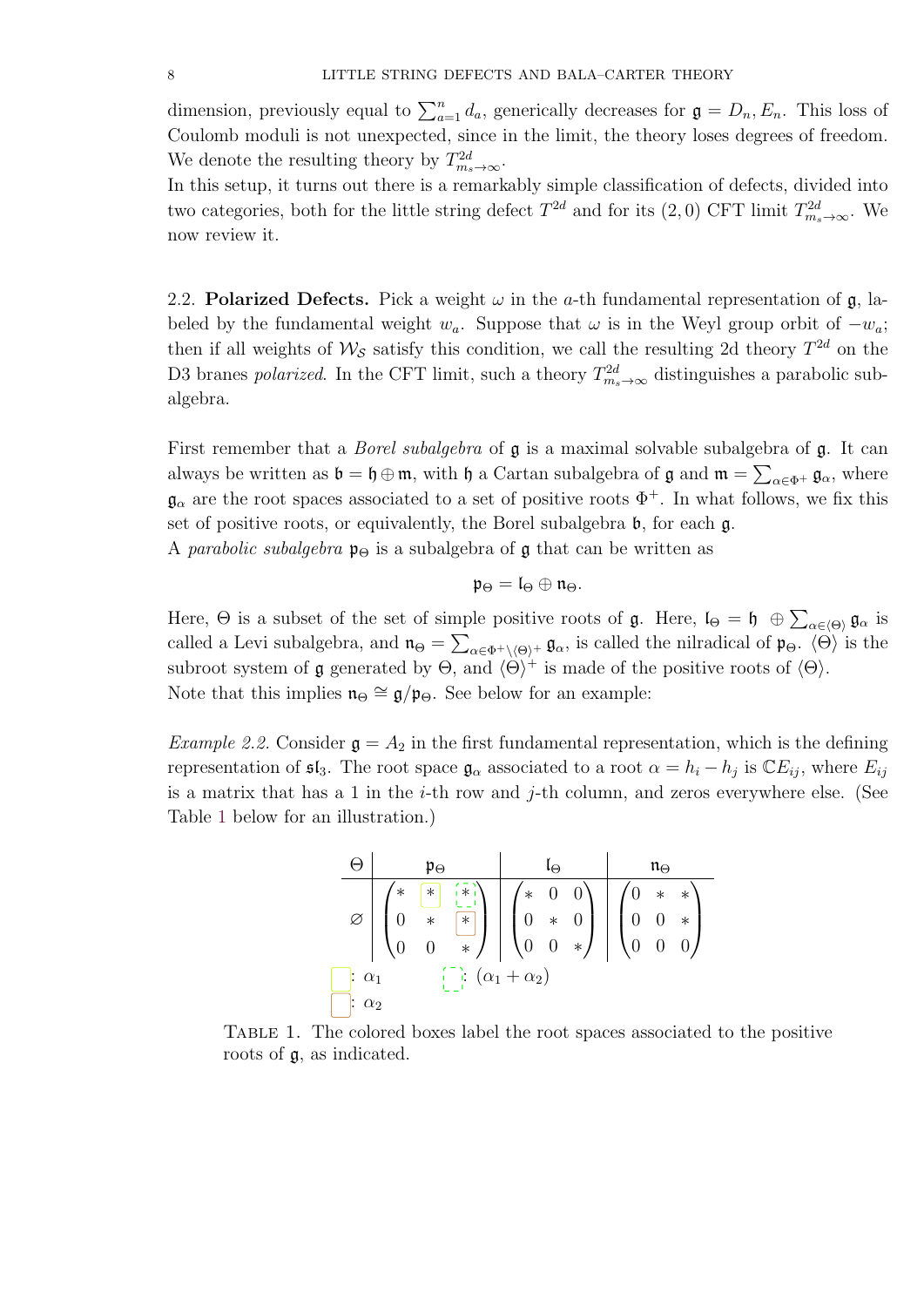dimension, previously equal to $\sum_{a=1}^{n} d_a$, generically decreases for $\mathfrak{g} = D_n, E_n$. This loss of Coulomb moduli is not unexpected, since in the limit, the theory loses degrees of freedom. We denote the resulting theory by $T^{2d}_{m_s\to\infty}$.
In this setup, it turns out there is a remarkably simple classification of defects, divided into two categories, both for the little string defect $T^{2d}$ and for its $(2,0)$ CFT limit $T^{2d}_{m_s\to\infty}$. We now review it.

2.2. **Polarized Defects.** Pick a weight $\omega$ in the $a$-th fundamental representation of $\mathfrak{g}$, labeled by the fundamental weight $w_a$. Suppose that $\omega$ is in the Weyl group orbit of $-w_a$; then if all weights of $\mathcal{W}_{\mathcal{S}}$ satisfy this condition, we call the resulting 2d theory $T^{2d}$ on the D3 branes *polarized*. In the CFT limit, such a theory $T^{2d}_{m_s\to\infty}$ distinguishes a parabolic subalgebra.

First remember that a *Borel subalgebra* of $\mathfrak{g}$ is a maximal solvable subalgebra of $\mathfrak{g}$. It can always be written as $\mathfrak{b} = \mathfrak{h} \oplus \mathfrak{m}$, with $\mathfrak{h}$ a Cartan subalgebra of $\mathfrak{g}$ and $\mathfrak{m} = \sum_{\alpha\in\Phi^+} \mathfrak{g}_\alpha$, where $\mathfrak{g}_\alpha$ are the root spaces associated to a set of positive roots $\Phi^+$. In what follows, we fix this set of positive roots, or equivalently, the Borel subalgebra $\mathfrak{b}$, for each $\mathfrak{g}$.
A *parabolic subalgebra* $\mathfrak{p}_\Theta$ is a subalgebra of $\mathfrak{g}$ that can be written as

$$\mathfrak{p}_\Theta = \mathfrak{l}_\Theta \oplus \mathfrak{n}_\Theta.$$

Here, $\Theta$ is a subset of the set of simple positive roots of $\mathfrak{g}$. Here, $\mathfrak{l}_\Theta = \mathfrak{h} \ \oplus \sum_{\alpha\in\langle\Theta\rangle} \mathfrak{g}_\alpha$ is called a Levi subalgebra, and $\mathfrak{n}_\Theta = \sum_{\alpha\in\Phi^+\setminus\langle\Theta\rangle^+} \mathfrak{g}_\alpha$, is called the nilradical of $\mathfrak{p}_\Theta$. $\langle\Theta\rangle$ is the subroot system of $\mathfrak{g}$ generated by $\Theta$, and $\langle\Theta\rangle^+$ is made of the positive roots of $\langle\Theta\rangle$.
Note that this implies $\mathfrak{n}_\Theta \cong \mathfrak{g}/\mathfrak{p}_\Theta$. See below for an example:

*Example 2.2.* Consider $\mathfrak{g} = A_2$ in the first fundamental representation, which is the defining representation of $\mathfrak{sl}_3$. The root space $\mathfrak{g}_\alpha$ associated to a root $\alpha = h_i - h_j$ is $\mathbb{C}E_{ij}$, where $E_{ij}$ is a matrix that has a 1 in the $i$-th row and $j$-th column, and zeros everywhere else. (See Table 1 below for an illustration.)

| $\Theta$ | $\mathfrak{p}_\Theta$ | $\mathfrak{l}_\Theta$ | $\mathfrak{n}_\Theta$ |
|---|---|---|---|
| $\varnothing$ | $\begin{pmatrix} * & * & * \\ 0 & * & * \\ 0 & 0 & * \end{pmatrix}$ | $\begin{pmatrix} * & 0 & 0 \\ 0 & * & 0 \\ 0 & 0 & * \end{pmatrix}$ | $\begin{pmatrix} 0 & * & * \\ 0 & 0 & * \\ 0 & 0 & 0 \end{pmatrix}$ |

(yellow box): $\alpha_1$  (dashed green box): $(\alpha_1 + \alpha_2)$
(orange box): $\alpha_2$

TABLE 1. The colored boxes label the root spaces associated to the positive roots of $\mathfrak{g}$, as indicated.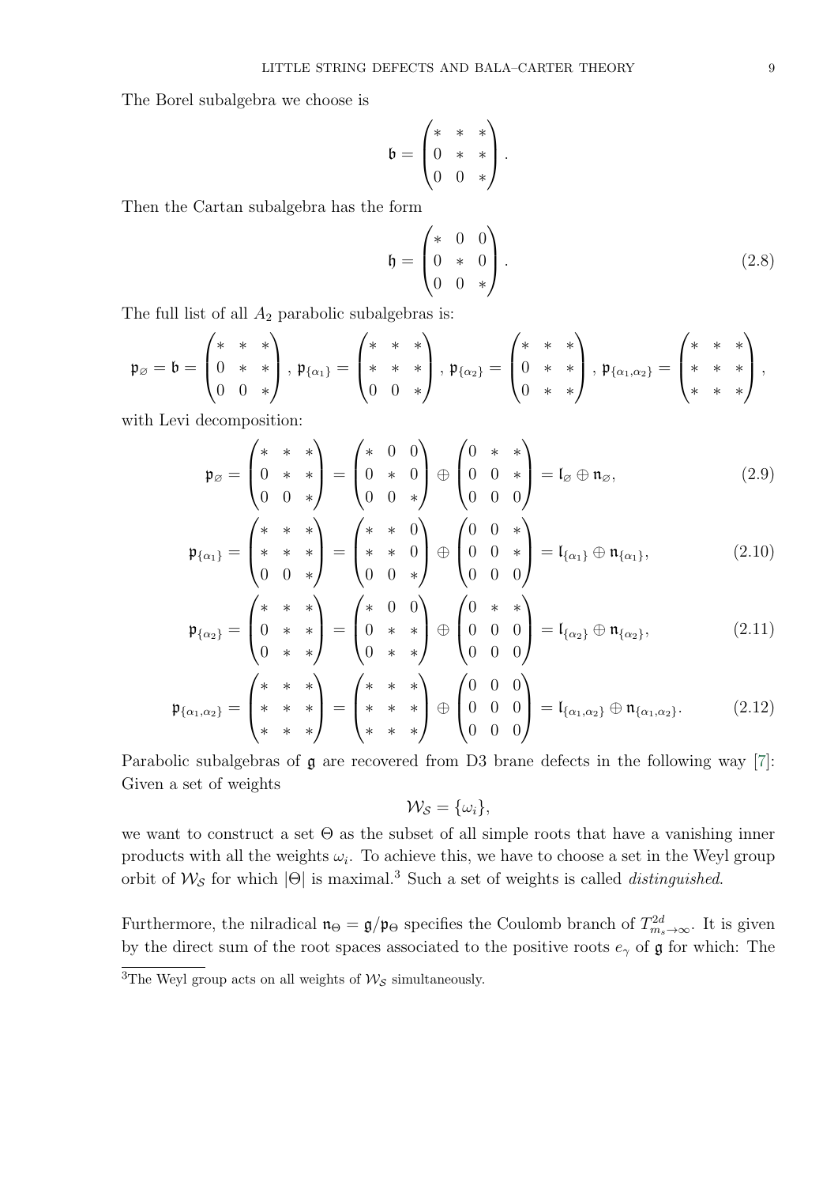The Borel subalgebra we choose is

$$\mathfrak{b} = \begin{pmatrix} * & * & * \\ 0 & * & * \\ 0 & 0 & * \end{pmatrix}.$$

Then the Cartan subalgebra has the form

$$\mathfrak{h} = \begin{pmatrix} * & 0 & 0 \\ 0 & * & 0 \\ 0 & 0 & * \end{pmatrix}. \tag{2.8}$$

The full list of all $A_2$ parabolic subalgebras is:

$$\mathfrak{p}_{\varnothing} = \mathfrak{b} = \begin{pmatrix} * & * & * \\ 0 & * & * \\ 0 & 0 & * \end{pmatrix},\ \mathfrak{p}_{\{\alpha_1\}} = \begin{pmatrix} * & * & * \\ * & * & * \\ 0 & 0 & * \end{pmatrix},\ \mathfrak{p}_{\{\alpha_2\}} = \begin{pmatrix} * & * & * \\ 0 & * & * \\ 0 & * & * \end{pmatrix},\ \mathfrak{p}_{\{\alpha_1,\alpha_2\}} = \begin{pmatrix} * & * & * \\ * & * & * \\ * & * & * \end{pmatrix},$$

with Levi decomposition:

$$\mathfrak{p}_{\varnothing} = \begin{pmatrix} * & * & * \\ 0 & * & * \\ 0 & 0 & * \end{pmatrix} = \begin{pmatrix} * & 0 & 0 \\ 0 & * & 0 \\ 0 & 0 & * \end{pmatrix} \oplus \begin{pmatrix} 0 & * & * \\ 0 & 0 & * \\ 0 & 0 & 0 \end{pmatrix} = \mathfrak{l}_{\varnothing} \oplus \mathfrak{n}_{\varnothing}, \tag{2.9}$$

$$\mathfrak{p}_{\{\alpha_1\}} = \begin{pmatrix} * & * & * \\ * & * & * \\ 0 & 0 & * \end{pmatrix} = \begin{pmatrix} * & * & 0 \\ * & * & 0 \\ 0 & 0 & * \end{pmatrix} \oplus \begin{pmatrix} 0 & 0 & * \\ 0 & 0 & * \\ 0 & 0 & 0 \end{pmatrix} = \mathfrak{l}_{\{\alpha_1\}} \oplus \mathfrak{n}_{\{\alpha_1\}}, \tag{2.10}$$

$$\mathfrak{p}_{\{\alpha_2\}} = \begin{pmatrix} * & * & * \\ 0 & * & * \\ 0 & * & * \end{pmatrix} = \begin{pmatrix} * & 0 & 0 \\ 0 & * & * \\ 0 & * & * \end{pmatrix} \oplus \begin{pmatrix} 0 & * & * \\ 0 & 0 & 0 \\ 0 & 0 & 0 \end{pmatrix} = \mathfrak{l}_{\{\alpha_2\}} \oplus \mathfrak{n}_{\{\alpha_2\}}, \tag{2.11}$$

$$\mathfrak{p}_{\{\alpha_1,\alpha_2\}} = \begin{pmatrix} * & * & * \\ * & * & * \\ * & * & * \end{pmatrix} = \begin{pmatrix} * & * & * \\ * & * & * \\ * & * & * \end{pmatrix} \oplus \begin{pmatrix} 0 & 0 & 0 \\ 0 & 0 & 0 \\ 0 & 0 & 0 \end{pmatrix} = \mathfrak{l}_{\{\alpha_1,\alpha_2\}} \oplus \mathfrak{n}_{\{\alpha_1,\alpha_2\}}. \tag{2.12}$$

Parabolic subalgebras of $\mathfrak{g}$ are recovered from D3 brane defects in the following way [7]: Given a set of weights

$$\mathcal{W}_{\mathcal{S}} = \{\omega_i\},$$

we want to construct a set $\Theta$ as the subset of all simple roots that have a vanishing inner products with all the weights $\omega_i$. To achieve this, we have to choose a set in the Weyl group orbit of $\mathcal{W}_{\mathcal{S}}$ for which $|\Theta|$ is maximal.[3] Such a set of weights is called *distinguished*.

Furthermore, the nilradical $\mathfrak{n}_\Theta = \mathfrak{g}/\mathfrak{p}_\Theta$ specifies the Coulomb branch of $T^{2d}_{m_s\to\infty}$. It is given by the direct sum of the root spaces associated to the positive roots $e_\gamma$ of $\mathfrak{g}$ for which: The

[3] The Weyl group acts on all weights of $\mathcal{W}_{\mathcal{S}}$ simultaneously.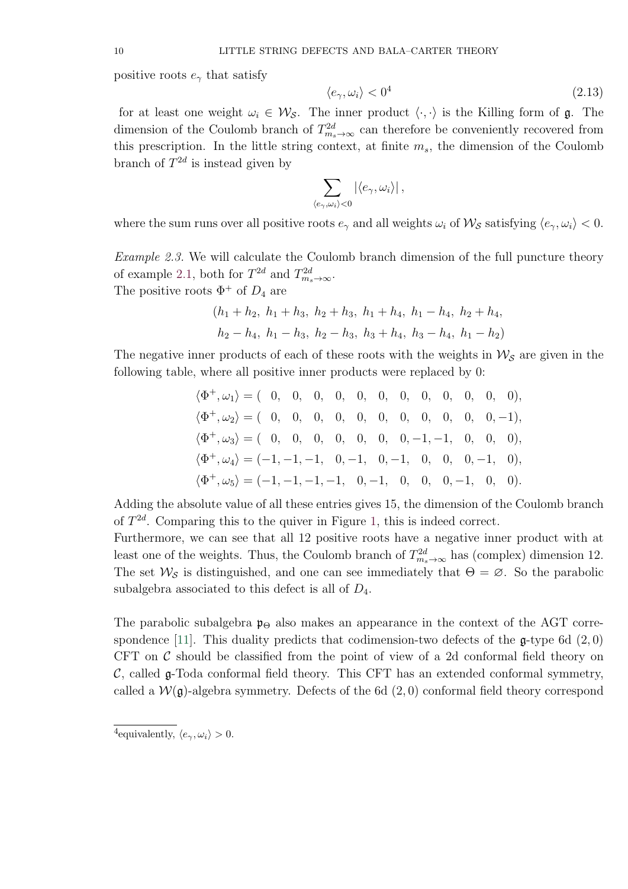positive roots $e_\gamma$ that satisfy

$$\langle e_\gamma, \omega_i \rangle < 0^4 \tag{2.13}$$

for at least one weight $\omega_i \in \mathcal{W}_\mathcal{S}$. The inner product $\langle \cdot, \cdot \rangle$ is the Killing form of $\mathfrak{g}$. The dimension of the Coulomb branch of $T^{2d}_{m_s \to \infty}$ can therefore be conveniently recovered from this prescription. In the little string context, at finite $m_s$, the dimension of the Coulomb branch of $T^{2d}$ is instead given by

$$\sum_{\langle e_\gamma, \omega_i \rangle < 0} |\langle e_\gamma, \omega_i \rangle| ,$$

where the sum runs over all positive roots $e_\gamma$ and all weights $\omega_i$ of $\mathcal{W}_\mathcal{S}$ satisfying $\langle e_\gamma, \omega_i \rangle < 0$.

*Example 2.3.* We will calculate the Coulomb branch dimension of the full puncture theory of example 2.1, both for $T^{2d}$ and $T^{2d}_{m_s \to \infty}$.
The positive roots $\Phi^+$ of $D_4$ are

$$(h_1 + h_2,\ h_1 + h_3,\ h_2 + h_3,\ h_1 + h_4,\ h_1 - h_4,\ h_2 + h_4,$$
$$h_2 - h_4,\ h_1 - h_3,\ h_2 - h_3,\ h_3 + h_4,\ h_3 - h_4,\ h_1 - h_2)$$

The negative inner products of each of these roots with the weights in $\mathcal{W}_\mathcal{S}$ are given in the following table, where all positive inner products were replaced by 0:

$$\begin{aligned}
\langle \Phi^+, \omega_1 \rangle &= (\ \ 0,\ \ 0,\ \ 0,\ \ 0,\ \ 0,\ \ 0,\ \ 0,\ \ 0,\ \ 0,\ \ 0,\ \ 0,\ \ 0),\\
\langle \Phi^+, \omega_2 \rangle &= (\ \ 0,\ \ 0,\ \ 0,\ \ 0,\ \ 0,\ \ 0,\ \ 0,\ \ 0,\ \ 0,\ \ 0,\ \ 0,-1),\\
\langle \Phi^+, \omega_3 \rangle &= (\ \ 0,\ \ 0,\ \ 0,\ \ 0,\ \ 0,\ \ 0,\ \ 0,-1,-1,\ \ 0,\ \ 0,\ \ 0),\\
\langle \Phi^+, \omega_4 \rangle &= (-1,-1,-1,\ \ 0,-1,\ \ 0,-1,\ \ 0,\ \ 0,\ \ 0,-1,\ \ 0),\\
\langle \Phi^+, \omega_5 \rangle &= (-1,-1,-1,-1,\ \ 0,-1,\ \ 0,\ \ 0,\ \ 0,-1,\ \ 0,\ \ 0).
\end{aligned}$$

Adding the absolute value of all these entries gives 15, the dimension of the Coulomb branch of $T^{2d}$. Comparing this to the quiver in Figure 1, this is indeed correct.
Furthermore, we can see that all 12 positive roots have a negative inner product with at least one of the weights. Thus, the Coulomb branch of $T^{2d}_{m_s \to \infty}$ has (complex) dimension 12. The set $\mathcal{W}_\mathcal{S}$ is distinguished, and one can see immediately that $\Theta = \varnothing$. So the parabolic subalgebra associated to this defect is all of $D_4$.

The parabolic subalgebra $\mathfrak{p}_\Theta$ also makes an appearance in the context of the AGT correspondence [11]. This duality predicts that codimension-two defects of the $\mathfrak{g}$-type 6d $(2,0)$ CFT on $\mathcal{C}$ should be classified from the point of view of a 2d conformal field theory on $\mathcal{C}$, called $\mathfrak{g}$-Toda conformal field theory. This CFT has an extended conformal symmetry, called a $\mathcal{W}(\mathfrak{g})$-algebra symmetry. Defects of the 6d $(2,0)$ conformal field theory correspond

[4] equivalently, $\langle e_\gamma, \omega_i \rangle > 0$.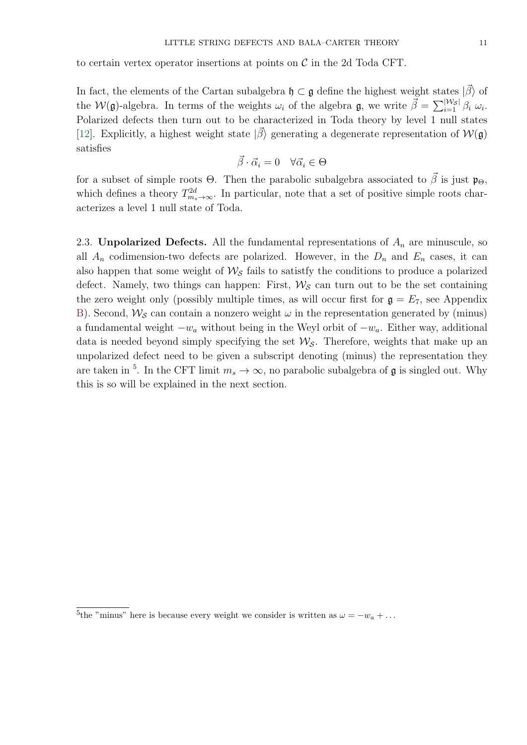to certain vertex operator insertions at points on $\mathcal{C}$ in the 2d Toda CFT.

In fact, the elements of the Cartan subalgebra $\mathfrak{h} \subset \mathfrak{g}$ define the highest weight states $|\vec{\beta}\rangle$ of the $\mathcal{W}(\mathfrak{g})$-algebra. In terms of the weights $\omega_i$ of the algebra $\mathfrak{g}$, we write $\vec{\beta} = \sum_{i=1}^{|\mathcal{W}_\mathcal{S}|} \beta_i \, \omega_i$. Polarized defects then turn out to be characterized in Toda theory by level 1 null states [12]. Explicitly, a highest weight state $|\vec{\beta}\rangle$ generating a degenerate representation of $\mathcal{W}(\mathfrak{g})$ satisfies

$$\vec{\beta} \cdot \vec{\alpha}_i = 0 \quad \forall \vec{\alpha}_i \in \Theta$$

for a subset of simple roots $\Theta$. Then the parabolic subalgebra associated to $\vec{\beta}$ is just $\mathfrak{p}_\Theta$, which defines a theory $T^{2d}_{m_s \to \infty}$. In particular, note that a set of positive simple roots characterizes a level 1 null state of Toda.

2.3. **Unpolarized Defects.** All the fundamental representations of $A_n$ are minuscule, so all $A_n$ codimension-two defects are polarized. However, in the $D_n$ and $E_n$ cases, it can also happen that some weight of $\mathcal{W}_\mathcal{S}$ fails to satistfy the conditions to produce a polarized defect. Namely, two things can happen: First, $\mathcal{W}_\mathcal{S}$ can turn out to be the set containing the zero weight only (possibly multiple times, as will occur first for $\mathfrak{g} = E_7$, see Appendix B). Second, $\mathcal{W}_\mathcal{S}$ can contain a nonzero weight $\omega$ in the representation generated by (minus) a fundamental weight $-w_a$ without being in the Weyl orbit of $-w_a$. Either way, additional data is needed beyond simply specifying the set $\mathcal{W}_\mathcal{S}$. Therefore, weights that make up an unpolarized defect need to be given a subscript denoting (minus) the representation they are taken in [5]. In the CFT limit $m_s \to \infty$, no parabolic subalgebra of $\mathfrak{g}$ is singled out. Why this is so will be explained in the next section.

[5] the "minus" here is because every weight we consider is written as $\omega = -w_a + \ldots$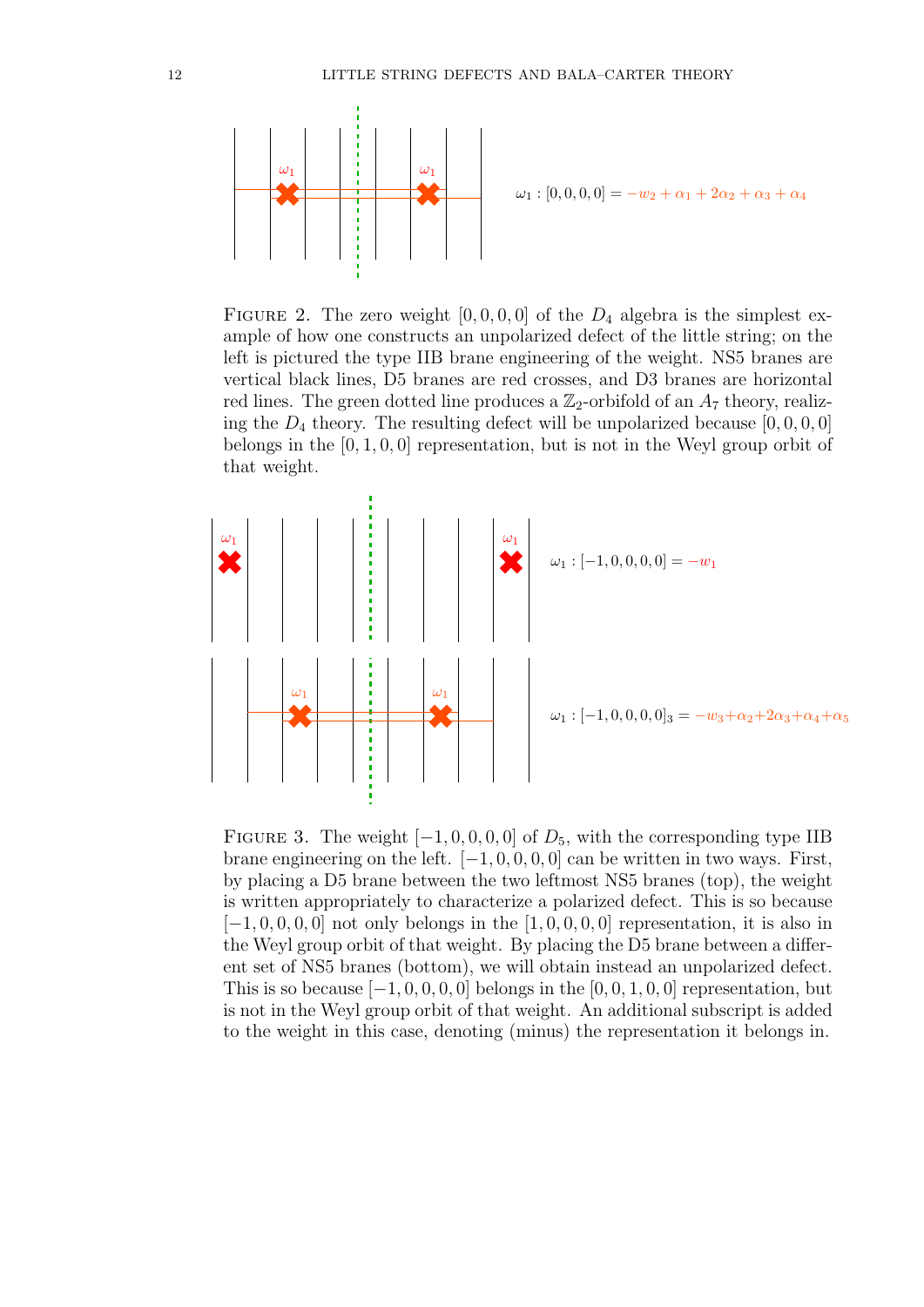$\omega_1 : [0,0,0,0] = -w_2 + \alpha_1 + 2\alpha_2 + \alpha_3 + \alpha_4$

FIGURE 2. The zero weight $[0,0,0,0]$ of the $D_4$ algebra is the simplest example of how one constructs an unpolarized defect of the little string; on the left is pictured the type IIB brane engineering of the weight. NS5 branes are vertical black lines, D5 branes are red crosses, and D3 branes are horizontal red lines. The green dotted line produces a $\mathbb{Z}_2$-orbifold of an $A_7$ theory, realizing the $D_4$ theory. The resulting defect will be unpolarized because $[0,0,0,0]$ belongs in the $[0,1,0,0]$ representation, but is not in the Weyl group orbit of that weight.

$\omega_1 : [-1,0,0,0,0] = -w_1$

$\omega_1 : [-1,0,0,0,0]_3 = -w_3 + \alpha_2 + 2\alpha_3 + \alpha_4 + \alpha_5$

FIGURE 3. The weight $[-1,0,0,0,0]$ of $D_5$, with the corresponding type IIB brane engineering on the left. $[-1,0,0,0,0]$ can be written in two ways. First, by placing a D5 brane between the two leftmost NS5 branes (top), the weight is written appropriately to characterize a polarized defect. This is so because $[-1,0,0,0,0]$ not only belongs in the $[1,0,0,0,0]$ representation, it is also in the Weyl group orbit of that weight. By placing the D5 brane between a different set of NS5 branes (bottom), we will obtain instead an unpolarized defect. This is so because $[-1,0,0,0,0]$ belongs in the $[0,0,1,0,0]$ representation, but is not in the Weyl group orbit of that weight. An additional subscript is added to the weight in this case, denoting (minus) the representation it belongs in.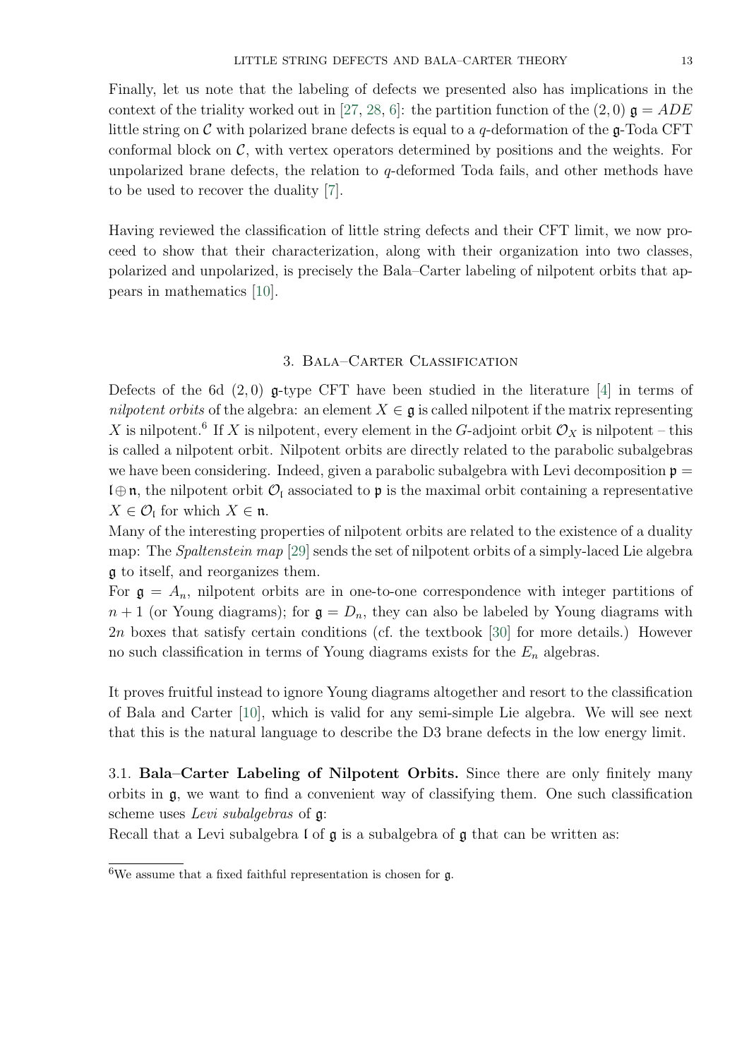Finally, let us note that the labeling of defects we presented also has implications in the context of the triality worked out in [27, 28, 6]: the partition function of the $(2,0)$ $\mathfrak{g} = ADE$ little string on $\mathcal{C}$ with polarized brane defects is equal to a $q$-deformation of the $\mathfrak{g}$-Toda CFT conformal block on $\mathcal{C}$, with vertex operators determined by positions and the weights. For unpolarized brane defects, the relation to $q$-deformed Toda fails, and other methods have to be used to recover the duality [7].

Having reviewed the classification of little string defects and their CFT limit, we now proceed to show that their characterization, along with their organization into two classes, polarized and unpolarized, is precisely the Bala–Carter labeling of nilpotent orbits that appears in mathematics [10].

## 3. Bala–Carter Classification

Defects of the 6d $(2,0)$ $\mathfrak{g}$-type CFT have been studied in the literature [4] in terms of *nilpotent orbits* of the algebra: an element $X \in \mathfrak{g}$ is called nilpotent if the matrix representing $X$ is nilpotent.[6] If $X$ is nilpotent, every element in the $G$-adjoint orbit $\mathcal{O}_X$ is nilpotent – this is called a nilpotent orbit. Nilpotent orbits are directly related to the parabolic subalgebras we have been considering. Indeed, given a parabolic subalgebra with Levi decomposition $\mathfrak{p} = \mathfrak{l} \oplus \mathfrak{n}$, the nilpotent orbit $\mathcal{O}_\mathfrak{l}$ associated to $\mathfrak{p}$ is the maximal orbit containing a representative $X \in \mathcal{O}_\mathfrak{l}$ for which $X \in \mathfrak{n}$.

Many of the interesting properties of nilpotent orbits are related to the existence of a duality map: The *Spaltenstein map* [29] sends the set of nilpotent orbits of a simply-laced Lie algebra $\mathfrak{g}$ to itself, and reorganizes them.

For $\mathfrak{g} = A_n$, nilpotent orbits are in one-to-one correspondence with integer partitions of $n+1$ (or Young diagrams); for $\mathfrak{g} = D_n$, they can also be labeled by Young diagrams with $2n$ boxes that satisfy certain conditions (cf. the textbook [30] for more details.) However no such classification in terms of Young diagrams exists for the $E_n$ algebras.

It proves fruitful instead to ignore Young diagrams altogether and resort to the classification of Bala and Carter [10], which is valid for any semi-simple Lie algebra. We will see next that this is the natural language to describe the D3 brane defects in the low energy limit.

### 3.1. Bala–Carter Labeling of Nilpotent Orbits.

Since there are only finitely many orbits in $\mathfrak{g}$, we want to find a convenient way of classifying them. One such classification scheme uses *Levi subalgebras* of $\mathfrak{g}$:

Recall that a Levi subalgebra $\mathfrak{l}$ of $\mathfrak{g}$ is a subalgebra of $\mathfrak{g}$ that can be written as:

[6] We assume that a fixed faithful representation is chosen for $\mathfrak{g}$.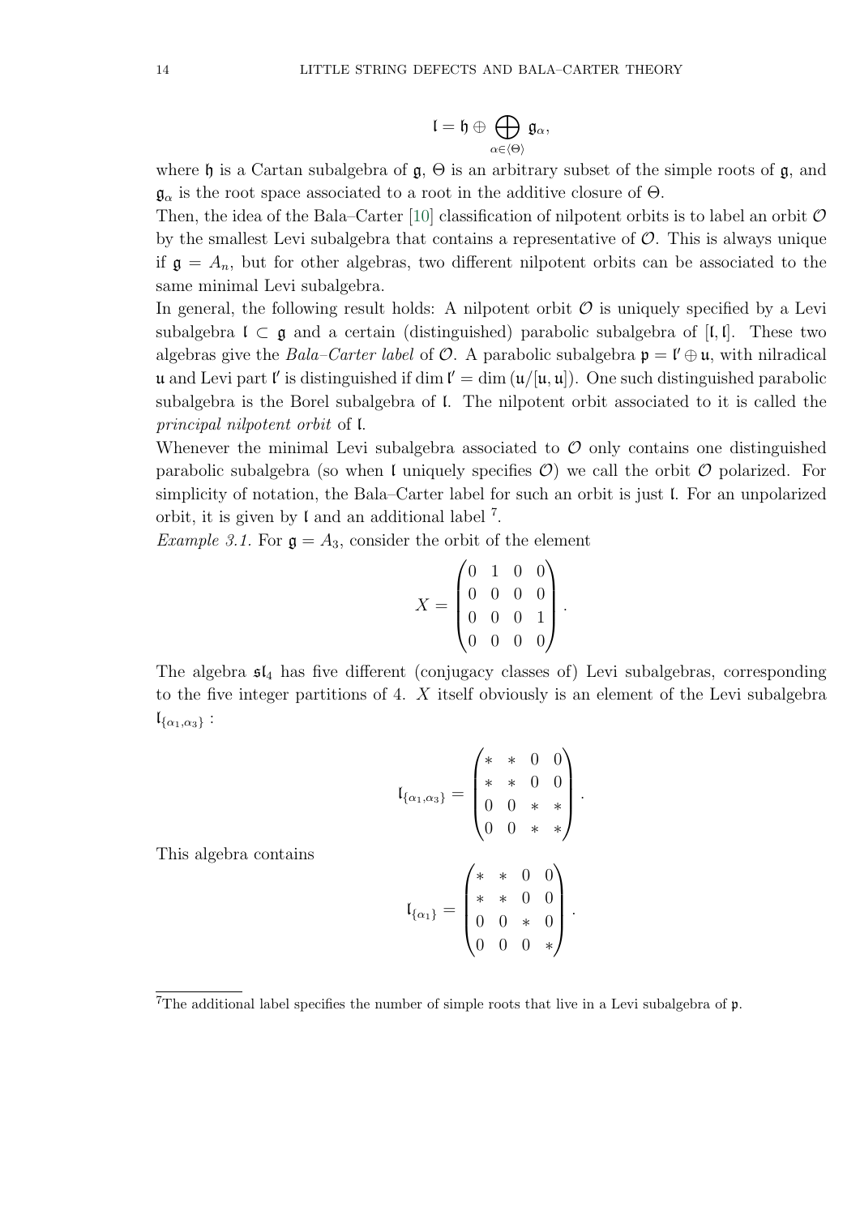$$\mathfrak{l} = \mathfrak{h} \oplus \bigoplus_{\alpha \in \langle \Theta \rangle} \mathfrak{g}_\alpha,$$

where $\mathfrak{h}$ is a Cartan subalgebra of $\mathfrak{g}$, $\Theta$ is an arbitrary subset of the simple roots of $\mathfrak{g}$, and $\mathfrak{g}_\alpha$ is the root space associated to a root in the additive closure of $\Theta$.

Then, the idea of the Bala–Carter [10] classification of nilpotent orbits is to label an orbit $\mathcal{O}$ by the smallest Levi subalgebra that contains a representative of $\mathcal{O}$. This is always unique if $\mathfrak{g} = A_n$, but for other algebras, two different nilpotent orbits can be associated to the same minimal Levi subalgebra.

In general, the following result holds: A nilpotent orbit $\mathcal{O}$ is uniquely specified by a Levi subalgebra $\mathfrak{l} \subset \mathfrak{g}$ and a certain (distinguished) parabolic subalgebra of $[\mathfrak{l}, \mathfrak{l}]$. These two algebras give the *Bala–Carter label* of $\mathcal{O}$. A parabolic subalgebra $\mathfrak{p} = \mathfrak{l}' \oplus \mathfrak{u}$, with nilradical $\mathfrak{u}$ and Levi part $\mathfrak{l}'$ is distinguished if $\dim \mathfrak{l}' = \dim (\mathfrak{u}/[\mathfrak{u}, \mathfrak{u}])$. One such distinguished parabolic subalgebra is the Borel subalgebra of $\mathfrak{l}$. The nilpotent orbit associated to it is called the *principal nilpotent orbit* of $\mathfrak{l}$.

Whenever the minimal Levi subalgebra associated to $\mathcal{O}$ only contains one distinguished parabolic subalgebra (so when $\mathfrak{l}$ uniquely specifies $\mathcal{O}$) we call the orbit $\mathcal{O}$ polarized. For simplicity of notation, the Bala–Carter label for such an orbit is just $\mathfrak{l}$. For an unpolarized orbit, it is given by $\mathfrak{l}$ and an additional label [7].

*Example 3.1.* For $\mathfrak{g} = A_3$, consider the orbit of the element

$$X = \begin{pmatrix} 0 & 1 & 0 & 0 \\ 0 & 0 & 0 & 0 \\ 0 & 0 & 0 & 1 \\ 0 & 0 & 0 & 0 \end{pmatrix}.$$

The algebra $\mathfrak{sl}_4$ has five different (conjugacy classes of) Levi subalgebras, corresponding to the five integer partitions of 4. $X$ itself obviously is an element of the Levi subalgebra $\mathfrak{l}_{\{\alpha_1, \alpha_3\}}$ :

$$\mathfrak{l}_{\{\alpha_1, \alpha_3\}} = \begin{pmatrix} * & * & 0 & 0 \\ * & * & 0 & 0 \\ 0 & 0 & * & * \\ 0 & 0 & * & * \end{pmatrix}.$$

This algebra contains

$$\mathfrak{l}_{\{\alpha_1\}} = \begin{pmatrix} * & * & 0 & 0 \\ * & * & 0 & 0 \\ 0 & 0 & * & 0 \\ 0 & 0 & 0 & * \end{pmatrix}.$$

[7] The additional label specifies the number of simple roots that live in a Levi subalgebra of $\mathfrak{p}$.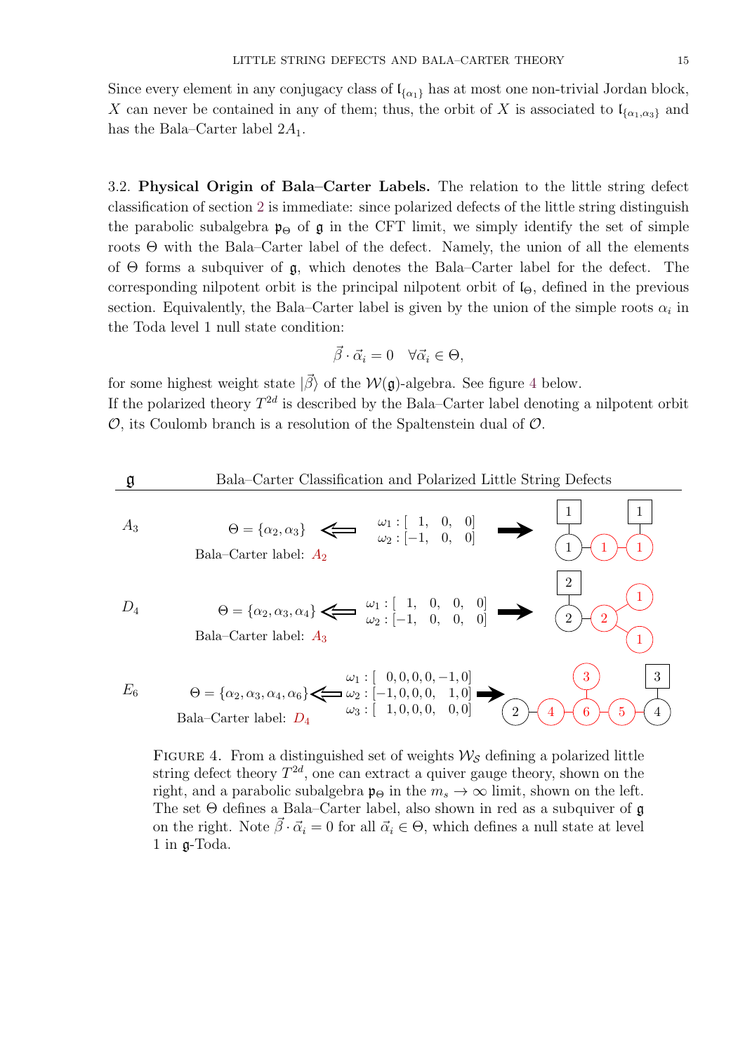Since every element in any conjugacy class of $\mathfrak{l}_{\{\alpha_1\}}$ has at most one non-trivial Jordan block, $X$ can never be contained in any of them; thus, the orbit of $X$ is associated to $\mathfrak{l}_{\{\alpha_1,\alpha_3\}}$ and has the Bala–Carter label $2A_1$.

3.2. **Physical Origin of Bala–Carter Labels.** The relation to the little string defect classification of section 2 is immediate: since polarized defects of the little string distinguish the parabolic subalgebra $\mathfrak{p}_\Theta$ of $\mathfrak{g}$ in the CFT limit, we simply identify the set of simple roots $\Theta$ with the Bala–Carter label of the defect. Namely, the union of all the elements of $\Theta$ forms a subquiver of $\mathfrak{g}$, which denotes the Bala–Carter label for the defect. The corresponding nilpotent orbit is the principal nilpotent orbit of $\mathfrak{l}_\Theta$, defined in the previous section. Equivalently, the Bala–Carter label is given by the union of the simple roots $\alpha_i$ in the Toda level 1 null state condition:

$$\vec{\beta}\cdot\vec{\alpha}_i = 0 \quad \forall \vec{\alpha}_i \in \Theta,$$

for some highest weight state $|\vec{\beta}\rangle$ of the $\mathcal{W}(\mathfrak{g})$-algebra. See figure 4 below.
If the polarized theory $T^{2d}$ is described by the Bala–Carter label denoting a nilpotent orbit $\mathcal{O}$, its Coulomb branch is a resolution of the Spaltenstein dual of $\mathcal{O}$.

| $\mathfrak{g}$ | Bala–Carter Classification and Polarized Little String Defects |
|---|---|
| $A_3$ | $\Theta = \{\alpha_2, \alpha_3\}$ ⇐ $\omega_1 : [\ 1,\ 0,\ 0]$, $\omega_2 : [-1,\ 0,\ 0]$ → quiver; Bala–Carter label: $A_2$ |
| $D_4$ | $\Theta = \{\alpha_2, \alpha_3, \alpha_4\}$ ⇐ $\omega_1 : [\ 1,\ 0,\ 0,\ 0]$, $\omega_2 : [-1,\ 0,\ 0,\ 0]$ → quiver; Bala–Carter label: $A_3$ |
| $E_6$ | $\Theta = \{\alpha_2, \alpha_3, \alpha_4, \alpha_6\}$ ⇐ $\omega_1 : [\ 0,0,0,0,-1,0]$, $\omega_2 : [-1,0,0,0,\ 1,0]$, $\omega_3 : [\ 1,0,0,0,\ 0,0]$ → quiver; Bala–Carter label: $D_4$ |

Figure 4. From a distinguished set of weights $\mathcal{W}_\mathcal{S}$ defining a polarized little string defect theory $T^{2d}$, one can extract a quiver gauge theory, shown on the right, and a parabolic subalgebra $\mathfrak{p}_\Theta$ in the $m_s \to \infty$ limit, shown on the left. The set $\Theta$ defines a Bala–Carter label, also shown in red as a subquiver of $\mathfrak{g}$ on the right. Note $\vec{\beta}\cdot\vec{\alpha}_i = 0$ for all $\vec{\alpha}_i \in \Theta$, which defines a null state at level 1 in $\mathfrak{g}$-Toda.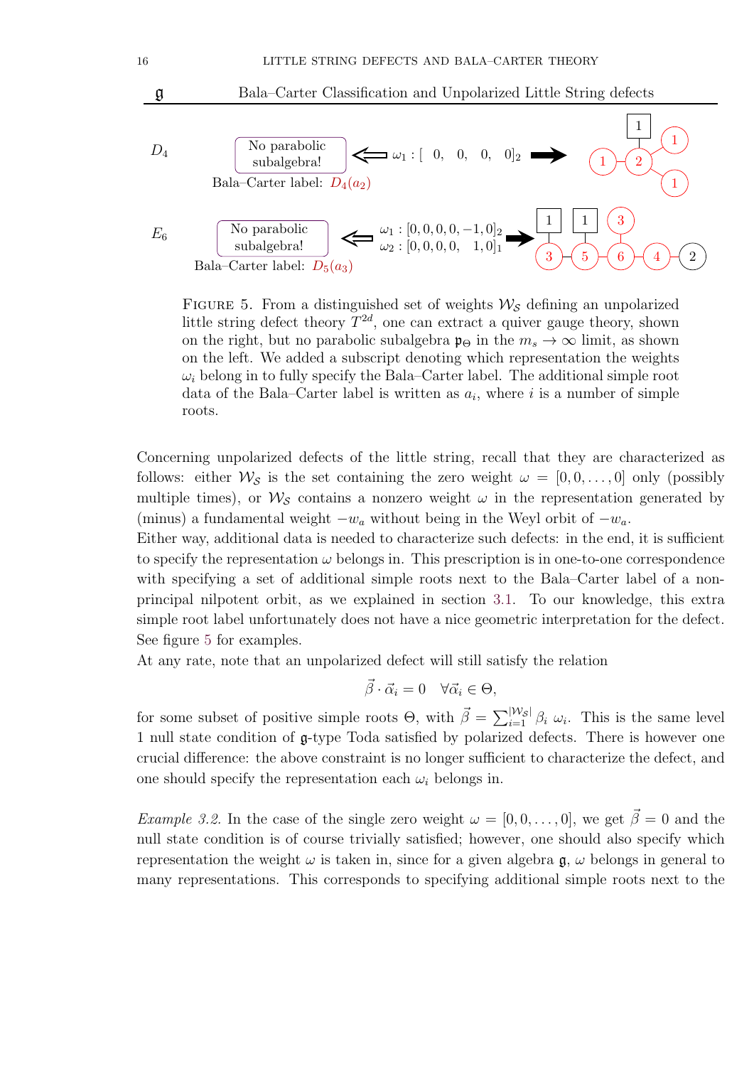| $\mathfrak{g}$ | Bala–Carter Classification and Unpolarized Little String defects |
|---|---|
| $D_4$ | No parabolic subalgebra! Bala–Carter label: $D_4(a_2)$ $\Longleftarrow$ $\omega_1 : [\ 0,\ \ 0,\ \ 0,\ \ 0]_2$ $\Longrightarrow$ |
| $E_6$ | No parabolic subalgebra! Bala–Carter label: $D_5(a_3)$ $\Longleftarrow$ $\omega_1 : [0,0,0,0,-1,0]_2$, $\omega_2 : [0,0,0,0,\ \ 1,0]_1$ $\Longrightarrow$ |

Figure 5. From a distinguished set of weights $\mathcal{W}_\mathcal{S}$ defining an unpolarized little string defect theory $T^{2d}$, one can extract a quiver gauge theory, shown on the right, but no parabolic subalgebra $\mathfrak{p}_\Theta$ in the $m_s \to \infty$ limit, as shown on the left. We added a subscript denoting which representation the weights $\omega_i$ belong in to fully specify the Bala–Carter label. The additional simple root data of the Bala–Carter label is written as $a_i$, where $i$ is a number of simple roots.

Concerning unpolarized defects of the little string, recall that they are characterized as follows: either $\mathcal{W}_\mathcal{S}$ is the set containing the zero weight $\omega = [0, 0, \ldots, 0]$ only (possibly multiple times), or $\mathcal{W}_\mathcal{S}$ contains a nonzero weight $\omega$ in the representation generated by (minus) a fundamental weight $-w_a$ without being in the Weyl orbit of $-w_a$.

Either way, additional data is needed to characterize such defects: in the end, it is sufficient to specify the representation $\omega$ belongs in. This prescription is in one-to-one correspondence with specifying a set of additional simple roots next to the Bala–Carter label of a non-principal nilpotent orbit, as we explained in section 3.1. To our knowledge, this extra simple root label unfortunately does not have a nice geometric interpretation for the defect. See figure 5 for examples.

At any rate, note that an unpolarized defect will still satisfy the relation

$$\vec{\beta} \cdot \vec{\alpha}_i = 0 \quad \forall \vec{\alpha}_i \in \Theta,$$

for some subset of positive simple roots $\Theta$, with $\vec{\beta} = \sum_{i=1}^{|\mathcal{W}_\mathcal{S}|} \beta_i \ \omega_i$. This is the same level 1 null state condition of $\mathfrak{g}$-type Toda satisfied by polarized defects. There is however one crucial difference: the above constraint is no longer sufficient to characterize the defect, and one should specify the representation each $\omega_i$ belongs in.

*Example 3.2.* In the case of the single zero weight $\omega = [0, 0, \ldots, 0]$, we get $\vec{\beta} = 0$ and the null state condition is of course trivially satisfied; however, one should also specify which representation the weight $\omega$ is taken in, since for a given algebra $\mathfrak{g}$, $\omega$ belongs in general to many representations. This corresponds to specifying additional simple roots next to the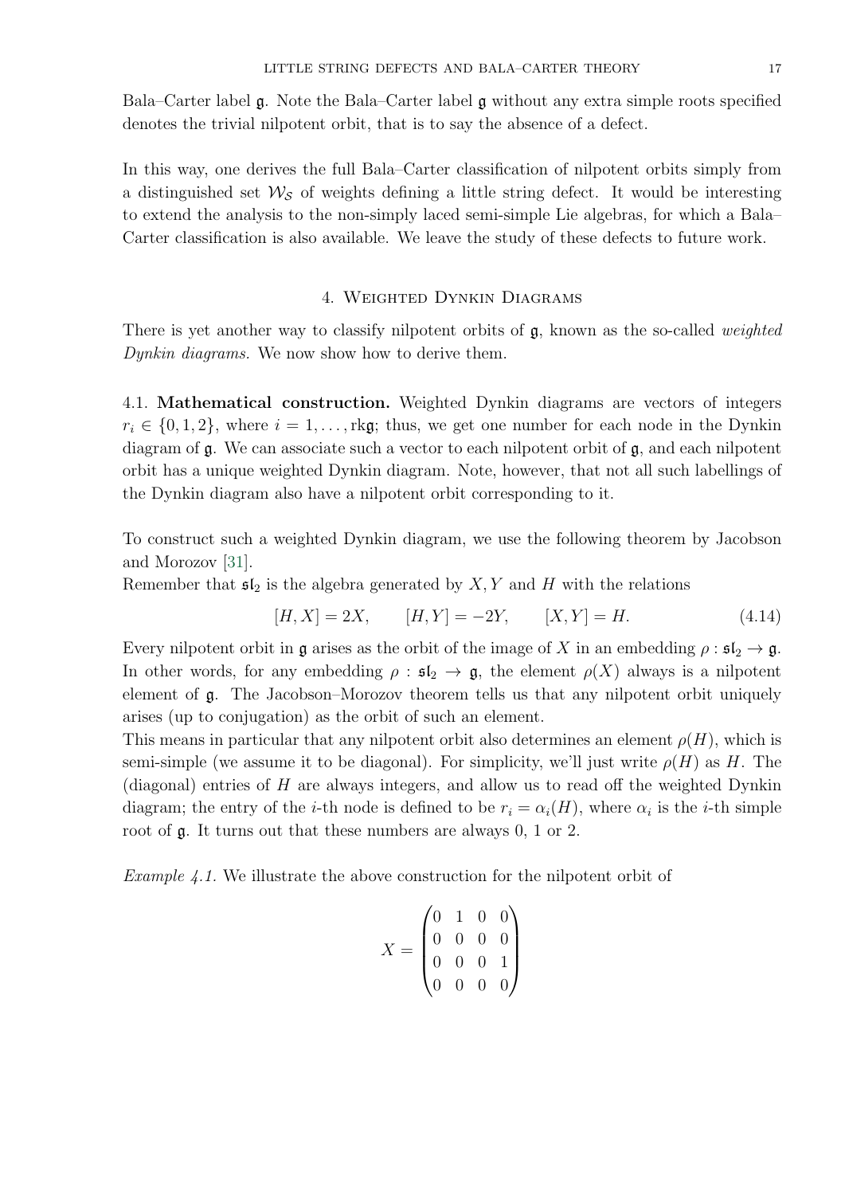Bala–Carter label $\mathfrak{g}$. Note the Bala–Carter label $\mathfrak{g}$ without any extra simple roots specified denotes the trivial nilpotent orbit, that is to say the absence of a defect.

In this way, one derives the full Bala–Carter classification of nilpotent orbits simply from a distinguished set $\mathcal{W}_{\mathcal{S}}$ of weights defining a little string defect. It would be interesting to extend the analysis to the non-simply laced semi-simple Lie algebras, for which a Bala–Carter classification is also available. We leave the study of these defects to future work.

## 4. Weighted Dynkin Diagrams

There is yet another way to classify nilpotent orbits of $\mathfrak{g}$, known as the so-called *weighted Dynkin diagrams.* We now show how to derive them.

### 4.1. Mathematical construction.

Weighted Dynkin diagrams are vectors of integers $r_i \in \{0, 1, 2\}$, where $i = 1, \dots, \text{rk}\mathfrak{g}$; thus, we get one number for each node in the Dynkin diagram of $\mathfrak{g}$. We can associate such a vector to each nilpotent orbit of $\mathfrak{g}$, and each nilpotent orbit has a unique weighted Dynkin diagram. Note, however, that not all such labellings of the Dynkin diagram also have a nilpotent orbit corresponding to it.

To construct such a weighted Dynkin diagram, we use the following theorem by Jacobson and Morozov [31].

Remember that $\mathfrak{sl}_2$ is the algebra generated by $X, Y$ and $H$ with the relations

$$[H, X] = 2X, \qquad [H, Y] = -2Y, \qquad [X, Y] = H. \tag{4.14}$$

Every nilpotent orbit in $\mathfrak{g}$ arises as the orbit of the image of $X$ in an embedding $\rho : \mathfrak{sl}_2 \to \mathfrak{g}$. In other words, for any embedding $\rho : \mathfrak{sl}_2 \to \mathfrak{g}$, the element $\rho(X)$ always is a nilpotent element of $\mathfrak{g}$. The Jacobson–Morozov theorem tells us that any nilpotent orbit uniquely arises (up to conjugation) as the orbit of such an element.

This means in particular that any nilpotent orbit also determines an element $\rho(H)$, which is semi-simple (we assume it to be diagonal). For simplicity, we'll just write $\rho(H)$ as $H$. The (diagonal) entries of $H$ are always integers, and allow us to read off the weighted Dynkin diagram; the entry of the $i$-th node is defined to be $r_i = \alpha_i(H)$, where $\alpha_i$ is the $i$-th simple root of $\mathfrak{g}$. It turns out that these numbers are always 0, 1 or 2.

*Example 4.1.* We illustrate the above construction for the nilpotent orbit of

$$X = \begin{pmatrix} 0 & 1 & 0 & 0 \\ 0 & 0 & 0 & 0 \\ 0 & 0 & 0 & 1 \\ 0 & 0 & 0 & 0 \end{pmatrix}$$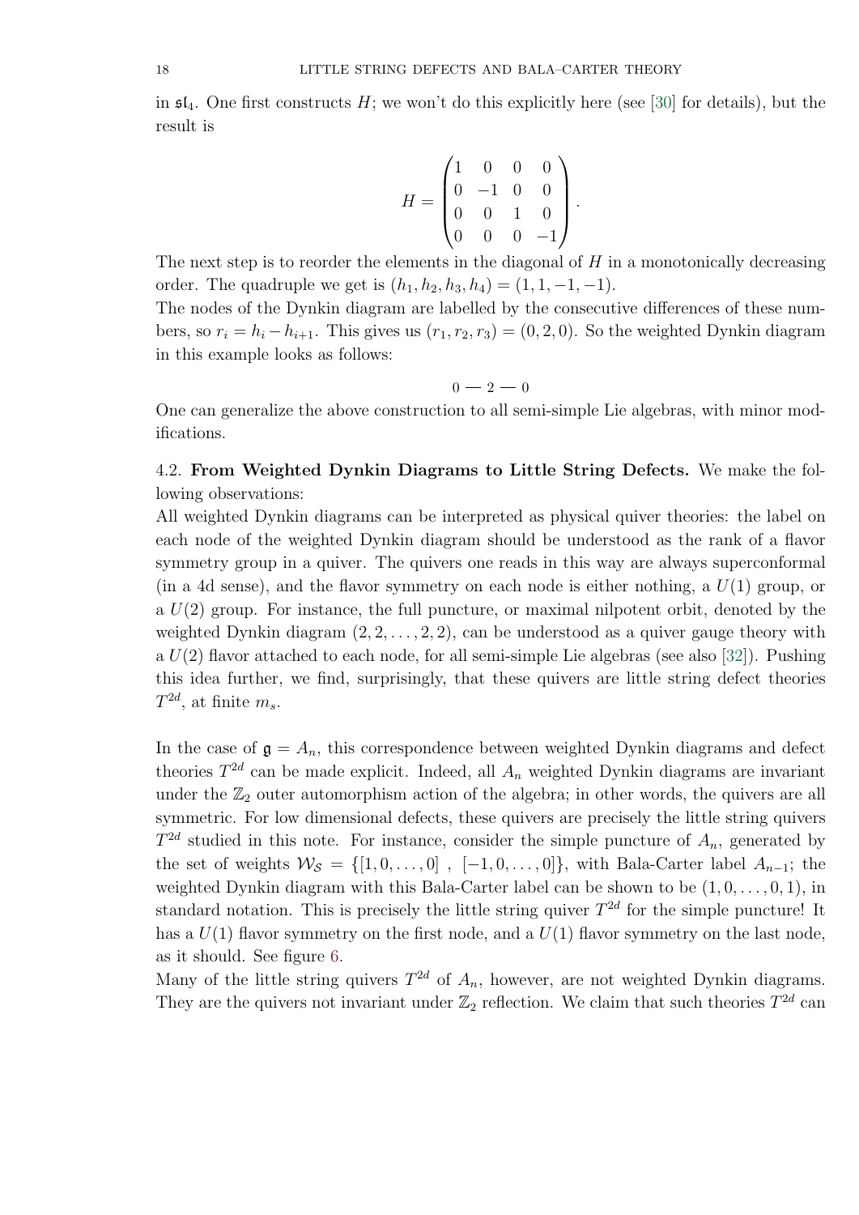in $\mathfrak{sl}_4$. One first constructs $H$; we won't do this explicitly here (see [30] for details), but the result is

$$H = \begin{pmatrix} 1 & 0 & 0 & 0 \\ 0 & -1 & 0 & 0 \\ 0 & 0 & 1 & 0 \\ 0 & 0 & 0 & -1 \end{pmatrix}.$$

The next step is to reorder the elements in the diagonal of $H$ in a monotonically decreasing order. The quadruple we get is $(h_1, h_2, h_3, h_4) = (1, 1, -1, -1)$.

The nodes of the Dynkin diagram are labelled by the consecutive differences of these numbers, so $r_i = h_i - h_{i+1}$. This gives us $(r_1, r_2, r_3) = (0, 2, 0)$. So the weighted Dynkin diagram in this example looks as follows:

$$0 — 2 — 0$$

One can generalize the above construction to all semi-simple Lie algebras, with minor modifications.

## 4.2. From Weighted Dynkin Diagrams to Little String Defects.

We make the following observations:

All weighted Dynkin diagrams can be interpreted as physical quiver theories: the label on each node of the weighted Dynkin diagram should be understood as the rank of a flavor symmetry group in a quiver. The quivers one reads in this way are always superconformal (in a 4d sense), and the flavor symmetry on each node is either nothing, a $U(1)$ group, or a $U(2)$ group. For instance, the full puncture, or maximal nilpotent orbit, denoted by the weighted Dynkin diagram $(2, 2, \ldots, 2, 2)$, can be understood as a quiver gauge theory with a $U(2)$ flavor attached to each node, for all semi-simple Lie algebras (see also [32]). Pushing this idea further, we find, surprisingly, that these quivers are little string defect theories $T^{2d}$, at finite $m_s$.

In the case of $\mathfrak{g} = A_n$, this correspondence between weighted Dynkin diagrams and defect theories $T^{2d}$ can be made explicit. Indeed, all $A_n$ weighted Dynkin diagrams are invariant under the $\mathbb{Z}_2$ outer automorphism action of the algebra; in other words, the quivers are all symmetric. For low dimensional defects, these quivers are precisely the little string quivers $T^{2d}$ studied in this note. For instance, consider the simple puncture of $A_n$, generated by the set of weights $\mathcal{W}_\mathcal{S} = \{[1, 0, \ldots, 0] \ , \ [-1, 0, \ldots, 0]\}$, with Bala-Carter label $A_{n-1}$; the weighted Dynkin diagram with this Bala-Carter label can be shown to be $(1, 0, \ldots, 0, 1)$, in standard notation. This is precisely the little string quiver $T^{2d}$ for the simple puncture! It has a $U(1)$ flavor symmetry on the first node, and a $U(1)$ flavor symmetry on the last node, as it should. See figure 6.

Many of the little string quivers $T^{2d}$ of $A_n$, however, are not weighted Dynkin diagrams. They are the quivers not invariant under $\mathbb{Z}_2$ reflection. We claim that such theories $T^{2d}$ can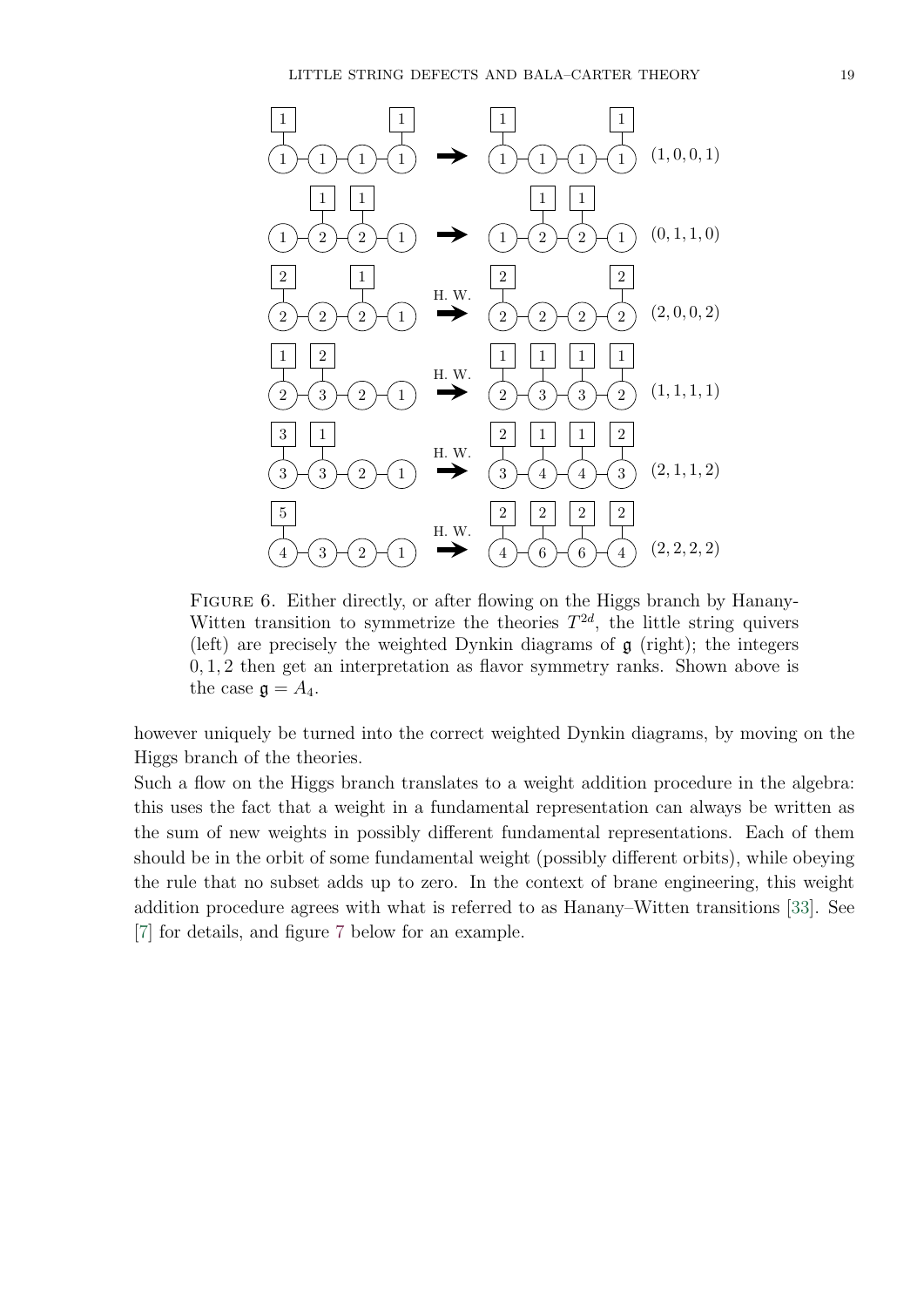FIGURE 6. Either directly, or after flowing on the Higgs branch by Hanany-Witten transition to symmetrize the theories $T^{2d}$, the little string quivers (left) are precisely the weighted Dynkin diagrams of $\mathfrak{g}$ (right); the integers $0, 1, 2$ then get an interpretation as flavor symmetry ranks. Shown above is the case $\mathfrak{g} = A_4$.

however uniquely be turned into the correct weighted Dynkin diagrams, by moving on the Higgs branch of the theories.

Such a flow on the Higgs branch translates to a weight addition procedure in the algebra: this uses the fact that a weight in a fundamental representation can always be written as the sum of new weights in possibly different fundamental representations. Each of them should be in the orbit of some fundamental weight (possibly different orbits), while obeying the rule that no subset adds up to zero. In the context of brane engineering, this weight addition procedure agrees with what is referred to as Hanany–Witten transitions [33]. See [7] for details, and figure 7 below for an example.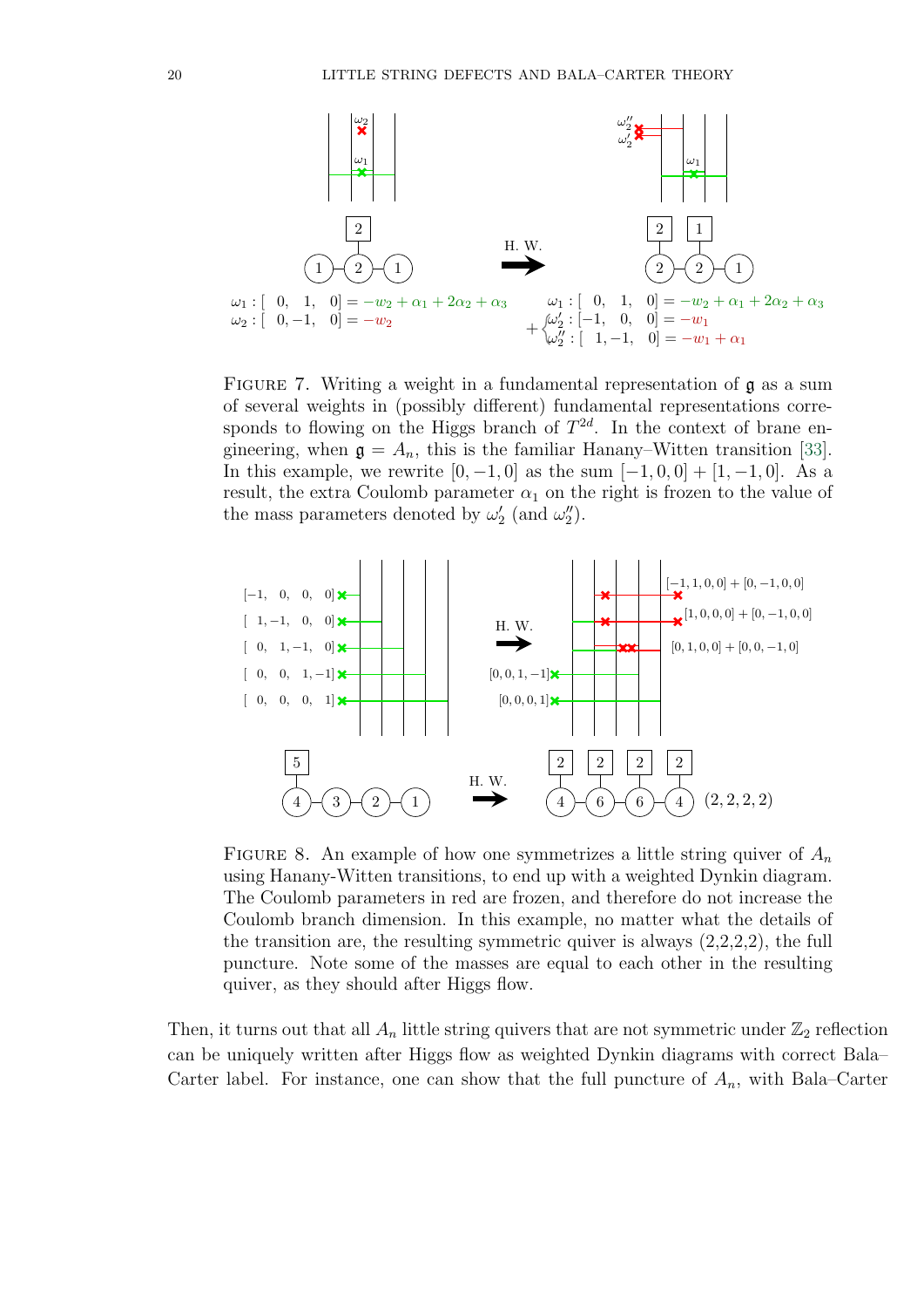$\omega_1 : [\ 0,\ \ 1,\ \ 0] = -w_2 + \alpha_1 + 2\alpha_2 + \alpha_3$
$\omega_2 : [\ 0, -1,\ \ 0] = -w_2$

H. W.

$\omega_1 : [\ 0,\ \ 1,\ \ 0] = -w_2 + \alpha_1 + 2\alpha_2 + \alpha_3$
$+ \begin{cases} \omega_2' : [-1,\ \ 0,\ \ 0] = -w_1 \\ \omega_2'' : [\ 1, -1,\ \ 0] = -w_1 + \alpha_1 \end{cases}$

FIGURE 7. Writing a weight in a fundamental representation of $\mathfrak{g}$ as a sum of several weights in (possibly different) fundamental representations corresponds to flowing on the Higgs branch of $T^{2d}$. In the context of brane engineering, when $\mathfrak{g} = A_n$, this is the familiar Hanany–Witten transition [33]. In this example, we rewrite $[0, -1, 0]$ as the sum $[-1, 0, 0] + [1, -1, 0]$. As a result, the extra Coulomb parameter $\alpha_1$ on the right is frozen to the value of the mass parameters denoted by $\omega_2'$ (and $\omega_2''$).

$[-1,\ 0,\ 0,\ 0]$, $[\ 1, -1,\ 0,\ 0]$, $[\ 0,\ 1, -1,\ 0]$, $[\ 0,\ 0,\ 1, -1]$, $[\ 0,\ 0,\ 0,\ 1]$

H. W.

$[-1, 1, 0, 0] + [0, -1, 0, 0]$, $[1, 0, 0, 0] + [0, -1, 0, 0]$, $[0, 1, 0, 0] + [0, 0, -1, 0]$, $[0, 0, 1, -1]$, $[0, 0, 0, 1]$

$(2, 2, 2, 2)$

FIGURE 8. An example of how one symmetrizes a little string quiver of $A_n$ using Hanany-Witten transitions, to end up with a weighted Dynkin diagram. The Coulomb parameters in red are frozen, and therefore do not increase the Coulomb branch dimension. In this example, no matter what the details of the transition are, the resulting symmetric quiver is always (2,2,2,2), the full puncture. Note some of the masses are equal to each other in the resulting quiver, as they should after Higgs flow.

Then, it turns out that all $A_n$ little string quivers that are not symmetric under $\mathbb{Z}_2$ reflection can be uniquely written after Higgs flow as weighted Dynkin diagrams with correct Bala–Carter label. For instance, one can show that the full puncture of $A_n$, with Bala–Carter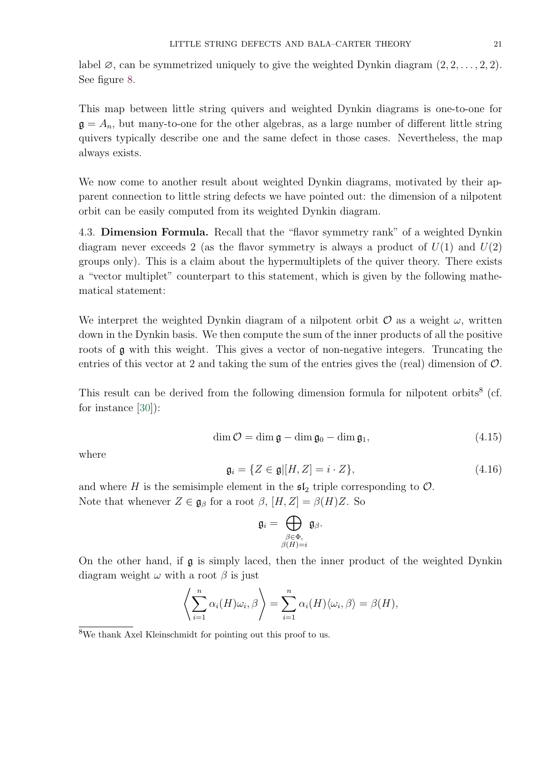label $\varnothing$, can be symmetrized uniquely to give the weighted Dynkin diagram $(2, 2, \ldots, 2, 2)$. See figure 8.

This map between little string quivers and weighted Dynkin diagrams is one-to-one for $\mathfrak{g} = A_n$, but many-to-one for the other algebras, as a large number of different little string quivers typically describe one and the same defect in those cases. Nevertheless, the map always exists.

We now come to another result about weighted Dynkin diagrams, motivated by their apparent connection to little string defects we have pointed out: the dimension of a nilpotent orbit can be easily computed from its weighted Dynkin diagram.

4.3. **Dimension Formula.** Recall that the "flavor symmetry rank" of a weighted Dynkin diagram never exceeds 2 (as the flavor symmetry is always a product of $U(1)$ and $U(2)$ groups only). This is a claim about the hypermultiplets of the quiver theory. There exists a "vector multiplet" counterpart to this statement, which is given by the following mathematical statement:

We interpret the weighted Dynkin diagram of a nilpotent orbit $\mathcal{O}$ as a weight $\omega$, written down in the Dynkin basis. We then compute the sum of the inner products of all the positive roots of $\mathfrak{g}$ with this weight. This gives a vector of non-negative integers. Truncating the entries of this vector at 2 and taking the sum of the entries gives the (real) dimension of $\mathcal{O}$.

This result can be derived from the following dimension formula for nilpotent orbits[8] (cf. for instance [30]):

$$\dim \mathcal{O} = \dim \mathfrak{g} - \dim \mathfrak{g}_0 - \dim \mathfrak{g}_1, \tag{4.15}$$

where

$$\mathfrak{g}_i = \{Z \in \mathfrak{g} | [H, Z] = i \cdot Z\}, \tag{4.16}$$

and where $H$ is the semisimple element in the $\mathfrak{sl}_2$ triple corresponding to $\mathcal{O}$.
Note that whenever $Z \in \mathfrak{g}_\beta$ for a root $\beta$, $[H, Z] = \beta(H)Z$. So

$$\mathfrak{g}_i = \bigoplus_{\substack{\beta \in \Phi, \\ \beta(H) = i}} \mathfrak{g}_\beta.$$

On the other hand, if $\mathfrak{g}$ is simply laced, then the inner product of the weighted Dynkin diagram weight $\omega$ with a root $\beta$ is just

$$\left\langle \sum_{i=1}^{n} \alpha_i(H)\omega_i, \beta \right\rangle = \sum_{i=1}^{n} \alpha_i(H)\langle \omega_i, \beta \rangle = \beta(H),$$

[8] We thank Axel Kleinschmidt for pointing out this proof to us.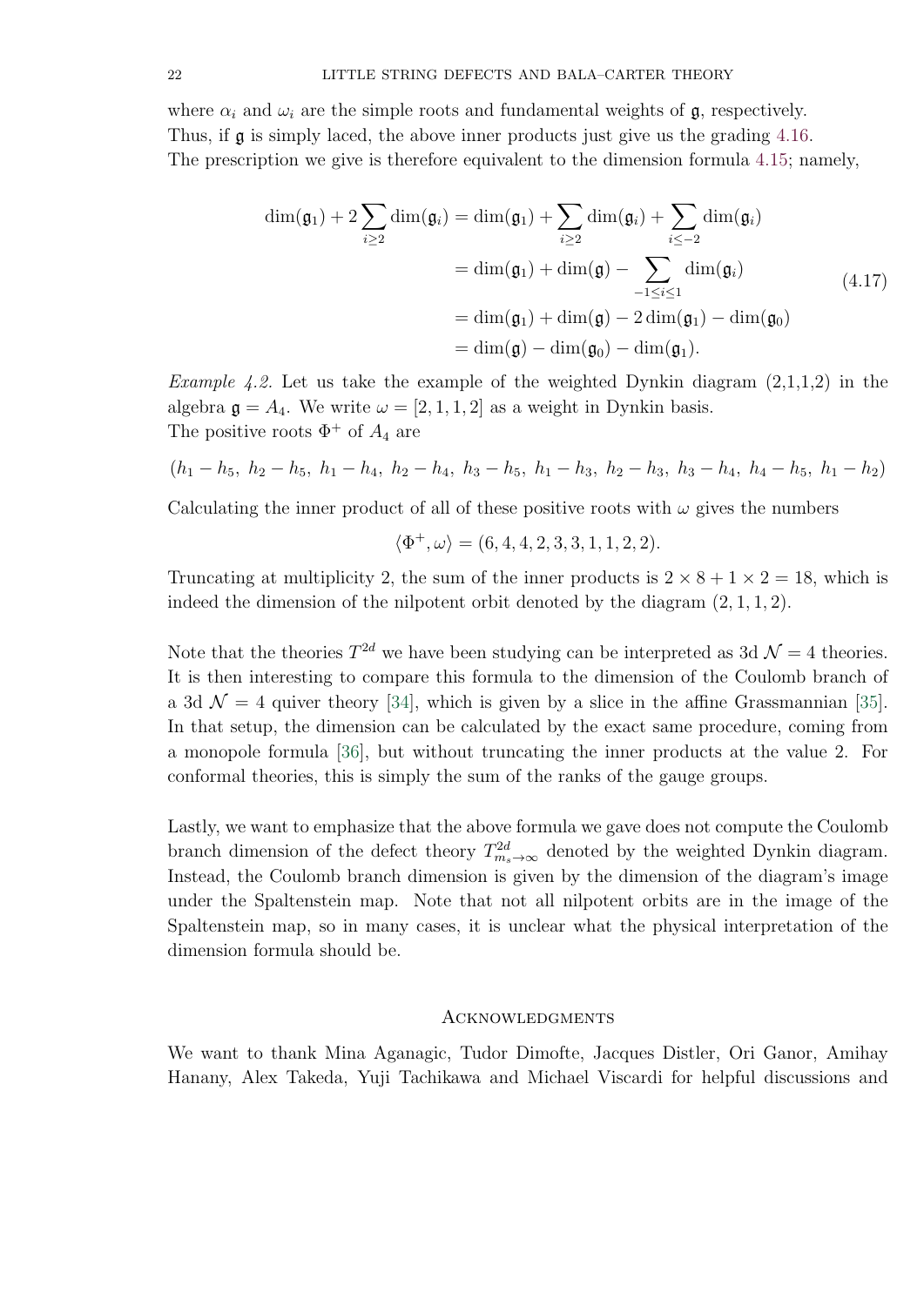where $\alpha_i$ and $\omega_i$ are the simple roots and fundamental weights of $\mathfrak{g}$, respectively. Thus, if $\mathfrak{g}$ is simply laced, the above inner products just give us the grading 4.16. The prescription we give is therefore equivalent to the dimension formula 4.15; namely,

$$
\begin{aligned}
\dim(\mathfrak{g}_1) + 2\sum_{i\geq 2}\dim(\mathfrak{g}_i) &= \dim(\mathfrak{g}_1) + \sum_{i\geq 2}\dim(\mathfrak{g}_i) + \sum_{i\leq -2}\dim(\mathfrak{g}_i) \\
&= \dim(\mathfrak{g}_1) + \dim(\mathfrak{g}) - \sum_{-1\leq i\leq 1}\dim(\mathfrak{g}_i) \\
&= \dim(\mathfrak{g}_1) + \dim(\mathfrak{g}) - 2\dim(\mathfrak{g}_1) - \dim(\mathfrak{g}_0) \\
&= \dim(\mathfrak{g}) - \dim(\mathfrak{g}_0) - \dim(\mathfrak{g}_1).
\end{aligned}
\tag{4.17}
$$

*Example 4.2.* Let us take the example of the weighted Dynkin diagram (2,1,1,2) in the algebra $\mathfrak{g} = A_4$. We write $\omega = [2, 1, 1, 2]$ as a weight in Dynkin basis.
The positive roots $\Phi^+$ of $A_4$ are

$$(h_1 - h_5,\ h_2 - h_5,\ h_1 - h_4,\ h_2 - h_4,\ h_3 - h_5,\ h_1 - h_3,\ h_2 - h_3,\ h_3 - h_4,\ h_4 - h_5,\ h_1 - h_2)$$

Calculating the inner product of all of these positive roots with $\omega$ gives the numbers

$$\langle \Phi^+, \omega\rangle = (6, 4, 4, 2, 3, 3, 1, 1, 2, 2).$$

Truncating at multiplicity 2, the sum of the inner products is $2 \times 8 + 1 \times 2 = 18$, which is indeed the dimension of the nilpotent orbit denoted by the diagram $(2, 1, 1, 2)$.

Note that the theories $T^{2d}$ we have been studying can be interpreted as 3d $\mathcal{N} = 4$ theories. It is then interesting to compare this formula to the dimension of the Coulomb branch of a 3d $\mathcal{N} = 4$ quiver theory [34], which is given by a slice in the affine Grassmannian [35]. In that setup, the dimension can be calculated by the exact same procedure, coming from a monopole formula [36], but without truncating the inner products at the value 2. For conformal theories, this is simply the sum of the ranks of the gauge groups.

Lastly, we want to emphasize that the above formula we gave does not compute the Coulomb branch dimension of the defect theory $T^{2d}_{m_s\to\infty}$ denoted by the weighted Dynkin diagram. Instead, the Coulomb branch dimension is given by the dimension of the diagram's image under the Spaltenstein map. Note that not all nilpotent orbits are in the image of the Spaltenstein map, so in many cases, it is unclear what the physical interpretation of the dimension formula should be.

## Acknowledgments

We want to thank Mina Aganagic, Tudor Dimofte, Jacques Distler, Ori Ganor, Amihay Hanany, Alex Takeda, Yuji Tachikawa and Michael Viscardi for helpful discussions and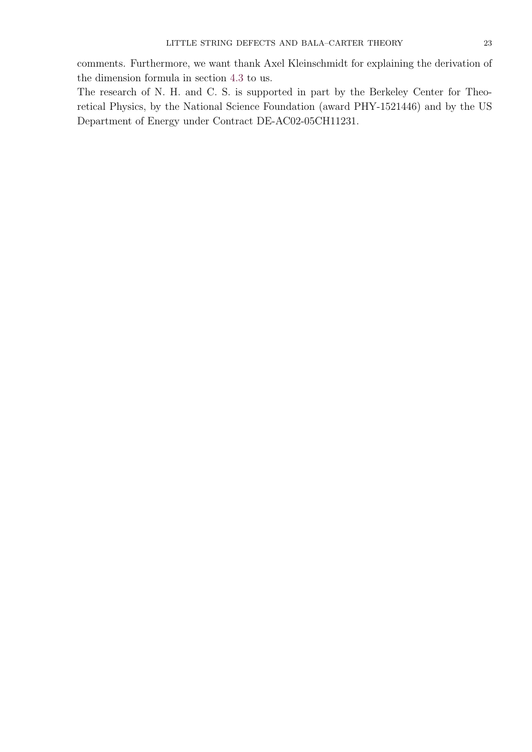comments. Furthermore, we want thank Axel Kleinschmidt for explaining the derivation of the dimension formula in section 4.3 to us.

The research of N. H. and C. S. is supported in part by the Berkeley Center for Theoretical Physics, by the National Science Foundation (award PHY-1521446) and by the US Department of Energy under Contract DE-AC02-05CH11231.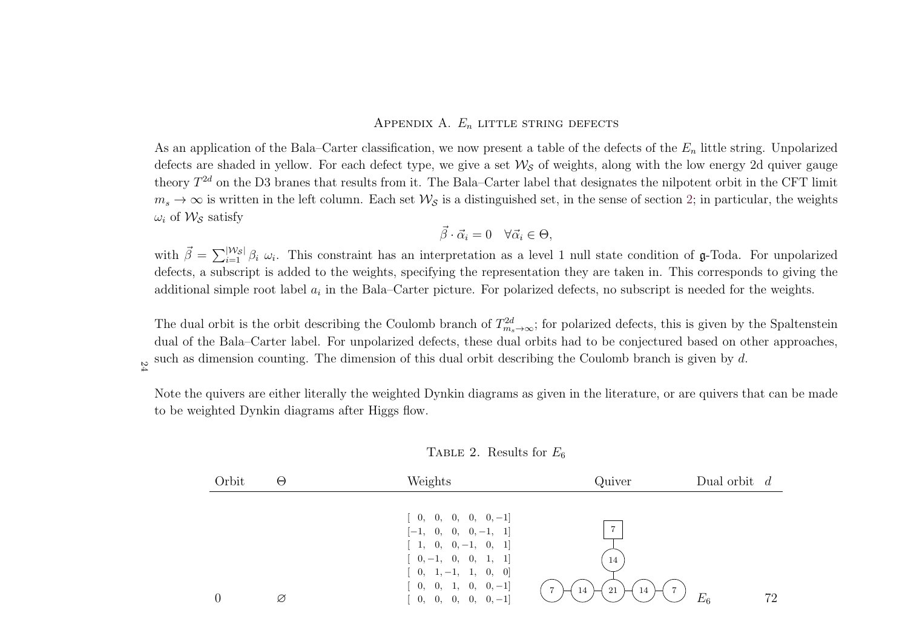## Appendix A. $E_n$ little string defects

As an application of the Bala–Carter classification, we now present a table of the defects of the $E_n$ little string. Unpolarized defects are shaded in yellow. For each defect type, we give a set $\mathcal{W}_\mathcal{S}$ of weights, along with the low energy 2d quiver gauge theory $T^{2d}$ on the D3 branes that results from it. The Bala–Carter label that designates the nilpotent orbit in the CFT limit $m_s \to \infty$ is written in the left column. Each set $\mathcal{W}_\mathcal{S}$ is a distinguished set, in the sense of section 2; in particular, the weights $\omega_i$ of $\mathcal{W}_\mathcal{S}$ satisfy

$$\vec{\beta} \cdot \vec{\alpha}_i = 0 \quad \forall \vec{\alpha}_i \in \Theta,$$

with $\vec{\beta} = \sum_{i=1}^{|\mathcal{W}_\mathcal{S}|} \beta_i \ \omega_i$. This constraint has an interpretation as a level 1 null state condition of $\mathfrak{g}$-Toda. For unpolarized defects, a subscript is added to the weights, specifying the representation they are taken in. This corresponds to giving the additional simple root label $a_i$ in the Bala–Carter picture. For polarized defects, no subscript is needed for the weights.

The dual orbit is the orbit describing the Coulomb branch of $T^{2d}_{m_s \to \infty}$; for polarized defects, this is given by the Spaltenstein dual of the Bala–Carter label. For unpolarized defects, these dual orbits had to be conjectured based on other approaches, such as dimension counting. The dimension of this dual orbit describing the Coulomb branch is given by $d$.

Note the quivers are either literally the weighted Dynkin diagrams as given in the literature, or are quivers that can be made to be weighted Dynkin diagrams after Higgs flow.

Table 2. Results for $E_6$

| Orbit | $\Theta$ | Weights | Quiver | Dual orbit | $d$ |
|---|---|---|---|---|---|
| 0 | $\varnothing$ | [ 0, 0, 0, 0, 0, −1] <br> [−1, 0, 0, 0, −1, 1] <br> [ 1, 0, 0, −1, 0, 1] <br> [ 0, −1, 0, 0, 1, 1] <br> [ 0, 1, −1, 1, 0, 0] <br> [ 0, 0, 1, 0, 0, −1] <br> [ 0, 0, 0, 0, 0, −1] | Gauge nodes: 7 — 14 — 21 — 14 — 7, with 14 attached to the central 21 node; flavor node 7 attached to the 14 node | $E_6$ | 72 |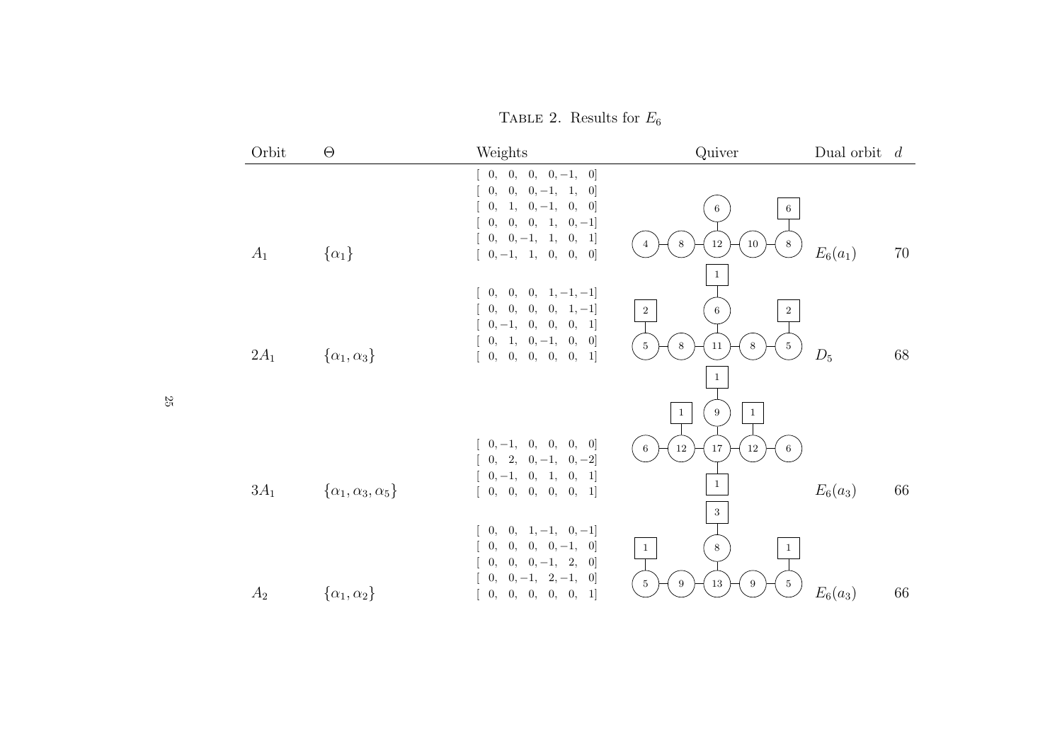TABLE 2. Results for $E_6$

| Orbit | $\Theta$ | Weights | Quiver | Dual orbit | $d$ |
|---|---|---|---|---|---|
| $A_1$ | $\{\alpha_1\}$ | [ 0, 0, 0, 0, −1, 0] [ 0, 0, 0, −1, 1, 0] [ 0, 1, 0, −1, 0, 0] [ 0, 0, 0, 1, 0, −1] [ 0, 0, −1, 1, 0, 1] [ 0, −1, 1, 0, 0, 0] | Gauge nodes: 4 – 8 – 12 – 10 – 8, with 6 attached to 12; flavor 6 attached to 8 (right end) | $E_6(a_1)$ | 70 |
| $2A_1$ | $\{\alpha_1, \alpha_3\}$ | [ 0, 0, 0, 1, −1, −1] [ 0, 0, 0, 0, 1, −1] [ 0, −1, 0, 0, 0, 1] [ 0, 1, 0, −1, 0, 0] [ 0, 0, 0, 0, 0, 1] | Gauge nodes: 5 – 8 – 11 – 8 – 5, with 6 attached to 11; flavor 2 attached to each 5, flavor 1 attached to 6 | $D_5$ | 68 |
| $3A_1$ | $\{\alpha_1, \alpha_3, \alpha_5\}$ | [ 0, −1, 0, 0, 0, 0] [ 0, 2, 0, −1, 0, −2] [ 0, −1, 0, 1, 0, 1] [ 0, 0, 0, 0, 0, 1] | Gauge nodes: 6 – 12 – 17 – 12 – 6, with 9 attached to 17; flavor 1 attached to each 12, flavor 1 attached to 9, flavor 1 attached to 17 | $E_6(a_3)$ | 66 |
| $A_2$ | $\{\alpha_1, \alpha_2\}$ | [ 0, 0, 1, −1, 0, −1] [ 0, 0, 0, 0, −1, 0] [ 0, 0, 0, −1, 2, 0] [ 0, 0, −1, 2, −1, 0] [ 0, 0, 0, 0, 0, 1] | Gauge nodes: 5 – 9 – 13 – 9 – 5, with 8 attached to 13; flavor 1 attached to each 5, flavor 3 attached to 8 | $E_6(a_3)$ | 66 |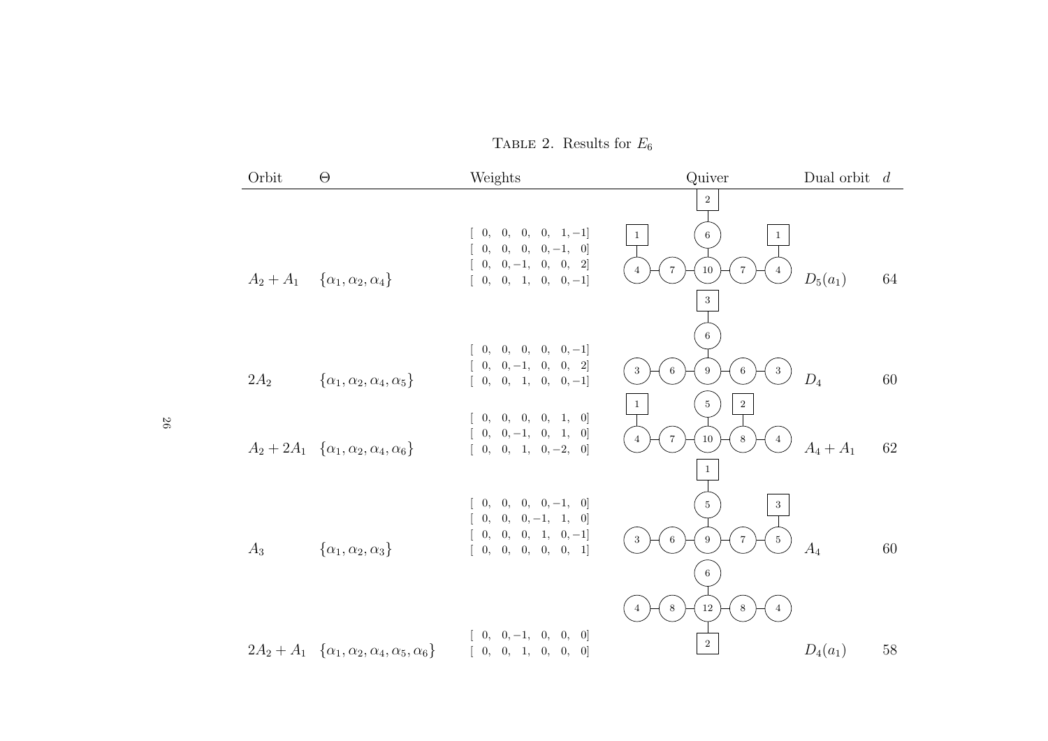Table 2. Results for $E_6$

| Orbit | $\Theta$ | Weights | Quiver | Dual orbit | $d$ |
|---|---|---|---|---|---|
| $A_2 + A_1$ | $\{\alpha_1, \alpha_2, \alpha_4\}$ | [ 0, 0, 0, 0, 1, −1] [ 0, 0, 0, 0, −1, 0] [ 0, 0, −1, 0, 0, 2] [ 0, 0, 1, 0, 0, −1] | Gauge nodes: 4 − 7 − 10 − 7 − 4, with 6 attached to 10; flavor nodes: 1 on first 4, 1 on last 4, 2 on 6 | $D_5(a_1)$ | 64 |
| $2A_2$ | $\{\alpha_1, \alpha_2, \alpha_4, \alpha_5\}$ | [ 0, 0, 0, 0, 0, −1] [ 0, 0, −1, 0, 0, 2] [ 0, 0, 1, 0, 0, −1] | Gauge nodes: 3 − 6 − 9 − 6 − 3, with 6 attached to 9; flavor node: 3 on 6 | $D_4$ | 60 |
| $A_2 + 2A_1$ | $\{\alpha_1, \alpha_2, \alpha_4, \alpha_6\}$ | [ 0, 0, 0, 0, 1, 0] [ 0, 0, −1, 0, 1, 0] [ 0, 0, 1, 0, −2, 0] | Gauge nodes: 4 − 7 − 10 − 8 − 4, with 5 attached to 10; flavor nodes: 1 on first 4, 2 on 8 | $A_4 + A_1$ | 62 |
| $A_3$ | $\{\alpha_1, \alpha_2, \alpha_3\}$ | [ 0, 0, 0, 0, −1, 0] [ 0, 0, 0, −1, 1, 0] [ 0, 0, 0, 1, 0, −1] [ 0, 0, 0, 0, 0, 1] | Gauge nodes: 3 − 6 − 9 − 7 − 5, with 5 attached to 9; flavor nodes: 1 on 5 (attached to 9), 3 on last 5 | $A_4$ | 60 |
| $2A_2 + A_1$ | $\{\alpha_1, \alpha_2, \alpha_4, \alpha_5, \alpha_6\}$ | [ 0, 0, −1, 0, 0, 0] [ 0, 0, 1, 0, 0, 0] | Gauge nodes: 4 − 8 − 12 − 8 − 4, with 6 attached to 12; flavor node: 2 on 12 | $D_4(a_1)$ | 58 |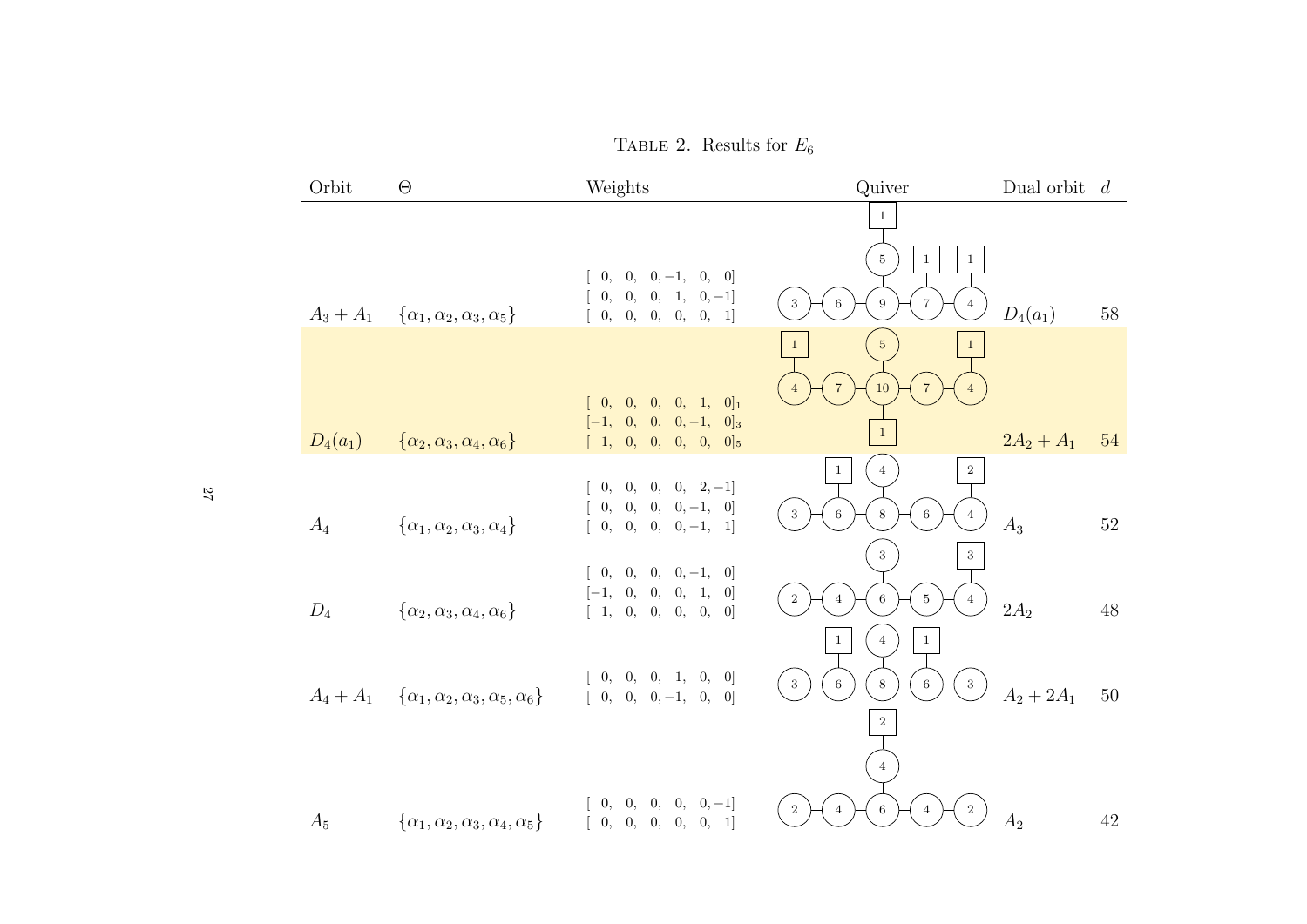TABLE 2. Results for $E_6$

| Orbit | $\Theta$ | Weights | Quiver | Dual orbit | $d$ |
|---|---|---|---|---|---|
| $A_3+A_1$ | $\{\alpha_1,\alpha_2,\alpha_3,\alpha_5\}$ | $[\ 0,\ 0,\ 0,-1,\ 0,\ 0]$ $[\ 0,\ 0,\ 0,\ 1,\ 0,-1]$ $[\ 0,\ 0,\ 0,\ 0,\ 0,\ 1]$ | | $D_4(a_1)$ | 58 |
| $D_4(a_1)$ | $\{\alpha_2,\alpha_3,\alpha_4,\alpha_6\}$ | $[\ 0,\ 0,\ 0,\ 0,\ 1,\ 0]_1$ $[-1,\ 0,\ 0,\ 0,-1,\ 0]_3$ $[\ 1,\ 0,\ 0,\ 0,\ 0,\ 0]_5$ | | $2A_2+A_1$ | 54 |
| $A_4$ | $\{\alpha_1,\alpha_2,\alpha_3,\alpha_4\}$ | $[\ 0,\ 0,\ 0,\ 0,\ 2,-1]$ $[\ 0,\ 0,\ 0,\ 0,-1,\ 0]$ $[\ 0,\ 0,\ 0,\ 0,-1,\ 1]$ | | $A_3$ | 52 |
| $D_4$ | $\{\alpha_2,\alpha_3,\alpha_4,\alpha_6\}$ | $[\ 0,\ 0,\ 0,\ 0,-1,\ 0]$ $[-1,\ 0,\ 0,\ 0,\ 1,\ 0]$ $[\ 1,\ 0,\ 0,\ 0,\ 0,\ 0]$ | | $2A_2$ | 48 |
| $A_4+A_1$ | $\{\alpha_1,\alpha_2,\alpha_3,\alpha_5,\alpha_6\}$ | $[\ 0,\ 0,\ 0,\ 1,\ 0,\ 0]$ $[\ 0,\ 0,\ 0,-1,\ 0,\ 0]$ | | $A_2+2A_1$ | 50 |
| $A_5$ | $\{\alpha_1,\alpha_2,\alpha_3,\alpha_4,\alpha_5\}$ | $[\ 0,\ 0,\ 0,\ 0,\ 0,-1]$ $[\ 0,\ 0,\ 0,\ 0,\ 0,\ 1]$ | | $A_2$ | 42 |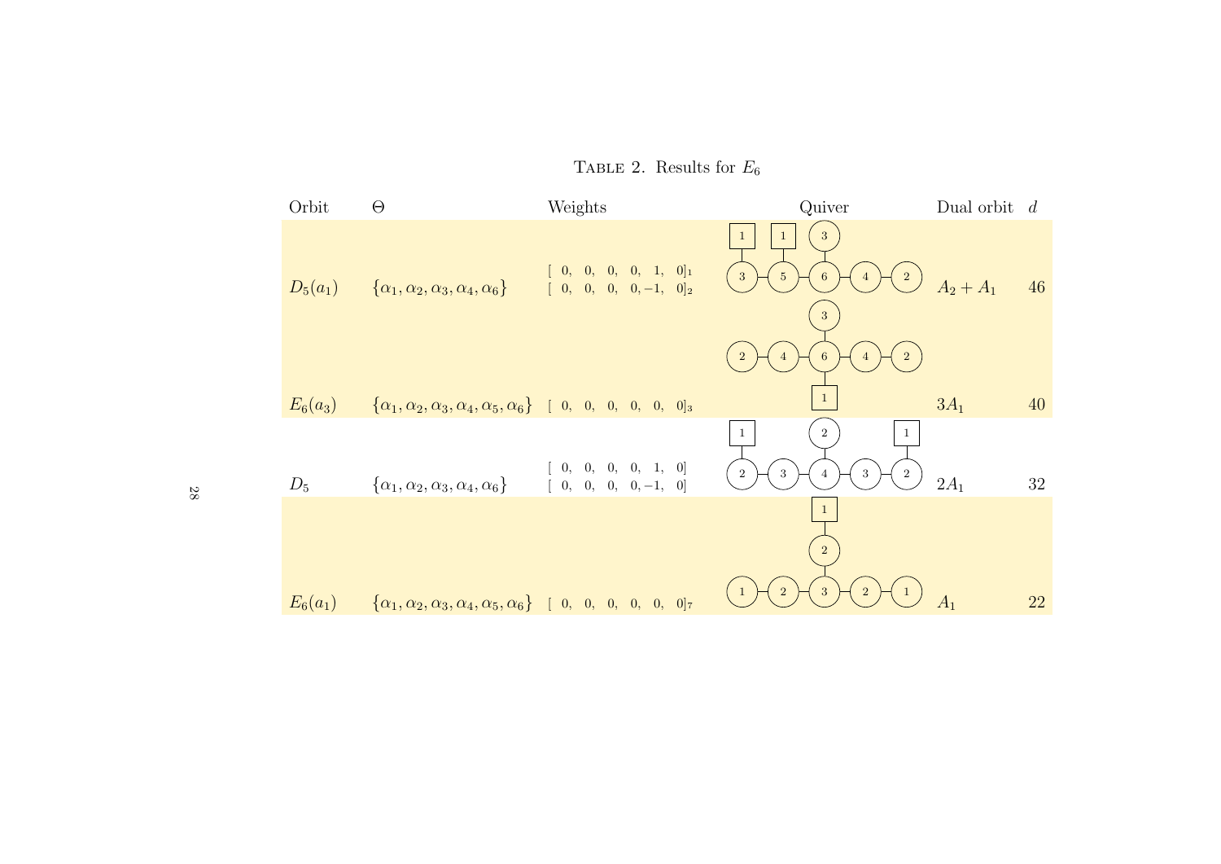Table 2. Results for $E_6$

| Orbit | $\Theta$ | Weights | Quiver | Dual orbit | $d$ |
|---|---|---|---|---|---|
| $D_5(a_1)$ | $\{\alpha_1, \alpha_2, \alpha_3, \alpha_4, \alpha_6\}$ | $[\ 0,\ 0,\ 0,\ 0,\ 1,\ 0]_1$ <br> $[\ 0,\ 0,\ 0,\ 0,-1,\ 0]_2$ | | $A_2 + A_1$ | 46 |
| $E_6(a_3)$ | $\{\alpha_1, \alpha_2, \alpha_3, \alpha_4, \alpha_5, \alpha_6\}$ | $[\ 0,\ 0,\ 0,\ 0,\ 0,\ 0]_3$ | | $3A_1$ | 40 |
| $D_5$ | $\{\alpha_1, \alpha_2, \alpha_3, \alpha_4, \alpha_6\}$ | $[\ 0,\ 0,\ 0,\ 0,\ 1,\ 0]$ <br> $[\ 0,\ 0,\ 0,\ 0,-1,\ 0]$ | | $2A_1$ | 32 |
| $E_6(a_1)$ | $\{\alpha_1, \alpha_2, \alpha_3, \alpha_4, \alpha_5, \alpha_6\}$ | $[\ 0,\ 0,\ 0,\ 0,\ 0,\ 0]_7$ | | $A_1$ | 22 |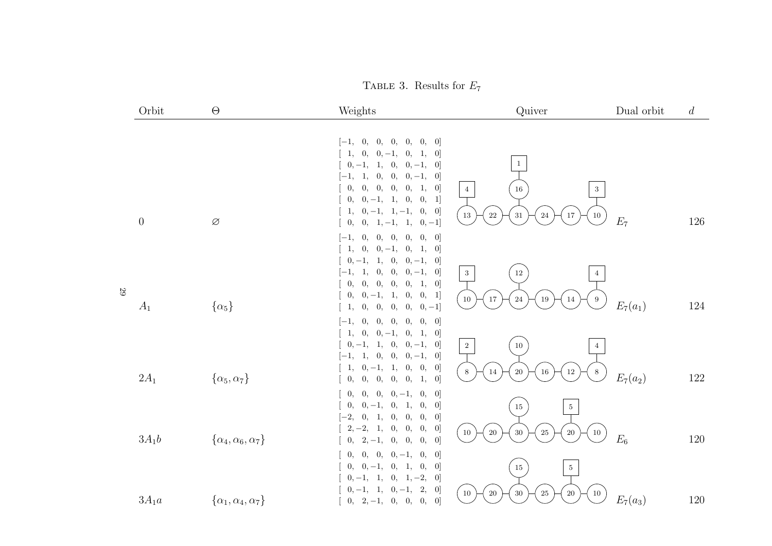TABLE 3. Results for $E_7$

| Orbit | $\Theta$ | Weights | Quiver | Dual orbit | $d$ |
|---|---|---|---|---|---|
| $0$ | $\varnothing$ | $[-1,\ 0,\ 0,\ 0,\ 0,\ 0,\ 0]$ <br> $[\ 1,\ 0,\ 0,-1,\ 0,\ 1,\ 0]$ <br> $[\ 0,-1,\ 1,\ 0,\ 0,-1,\ 0]$ <br> $[-1,\ 1,\ 0,\ 0,\ 0,-1,\ 0]$ <br> $[\ 0,\ 0,\ 0,\ 0,\ 0,\ 1,\ 0]$ <br> $[\ 0,\ 0,-1,\ 1,\ 0,\ 0,\ 1]$ <br> $[\ 1,\ 0,-1,\ 1,-1,\ 0,\ 0]$ <br> $[\ 0,\ 0,\ 1,-1,\ 1,\ 0,-1]$ | Gauge nodes: 13 – 22 – 31 – 24 – 17 – 10, with 16 attached to 31; framing: [4] on 13, [1] on 16, [3] on 10 | $E_7$ | 126 |
| $A_1$ | $\{\alpha_5\}$ | $[-1,\ 0,\ 0,\ 0,\ 0,\ 0,\ 0]$ <br> $[\ 1,\ 0,\ 0,-1,\ 0,\ 1,\ 0]$ <br> $[\ 0,-1,\ 1,\ 0,\ 0,-1,\ 0]$ <br> $[-1,\ 1,\ 0,\ 0,\ 0,-1,\ 0]$ <br> $[\ 0,\ 0,\ 0,\ 0,\ 0,\ 1,\ 0]$ <br> $[\ 0,\ 0,-1,\ 1,\ 0,\ 0,\ 1]$ <br> $[\ 1,\ 0,\ 0,\ 0,\ 0,\ 0,-1]$ | Gauge nodes: 10 – 17 – 24 – 19 – 14 – 9, with 12 attached to 24; framing: [3] on 10, [4] on 9 | $E_7(a_1)$ | 124 |
| $2A_1$ | $\{\alpha_5, \alpha_7\}$ | $[-1,\ 0,\ 0,\ 0,\ 0,\ 0,\ 0]$ <br> $[\ 1,\ 0,\ 0,-1,\ 0,\ 1,\ 0]$ <br> $[\ 0,-1,\ 1,\ 0,\ 0,-1,\ 0]$ <br> $[-1,\ 1,\ 0,\ 0,\ 0,-1,\ 0]$ <br> $[\ 1,\ 0,-1,\ 1,\ 0,\ 0,\ 0]$ <br> $[\ 0,\ 0,\ 0,\ 0,\ 0,\ 1,\ 0]$ | Gauge nodes: 8 – 14 – 20 – 16 – 12 – 8, with 10 attached to 20; framing: [2] on first 8, [4] on last 8 | $E_7(a_2)$ | 122 |
| $3A_1b$ | $\{\alpha_4, \alpha_6, \alpha_7\}$ | $[\ 0,\ 0,\ 0,\ 0,-1,\ 0,\ 0]$ <br> $[\ 0,\ 0,-1,\ 0,\ 1,\ 0,\ 0]$ <br> $[-2,\ 0,\ 1,\ 0,\ 0,\ 0,\ 0]$ <br> $[\ 2,-2,\ 1,\ 0,\ 0,\ 0,\ 0]$ <br> $[\ 0,\ 2,-1,\ 0,\ 0,\ 0,\ 0]$ | Gauge nodes: 10 – 20 – 30 – 25 – 20 – 10, with 15 attached to 30; framing: [5] on second 20 | $E_6$ | 120 |
| $3A_1a$ | $\{\alpha_1, \alpha_4, \alpha_7\}$ | $[\ 0,\ 0,\ 0,\ 0,-1,\ 0,\ 0]$ <br> $[\ 0,\ 0,-1,\ 0,\ 1,\ 0,\ 0]$ <br> $[\ 0,-1,\ 1,\ 0,\ 1,-2,\ 0]$ <br> $[\ 0,-1,\ 1,\ 0,-1,\ 2,\ 0]$ <br> $[\ 0,\ 2,-1,\ 0,\ 0,\ 0,\ 0]$ | Gauge nodes: 10 – 20 – 30 – 25 – 20 – 10, with 15 attached to 30; framing: [5] on second 20 | $E_7(a_3)$ | 120 |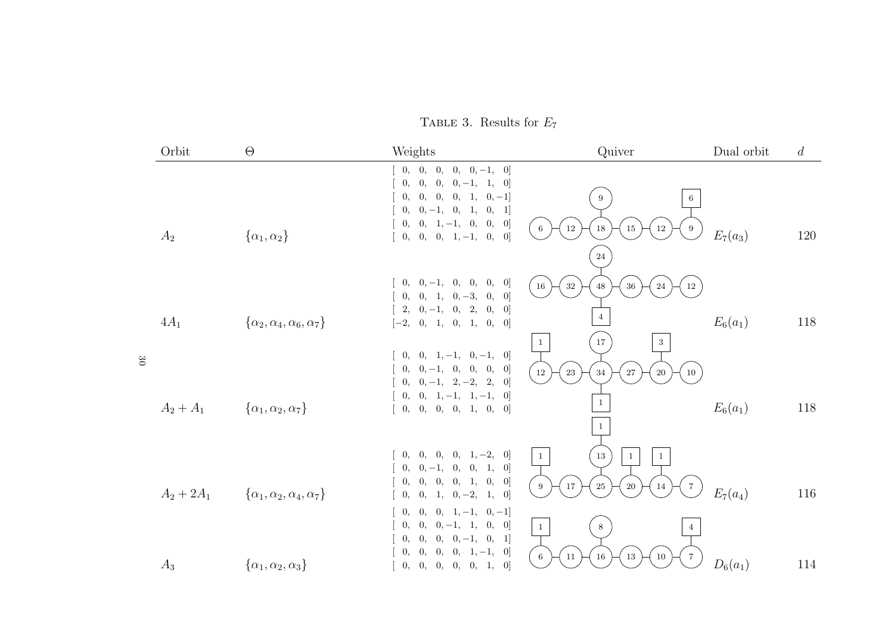TABLE 3. Results for $E_7$

| Orbit | $\Theta$ | Weights | Quiver | Dual orbit | $d$ |
| --- | --- | --- | --- | --- | --- |
| $A_2$ | $\{\alpha_1, \alpha_2\}$ | [ 0, 0, 0, 0, 0, −1, 0] [ 0, 0, 0, 0, −1, 1, 0] [ 0, 0, 0, 0, 1, 0, −1] [ 0, 0, −1, 0, 1, 0, 1] [ 0, 0, 1, −1, 0, 0, 0] [ 0, 0, 0, 1, −1, 0, 0] | Nodes: 6 – 12 – 18 – 15 – 12 – 9; 9 attached to 18; framing 6 attached to 9 | $E_7(a_3)$ | 120 |
| $4A_1$ | $\{\alpha_2, \alpha_4, \alpha_6, \alpha_7\}$ | [ 0, 0, −1, 0, 0, 0, 0] [ 0, 0, 1, 0, −3, 0, 0] [ 2, 0, −1, 0, 2, 0, 0] [−2, 0, 1, 0, 1, 0, 0] | Nodes: 16 – 32 – 48 – 36 – 24 – 12; 24 attached to 48; framing 4 attached to 48 | $E_6(a_1)$ | 118 |
| $A_2 + A_1$ | $\{\alpha_1, \alpha_2, \alpha_7\}$ | [ 0, 0, 1, −1, 0, −1, 0] [ 0, 0, −1, 0, 0, 0, 0] [ 0, 0, −1, 2, −2, 2, 0] [ 0, 0, 1, −1, 1, −1, 0] [ 0, 0, 0, 0, 1, 0, 0] | Nodes: 12 – 23 – 34 – 27 – 20 – 10; 17 attached to 34; framing 1 attached to 12, framing 3 attached to 20, framing 1 attached to 34 | $E_6(a_1)$ | 118 |
| $A_2 + 2A_1$ | $\{\alpha_1, \alpha_2, \alpha_4, \alpha_7\}$ | [ 0, 0, 0, 0, 1, −2, 0] [ 0, 0, −1, 0, 0, 1, 0] [ 0, 0, 0, 0, 1, 0, 0] [ 0, 0, 1, 0, −2, 1, 0] | Nodes: 9 – 17 – 25 – 20 – 14 – 7; 13 attached to 25; framing 1 attached to 9, framing 1 attached to 13, framing 1 attached to 20, framing 1 attached to 14 | $E_7(a_4)$ | 116 |
| $A_3$ | $\{\alpha_1, \alpha_2, \alpha_3\}$ | [ 0, 0, 0, 1, −1, 0, −1] [ 0, 0, 0, −1, 1, 0, 0] [ 0, 0, 0, 0, −1, 0, 1] [ 0, 0, 0, 0, 1, −1, 0] [ 0, 0, 0, 0, 0, 1, 0] | Nodes: 6 – 11 – 16 – 13 – 10 – 7; 8 attached to 16; framing 1 attached to 6, framing 4 attached to 7 | $D_6(a_1)$ | 114 |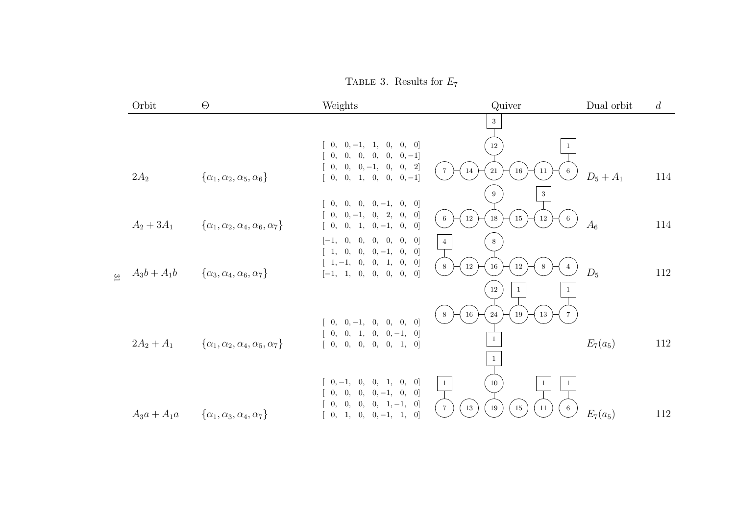TABLE 3. Results for $E_7$

| Orbit | $\Theta$ | Weights | Quiver | Dual orbit | $d$ |
|---|---|---|---|---|---|
| $2A_2$ | $\{\alpha_1, \alpha_2, \alpha_5, \alpha_6\}$ | [ 0, 0, −1, 1, 0, 0, 0] [ 0, 0, 0, 0, 0, 0, −1] [ 0, 0, 0, −1, 0, 0, 2] [ 0, 0, 1, 0, 0, 0, −1] | Gauge nodes: 7 – 14 – 21 – 16 – 11 – 6; node 12 attached to 21, with framing 3 attached to 12; framing 1 attached to 6 | $D_5 + A_1$ | 114 |
| $A_2 + 3A_1$ | $\{\alpha_1, \alpha_2, \alpha_4, \alpha_6, \alpha_7\}$ | [ 0, 0, 0, 0, −1, 0, 0] [ 0, 0, −1, 0, 2, 0, 0] [ 0, 0, 1, 0, −1, 0, 0] | Gauge nodes: 6 – 12 – 18 – 15 – 12 – 6; node 9 attached to 18; framing 3 attached to 12 (fifth node) | $A_6$ | 114 |
| $A_3b + A_1b$ | $\{\alpha_3, \alpha_4, \alpha_6, \alpha_7\}$ | [−1, 0, 0, 0, 0, 0, 0] [ 1, 0, 0, 0, −1, 0, 0] [ 1, −1, 0, 0, 1, 0, 0] [−1, 1, 0, 0, 0, 0, 0] | Gauge nodes: 8 – 12 – 16 – 12 – 8 – 4; node 8 attached to 16; framing 4 attached to 8 (first node) | $D_5$ | 112 |
| $2A_2 + A_1$ | $\{\alpha_1, \alpha_2, \alpha_4, \alpha_5, \alpha_7\}$ | [ 0, 0, −1, 0, 0, 0, 0] [ 0, 0, 1, 0, 0, −1, 0] [ 0, 0, 0, 0, 0, 1, 0] | Gauge nodes: 8 – 16 – 24 – 19 – 13 – 7; node 12 attached to 24; framing 1 attached to 24; framing 1 attached to 19; framing 1 attached to 7 | $E_7(a_5)$ | 112 |
| $A_3a + A_1a$ | $\{\alpha_1, \alpha_3, \alpha_4, \alpha_7\}$ | [ 0, −1, 0, 0, 1, 0, 0] [ 0, 0, 0, 0, −1, 0, 0] [ 0, 0, 0, 0, 1, −1, 0] [ 0, 1, 0, 0, −1, 1, 0] | Gauge nodes: 7 – 13 – 19 – 15 – 11 – 6; node 10 attached to 19, with framing 1 attached to 10; framing 1 attached to 7; framing 1 attached to 11; framing 1 attached to 6 | $E_7(a_5)$ | 112 |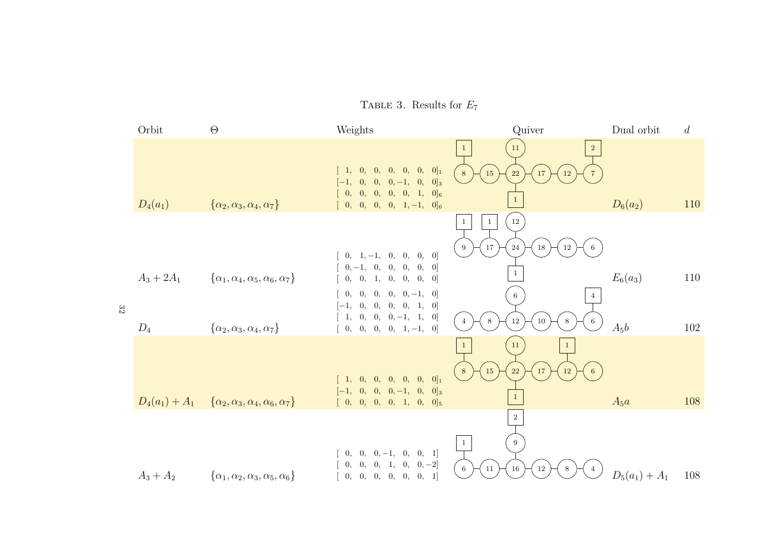Table 3. Results for $E_7$

| Orbit | $\Theta$ | Weights | Quiver | Dual orbit | $d$ |
|---|---|---|---|---|---|
| $D_4(a_1)$ | $\{\alpha_2, \alpha_3, \alpha_4, \alpha_7\}$ | $[\ 1,\ 0,\ 0,\ 0,\ 0,\ 0,\ 0]_1$ <br> $[-1,\ 0,\ 0,\ 0,-1,\ 0,\ 0]_3$ <br> $[\ 0,\ 0,\ 0,\ 0,\ 0,\ 1,\ 0]_6$ <br> $[\ 0,\ 0,\ 0,\ 0,\ 1,-1,\ 0]_6$ | gauge chain: 8 – 15 – 22 – 17 – 12 – 7; gauge node 11 attached to 22; flavor [1] on 8, flavor [1] on 22, flavor [2] on 7 | $D_6(a_2)$ | 110 |
| $A_3+2A_1$ | $\{\alpha_1, \alpha_4, \alpha_5, \alpha_6, \alpha_7\}$ | $[\ 0,\ 1,-1,\ 0,\ 0,\ 0,\ 0]$ <br> $[\ 0,-1,\ 0,\ 0,\ 0,\ 0,\ 0]$ <br> $[\ 0,\ 0,\ 1,\ 0,\ 0,\ 0,\ 0]$ | gauge chain: 9 – 17 – 24 – 18 – 12 – 6; gauge node 12 attached to 24; flavor [1] on 9, flavor [1] on 17, flavor [1] on 24 | $E_6(a_3)$ | 110 |
| $D_4$ | $\{\alpha_2, \alpha_3, \alpha_4, \alpha_7\}$ | $[\ 0,\ 0,\ 0,\ 0,\ 0,-1,\ 0]$ <br> $[-1,\ 0,\ 0,\ 0,\ 0,\ 1,\ 0]$ <br> $[\ 1,\ 0,\ 0,\ 0,-1,\ 1,\ 0]$ <br> $[\ 0,\ 0,\ 0,\ 0,\ 1,-1,\ 0]$ | gauge chain: 4 – 8 – 12 – 10 – 8 – 6; gauge node 6 attached to 12; flavor [4] on 6 | $A_5b$ | 102 |
| $D_4(a_1)+A_1$ | $\{\alpha_2, \alpha_3, \alpha_4, \alpha_6, \alpha_7\}$ | $[\ 1,\ 0,\ 0,\ 0,\ 0,\ 0,\ 0]_1$ <br> $[-1,\ 0,\ 0,\ 0,-1,\ 0,\ 0]_3$ <br> $[\ 0,\ 0,\ 0,\ 0,\ 1,\ 0,\ 0]_5$ | gauge chain: 8 – 15 – 22 – 17 – 12 – 6; gauge node 11 attached to 22; flavor [1] on 8, flavor [1] on 22, flavor [1] on 12 | $A_5a$ | 108 |
| $A_3+A_2$ | $\{\alpha_1, \alpha_2, \alpha_3, \alpha_5, \alpha_6\}$ | $[\ 0,\ 0,\ 0,-1,\ 0,\ 0,\ 1]$ <br> $[\ 0,\ 0,\ 0,\ 1,\ 0,\ 0,-2]$ <br> $[\ 0,\ 0,\ 0,\ 0,\ 0,\ 0,\ 1]$ | gauge chain: 6 – 11 – 16 – 12 – 8 – 4; gauge node 9 attached to 16; flavor [1] on 6, flavor [2] on 9 | $D_5(a_1)+A_1$ | 108 |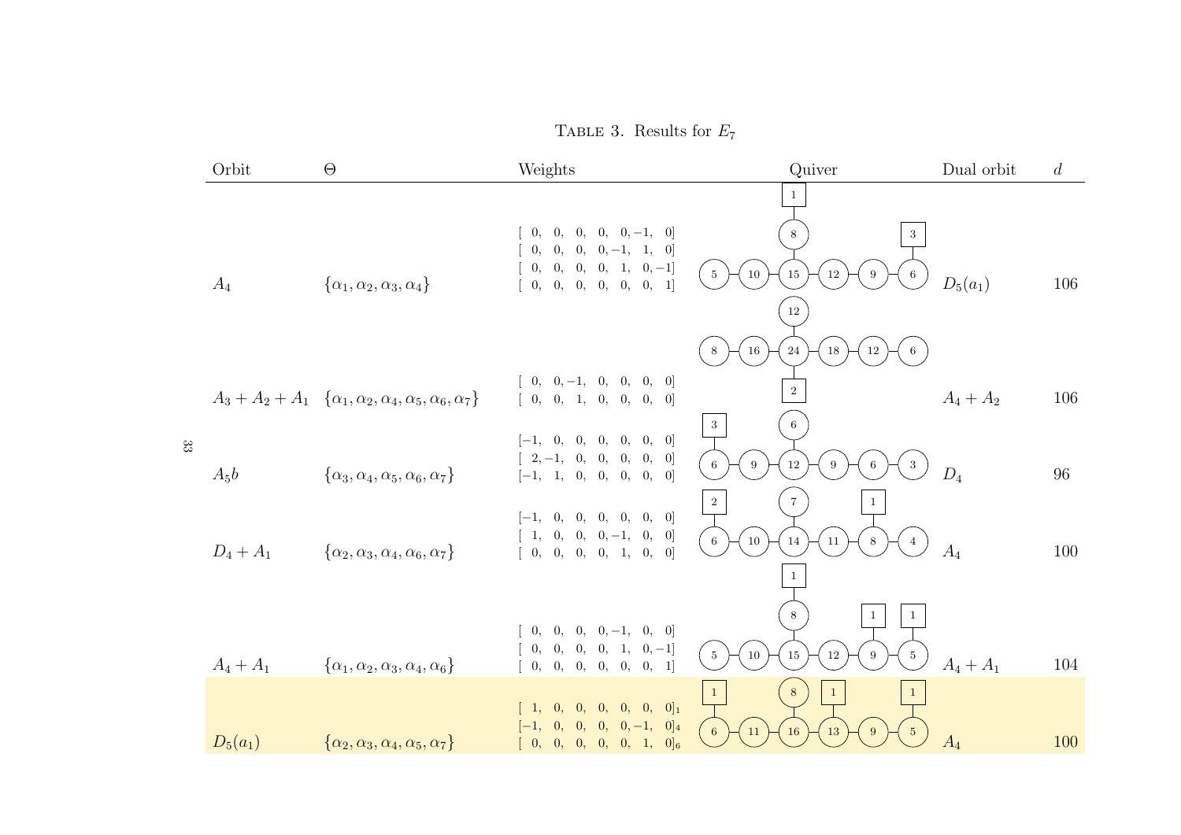TABLE 3. Results for $E_7$

| Orbit | $\Theta$ | Weights | Quiver | Dual orbit | $d$ |
|---|---|---|---|---|---|
| $A_4$ | $\{\alpha_1, \alpha_2, \alpha_3, \alpha_4\}$ | $[0, 0, 0, 0, 0, -1, 0]$ $[0, 0, 0, 0, -1, 1, 0]$ $[0, 0, 0, 0, 1, 0, -1]$ $[0, 0, 0, 0, 0, 0, 1]$ | Chain: 5 – 10 – 15 – 12 – 9 – 6; node 8 attached to 15; framing: 1 on 8, 3 on 6 | $D_5(a_1)$ | 106 |
| $A_3 + A_2 + A_1$ | $\{\alpha_1, \alpha_2, \alpha_4, \alpha_5, \alpha_6, \alpha_7\}$ | $[0, 0, -1, 0, 0, 0, 0]$ $[0, 0, 1, 0, 0, 0, 0]$ | Chain: 8 – 16 – 24 – 18 – 12 – 6; node 12 attached to 24; framing: 2 on 24 | $A_4 + A_2$ | 106 |
| $A_5b$ | $\{\alpha_3, \alpha_4, \alpha_5, \alpha_6, \alpha_7\}$ | $[-1, 0, 0, 0, 0, 0, 0]$ $[2, -1, 0, 0, 0, 0, 0]$ $[-1, 1, 0, 0, 0, 0, 0]$ | Chain: 6 – 9 – 12 – 9 – 6 – 3; node 6 attached to 12; framing: 3 on 6 (first) | $D_4$ | 96 |
| $D_4 + A_1$ | $\{\alpha_2, \alpha_3, \alpha_4, \alpha_6, \alpha_7\}$ | $[-1, 0, 0, 0, 0, 0, 0]$ $[1, 0, 0, 0, -1, 0, 0]$ $[0, 0, 0, 0, 1, 0, 0]$ | Chain: 6 – 10 – 14 – 11 – 8 – 4; node 7 attached to 14; framing: 2 on 6, 1 on 8 | $A_4$ | 100 |
| $A_4 + A_1$ | $\{\alpha_1, \alpha_2, \alpha_3, \alpha_4, \alpha_6\}$ | $[0, 0, 0, 0, -1, 0, 0]$ $[0, 0, 0, 0, 1, 0, -1]$ $[0, 0, 0, 0, 0, 0, 1]$ | Chain: 5 – 10 – 15 – 12 – 9 – 5; node 8 attached to 15; framing: 1 on 8, 1 on 9, 1 on 5 | $A_4 + A_1$ | 104 |
| $D_5(a_1)$ | $\{\alpha_2, \alpha_3, \alpha_4, \alpha_5, \alpha_7\}$ | $[1, 0, 0, 0, 0, 0, 0]_1$ $[-1, 0, 0, 0, 0, -1, 0]_4$ $[0, 0, 0, 0, 0, 1, 0]_6$ | Chain: 6 – 11 – 16 – 13 – 9 – 5; node 8 attached to 16; framing: 1 on 6, 1 on 13, 1 on 5 | $A_4$ | 100 |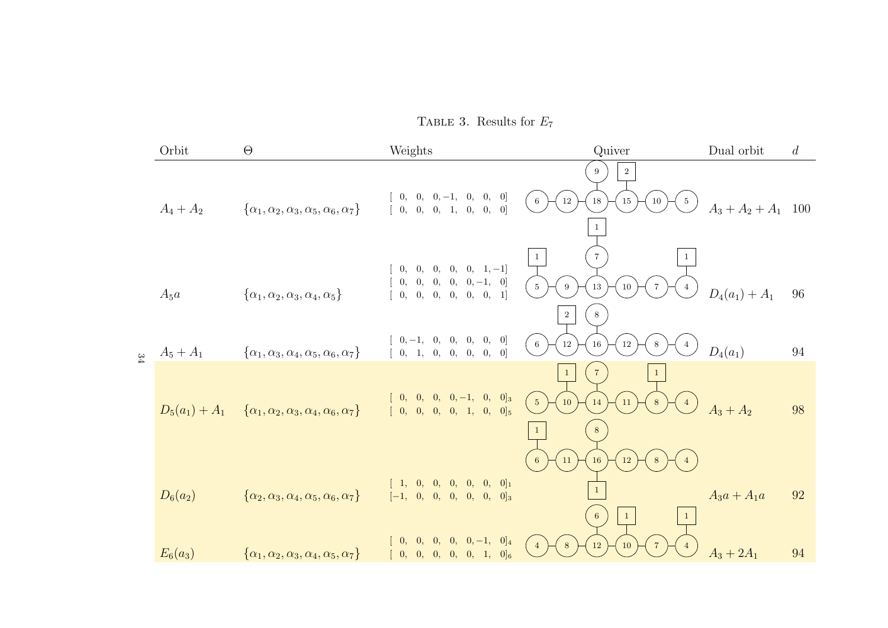TABLE 3. Results for $E_7$

| Orbit | $\Theta$ | Weights | Quiver | Dual orbit | $d$ |
|---|---|---|---|---|---|
| $A_4+A_2$ | $\{\alpha_1,\alpha_2,\alpha_3,\alpha_5,\alpha_6,\alpha_7\}$ | $[\ 0,\ 0,\ 0,-1,\ 0,\ 0,\ 0]$ <br> $[\ 0,\ 0,\ 0,\ 1,\ 0,\ 0,\ 0]$ | Chain: (6)–(12)–(18)–(15)–(10)–(5); (9) attached to (18); [2] attached to (15) | $A_3+A_2+A_1$ | 100 |
| $A_5a$ | $\{\alpha_1,\alpha_2,\alpha_3,\alpha_4,\alpha_5\}$ | $[\ 0,\ 0,\ 0,\ 0,\ 0,\ 1,-1]$ <br> $[\ 0,\ 0,\ 0,\ 0,\ 0,-1,\ 0]$ <br> $[\ 0,\ 0,\ 0,\ 0,\ 0,\ 0,\ 1]$ | Chain: (5)–(9)–(13)–(10)–(7)–(4); (7) attached to (13); [1] attached to (7); [1] attached to (5); [1] attached to (4) | $D_4(a_1)+A_1$ | 96 |
| $A_5+A_1$ | $\{\alpha_1,\alpha_3,\alpha_4,\alpha_5,\alpha_6,\alpha_7\}$ | $[\ 0,-1,\ 0,\ 0,\ 0,\ 0,\ 0]$ <br> $[\ 0,\ 1,\ 0,\ 0,\ 0,\ 0,\ 0]$ | Chain: (6)–(12)–(16)–(12)–(8)–(4); (8) attached to (16); [2] attached to (12) | $D_4(a_1)$ | 94 |
| $D_5(a_1)+A_1$ | $\{\alpha_1,\alpha_2,\alpha_3,\alpha_4,\alpha_6,\alpha_7\}$ | $[\ 0,\ 0,\ 0,\ 0,-1,\ 0,\ 0]_3$ <br> $[\ 0,\ 0,\ 0,\ 0,\ 1,\ 0,\ 0]_5$ | Chain: (5)–(10)–(14)–(11)–(8)–(4); (7) attached to (14); [1] attached to (10); [1] attached to (8) | $A_3+A_2$ | 98 |
| $D_6(a_2)$ | $\{\alpha_2,\alpha_3,\alpha_4,\alpha_5,\alpha_6,\alpha_7\}$ | $[\ 1,\ 0,\ 0,\ 0,\ 0,\ 0,\ 0]_1$ <br> $[-1,\ 0,\ 0,\ 0,\ 0,\ 0,\ 0]_3$ | Chain: (6)–(11)–(16)–(12)–(8)–(4); (8) attached to (16); [1] attached to (6); [1] attached to (16) | $A_3a+A_1a$ | 92 |
| $E_6(a_3)$ | $\{\alpha_1,\alpha_2,\alpha_3,\alpha_4,\alpha_5,\alpha_7\}$ | $[\ 0,\ 0,\ 0,\ 0,\ 0,-1,\ 0]_4$ <br> $[\ 0,\ 0,\ 0,\ 0,\ 0,\ 1,\ 0]_6$ | Chain: (4)–(8)–(12)–(10)–(7)–(4); (6) attached to (12); [1] attached to (10); [1] attached to (4) | $A_3+2A_1$ | 94 |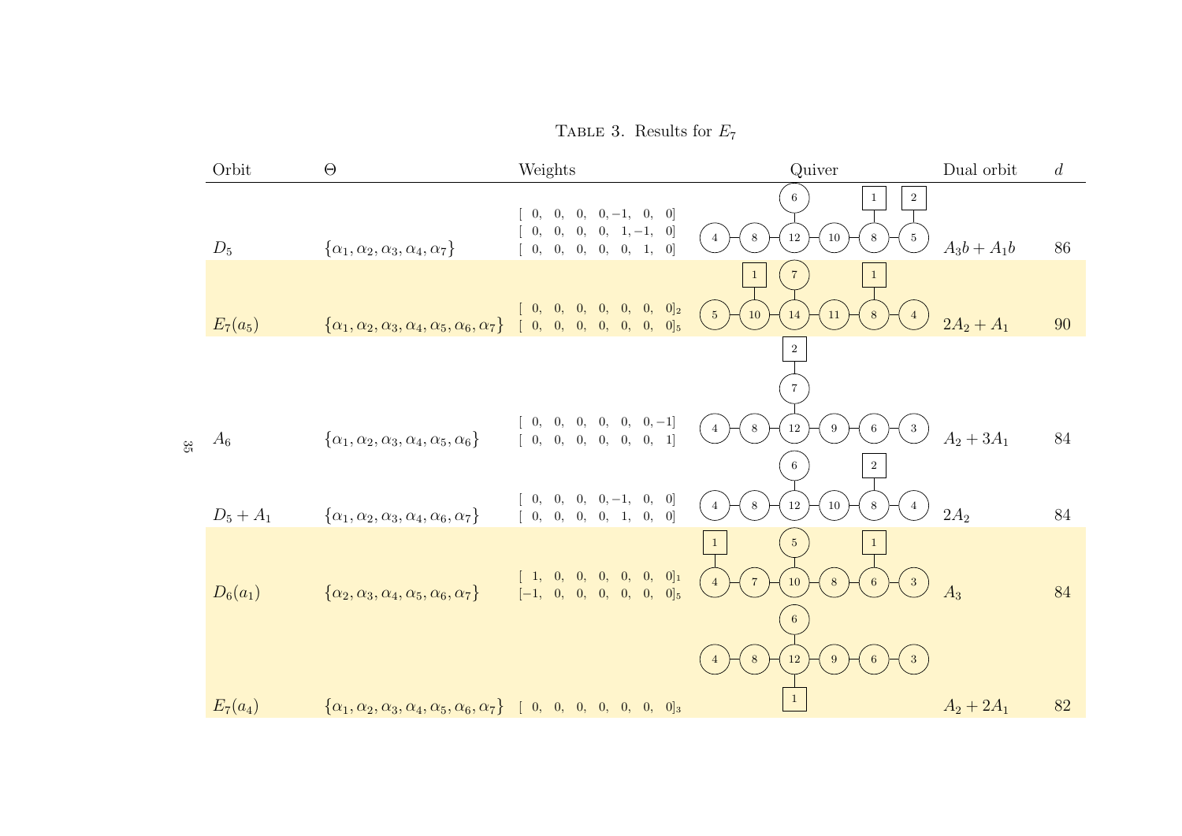TABLE 3. Results for $E_7$

| Orbit | $\Theta$ | Weights | Quiver | Dual orbit | $d$ |
|---|---|---|---|---|---|
| $D_5$ | $\{\alpha_1,\alpha_2,\alpha_3,\alpha_4,\alpha_7\}$ | $[\ 0,\ 0,\ 0,\ 0,-1,\ 0,\ 0]$ $[\ 0,\ 0,\ 0,\ 0,\ 1,-1,\ 0]$ $[\ 0,\ 0,\ 0,\ 0,\ 0,\ 1,\ 0]$ | Gauge: 4 – 8 – 12 – 10 – 8 – 5, with 6 attached to 12; flavors: 1 on 8, 2 on 5 | $A_3b+A_1b$ | 86 |
| $E_7(a_5)$ | $\{\alpha_1,\alpha_2,\alpha_3,\alpha_4,\alpha_5,\alpha_6,\alpha_7\}$ | $[\ 0,\ 0,\ 0,\ 0,\ 0,\ 0,\ 0]_2$ $[\ 0,\ 0,\ 0,\ 0,\ 0,\ 0,\ 0]_5$ | Gauge: 5 – 10 – 14 – 11 – 8 – 4, with 7 attached to 14; flavors: 1 on 10, 1 on 8 | $2A_2+A_1$ | 90 |
| $A_6$ | $\{\alpha_1,\alpha_2,\alpha_3,\alpha_4,\alpha_5,\alpha_6\}$ | $[\ 0,\ 0,\ 0,\ 0,\ 0,\ 0,-1]$ $[\ 0,\ 0,\ 0,\ 0,\ 0,\ 0,\ 1]$ | Gauge: 4 – 8 – 12 – 9 – 6 – 3, with 7 attached to 12; flavor: 2 on 7 | $A_2+3A_1$ | 84 |
| $D_5+A_1$ | $\{\alpha_1,\alpha_2,\alpha_3,\alpha_4,\alpha_6,\alpha_7\}$ | $[\ 0,\ 0,\ 0,\ 0,-1,\ 0,\ 0]$ $[\ 0,\ 0,\ 0,\ 0,\ 1,\ 0,\ 0]$ | Gauge: 4 – 8 – 12 – 10 – 8 – 4, with 6 attached to 12; flavor: 2 on 8 | $2A_2$ | 84 |
| $D_6(a_1)$ | $\{\alpha_2,\alpha_3,\alpha_4,\alpha_5,\alpha_6,\alpha_7\}$ | $[\ 1,\ 0,\ 0,\ 0,\ 0,\ 0,\ 0]_1$ $[-1,\ 0,\ 0,\ 0,\ 0,\ 0,\ 0]_5$ | Gauge: 4 – 7 – 10 – 8 – 6 – 3, with 5 attached to 10; flavors: 1 on 4, 1 on 6 | $A_3$ | 84 |
| $E_7(a_4)$ | $\{\alpha_1,\alpha_2,\alpha_3,\alpha_4,\alpha_5,\alpha_6,\alpha_7\}$ | $[\ 0,\ 0,\ 0,\ 0,\ 0,\ 0,\ 0]_3$ | Gauge: 4 – 8 – 12 – 9 – 6 – 3, with 6 attached to 12; flavor: 1 on 12 | $A_2+2A_1$ | 82 |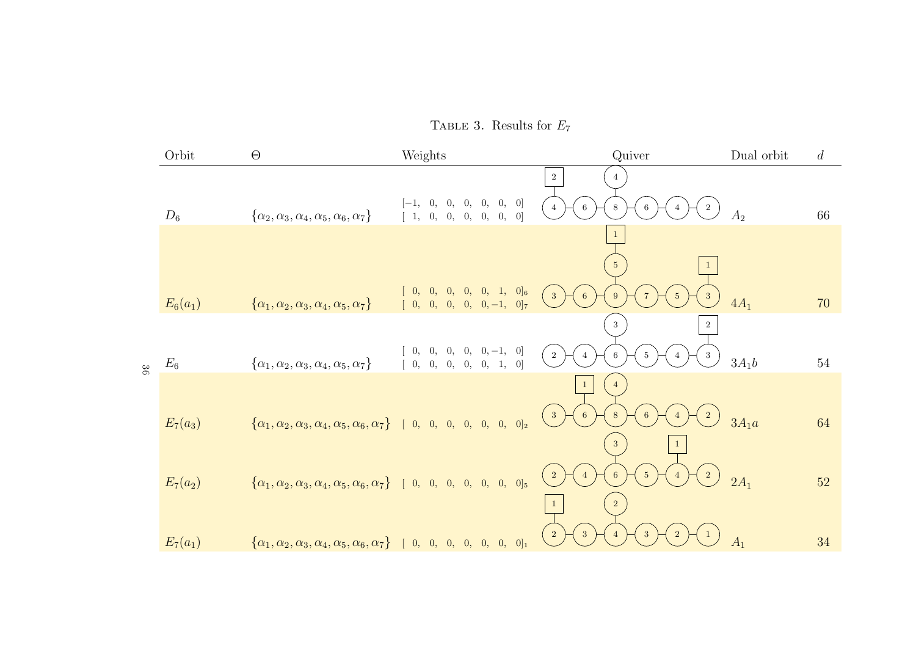Table 3. Results for $E_7$

| Orbit | $\Theta$ | Weights | Quiver | Dual orbit | $d$ |
|---|---|---|---|---|---|
| $D_6$ | $\{\alpha_2, \alpha_3, \alpha_4, \alpha_5, \alpha_6, \alpha_7\}$ | $[-1, 0, 0, 0, 0, 0, 0]$ $[1, 0, 0, 0, 0, 0, 0]$ | Gauge nodes: 4 – 6 – 8 – 6 – 4 – 2, with 4 attached to 8; flavor 2 attached to first 4 | $A_2$ | 66 |
| $E_6(a_1)$ | $\{\alpha_1, \alpha_2, \alpha_3, \alpha_4, \alpha_5, \alpha_7\}$ | $[0, 0, 0, 0, 0, 1, 0]_6$ $[0, 0, 0, 0, 0, -1, 0]_7$ | Gauge nodes: 3 – 6 – 9 – 7 – 5 – 3, with 5 attached to 9; flavor 1 attached to 5 (above 9); flavor 1 attached to last 3 | $4A_1$ | 70 |
| $E_6$ | $\{\alpha_1, \alpha_2, \alpha_3, \alpha_4, \alpha_5, \alpha_7\}$ | $[0, 0, 0, 0, 0, -1, 0]$ $[0, 0, 0, 0, 0, 1, 0]$ | Gauge nodes: 2 – 4 – 6 – 5 – 4 – 3, with 3 attached to 6; flavor 2 attached to last 3 | $3A_1b$ | 54 |
| $E_7(a_3)$ | $\{\alpha_1, \alpha_2, \alpha_3, \alpha_4, \alpha_5, \alpha_6, \alpha_7\}$ | $[0, 0, 0, 0, 0, 0, 0]_2$ | Gauge nodes: 3 – 6 – 8 – 6 – 4 – 2, with 4 attached to 8; flavor 1 attached to 6 (second node) | $3A_1a$ | 64 |
| $E_7(a_2)$ | $\{\alpha_1, \alpha_2, \alpha_3, \alpha_4, \alpha_5, \alpha_6, \alpha_7\}$ | $[0, 0, 0, 0, 0, 0, 0]_5$ | Gauge nodes: 2 – 4 – 6 – 5 – 4 – 2, with 3 attached to 6; flavor 1 attached to 4 (fifth node) | $2A_1$ | 52 |
| $E_7(a_1)$ | $\{\alpha_1, \alpha_2, \alpha_3, \alpha_4, \alpha_5, \alpha_6, \alpha_7\}$ | $[0, 0, 0, 0, 0, 0, 0]_1$ | Gauge nodes: 2 – 3 – 4 – 3 – 2 – 1, with 2 attached to 4; flavor 1 attached to first 2 | $A_1$ | 34 |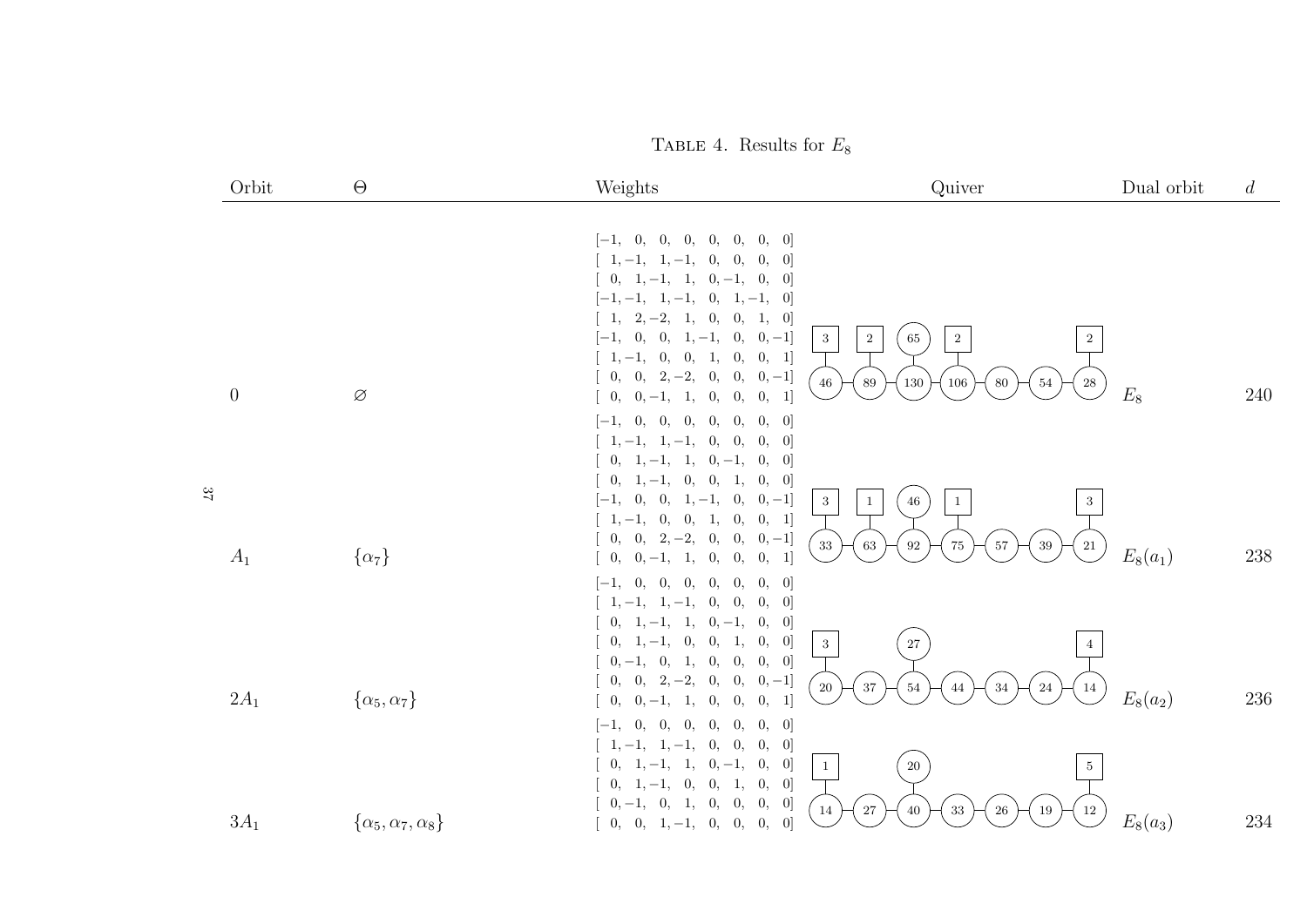**Table 4.** Results for $E_8$

| Orbit | $\Theta$ | Weights | Quiver | Dual orbit | $d$ |
|---|---|---|---|---|---|
| $0$ | $\varnothing$ | $[-1,\ 0,\ 0,\ 0,\ 0,\ 0,\ 0,\ 0]$ <br> $[\ 1,-1,\ 1,-1,\ 0,\ 0,\ 0,\ 0]$ <br> $[\ 0,\ 1,-1,\ 1,\ 0,-1,\ 0,\ 0]$ <br> $[-1,-1,\ 1,-1,\ 0,\ 1,-1,\ 0]$ <br> $[\ 1,\ 2,-2,\ 1,\ 0,\ 0,\ 1,\ 0]$ <br> $[-1,\ 0,\ 0,\ 1,-1,\ 0,\ 0,-1]$ <br> $[\ 1,-1,\ 0,\ 0,\ 1,\ 0,\ 0,\ 1]$ <br> $[\ 0,\ 0,\ 2,-2,\ 0,\ 0,\ 0,-1]$ <br> $[\ 0,\ 0,-1,\ 1,\ 0,\ 0,\ 0,\ 1]$ | Gauge nodes (chain): 46 – 89 – 130 – 106 – 80 – 54 – 28; gauge node 65 attached to 130; flavour nodes: 3 on 46, 2 on 89, 2 on 106, 2 on 28 | $E_8$ | 240 |
| $A_1$ | $\{\alpha_7\}$ | $[-1,\ 0,\ 0,\ 0,\ 0,\ 0,\ 0,\ 0]$ <br> $[\ 1,-1,\ 1,-1,\ 0,\ 0,\ 0,\ 0]$ <br> $[\ 0,\ 1,-1,\ 1,\ 0,-1,\ 0,\ 0]$ <br> $[\ 0,\ 1,-1,\ 0,\ 0,\ 1,\ 0,\ 0]$ <br> $[-1,\ 0,\ 0,\ 1,-1,\ 0,\ 0,-1]$ <br> $[\ 1,-1,\ 0,\ 0,\ 1,\ 0,\ 0,\ 1]$ <br> $[\ 0,\ 0,\ 2,-2,\ 0,\ 0,\ 0,-1]$ <br> $[\ 0,\ 0,-1,\ 1,\ 0,\ 0,\ 0,\ 1]$ | Gauge nodes (chain): 33 – 63 – 92 – 75 – 57 – 39 – 21; gauge node 46 attached to 92; flavour nodes: 3 on 33, 1 on 63, 1 on 75, 3 on 21 | $E_8(a_1)$ | 238 |
| $2A_1$ | $\{\alpha_5, \alpha_7\}$ | $[-1,\ 0,\ 0,\ 0,\ 0,\ 0,\ 0,\ 0]$ <br> $[\ 1,-1,\ 1,-1,\ 0,\ 0,\ 0,\ 0]$ <br> $[\ 0,\ 1,-1,\ 1,\ 0,-1,\ 0,\ 0]$ <br> $[\ 0,\ 1,-1,\ 0,\ 0,\ 1,\ 0,\ 0]$ <br> $[\ 0,-1,\ 0,\ 1,\ 0,\ 0,\ 0,\ 0]$ <br> $[\ 0,\ 0,\ 2,-2,\ 0,\ 0,\ 0,-1]$ <br> $[\ 0,\ 0,-1,\ 1,\ 0,\ 0,\ 0,\ 1]$ | Gauge nodes (chain): 20 – 37 – 54 – 44 – 34 – 24 – 14; gauge node 27 attached to 54; flavour nodes: 3 on 20, 4 on 14 | $E_8(a_2)$ | 236 |
| $3A_1$ | $\{\alpha_5, \alpha_7, \alpha_8\}$ | $[-1,\ 0,\ 0,\ 0,\ 0,\ 0,\ 0,\ 0]$ <br> $[\ 1,-1,\ 1,-1,\ 0,\ 0,\ 0,\ 0]$ <br> $[\ 0,\ 1,-1,\ 1,\ 0,-1,\ 0,\ 0]$ <br> $[\ 0,\ 1,-1,\ 0,\ 0,\ 1,\ 0,\ 0]$ <br> $[\ 0,-1,\ 0,\ 1,\ 0,\ 0,\ 0,\ 0]$ <br> $[\ 0,\ 0,\ 1,-1,\ 0,\ 0,\ 0,\ 0]$ | Gauge nodes (chain): 14 – 27 – 40 – 33 – 26 – 19 – 12; gauge node 20 attached to 40; flavour nodes: 1 on 14, 5 on 12 | $E_8(a_3)$ | 234 |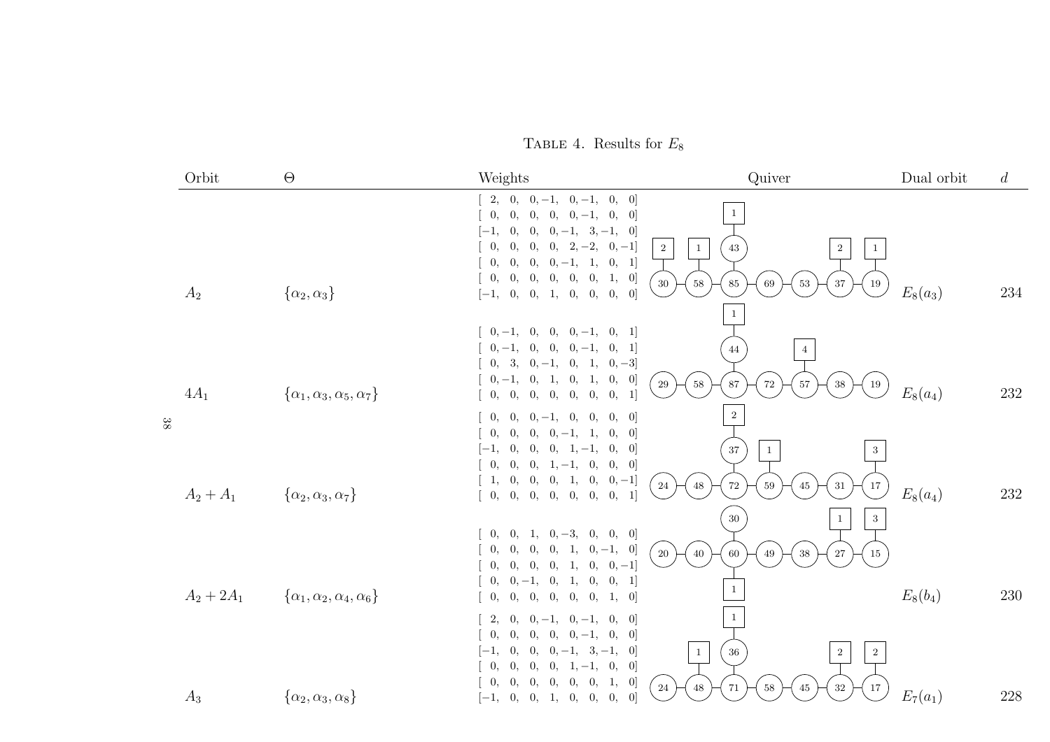Table 4. Results for $E_8$

| Orbit | $\Theta$ | Weights | Quiver | Dual orbit | $d$ |
| --- | --- | --- | --- | --- | --- |
| $A_2$ | $\{\alpha_2, \alpha_3\}$ | [ 2, 0, 0, −1, 0, −1, 0, 0] [ 0, 0, 0, 0, 0, −1, 0, 0] [−1, 0, 0, 0, −1, 3, −1, 0] [ 0, 0, 0, 0, 2, −2, 0, −1] [ 0, 0, 0, 0, −1, 1, 0, 1] [ 0, 0, 0, 0, 0, 0, 1, 0] [−1, 0, 0, 1, 0, 0, 0, 0] | | $E_8(a_3)$ | 234 |
| $4A_1$ | $\{\alpha_1, \alpha_3, \alpha_5, \alpha_7\}$ | [ 0, −1, 0, 0, 0, −1, 0, 1] [ 0, −1, 0, 0, 0, −1, 0, 1] [ 0, 3, 0, −1, 0, 1, 0, −3] [ 0, −1, 0, 1, 0, 1, 0, 0] [ 0, 0, 0, 0, 0, 0, 0, 1] | | $E_8(a_4)$ | 232 |
| $A_2 + A_1$ | $\{\alpha_2, \alpha_3, \alpha_7\}$ | [ 0, 0, 0, −1, 0, 0, 0, 0] [ 0, 0, 0, 0, −1, 1, 0, 0] [−1, 0, 0, 0, 1, −1, 0, 0] [ 0, 0, 0, 1, −1, 0, 0, 0] [ 1, 0, 0, 0, 1, 0, 0, −1] [ 0, 0, 0, 0, 0, 0, 0, 1] | | $E_8(a_4)$ | 232 |
| $A_2 + 2A_1$ | $\{\alpha_1, \alpha_2, \alpha_4, \alpha_6\}$ | [ 0, 0, 1, 0, −3, 0, 0, 0] [ 0, 0, 0, 0, 1, 0, −1, 0] [ 0, 0, 0, 0, 1, 0, 0, −1] [ 0, 0, −1, 0, 1, 0, 0, 1] [ 0, 0, 0, 0, 0, 0, 1, 0] | | $E_8(b_4)$ | 230 |
| $A_3$ | $\{\alpha_2, \alpha_3, \alpha_8\}$ | [ 2, 0, 0, −1, 0, −1, 0, 0] [ 0, 0, 0, 0, 0, −1, 0, 0] [−1, 0, 0, 0, −1, 3, −1, 0] [ 0, 0, 0, 0, 1, −1, 0, 0] [ 0, 0, 0, 0, 0, 0, 1, 0] [−1, 0, 0, 1, 0, 0, 0, 0] | | $E_7(a_1)$ | 228 |

Quivers (gauge nodes along the main chain from left to right; branch node attached to the third chain node; flavor nodes in boxes):

- $A_2$: chain 30 – 58 – 85 – 69 – 53 – 37 – 19; branch node 43 attached to 85, with flavor 1 on 43; flavors: 2 on 30, 1 on 58, 2 on 37, 1 on 19.
- $4A_1$: chain 29 – 58 – 87 – 72 – 57 – 38 – 19; branch node 44 attached to 87, with flavor 1 on 44; flavor 4 on 57.
- $A_2 + A_1$: chain 24 – 48 – 72 – 59 – 45 – 31 – 17; branch node 37 attached to 72, with flavor 2 on 37; flavors: 1 on 59, 3 on 17.
- $A_2 + 2A_1$: chain 20 – 40 – 60 – 49 – 38 – 27 – 15; branch node 30 attached to 60; flavors: 1 on 60, 1 on 27, 3 on 15.
- $A_3$: chain 24 – 48 – 71 – 58 – 45 – 32 – 17; branch node 36 attached to 71, with flavor 1 on 36; flavors: 1 on 48, 2 on 32, 2 on 17.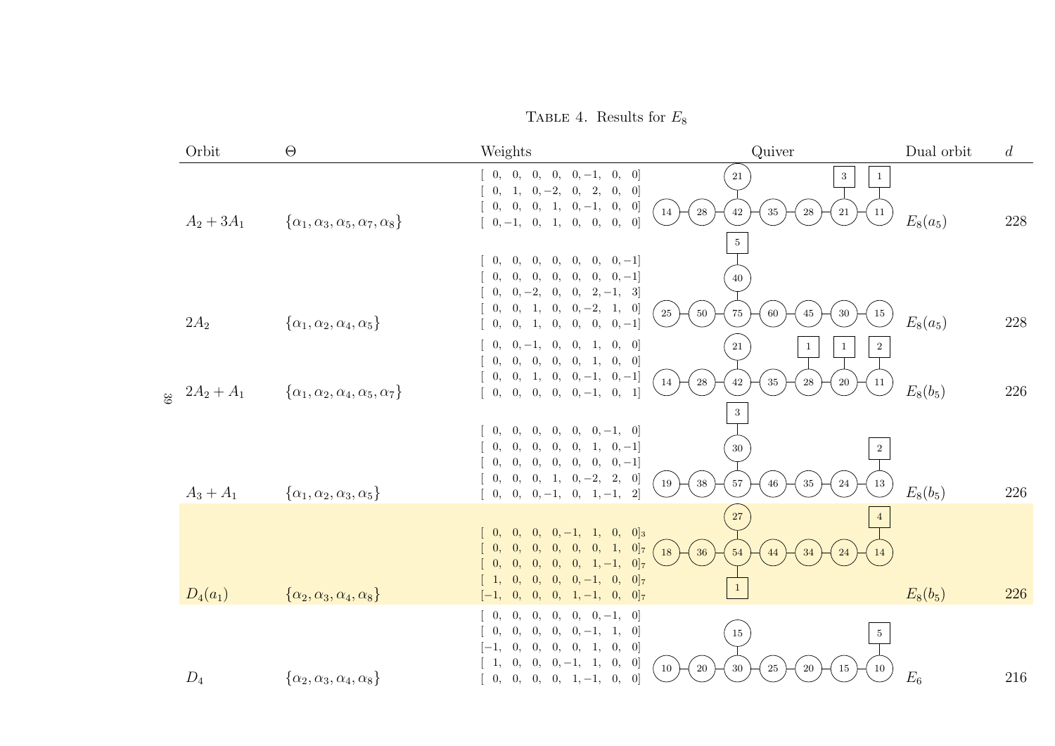TABLE 4. Results for $E_8$

| Orbit | $\Theta$ | Weights | Quiver | Dual orbit | $d$ |
|---|---|---|---|---|---|
| $A_2+3A_1$ | $\{\alpha_1,\alpha_3,\alpha_5,\alpha_7,\alpha_8\}$ | $[\ 0,\ 0,\ 0,\ 0,\ 0,-1,\ 0,\ 0]$ <br> $[\ 0,\ 1,\ 0,-2,\ 0,\ 2,\ 0,\ 0]$ <br> $[\ 0,\ 0,\ 0,\ 1,\ 0,-1,\ 0,\ 0]$ <br> $[\ 0,-1,\ 0,\ 1,\ 0,\ 0,\ 0,\ 0]$ | Chain: 14 – 28 – 42 – 35 – 28 – 21 – 11; node 21 attached to 42; framing 3 on 21, framing 1 on 11 | $E_8(a_5)$ | 228 |
| $2A_2$ | $\{\alpha_1,\alpha_2,\alpha_4,\alpha_5\}$ | $[\ 0,\ 0,\ 0,\ 0,\ 0,\ 0,\ 0,-1]$ <br> $[\ 0,\ 0,\ 0,\ 0,\ 0,\ 0,\ 0,-1]$ <br> $[\ 0,\ 0,-2,\ 0,\ 0,\ 2,-1,\ 3]$ <br> $[\ 0,\ 0,\ 1,\ 0,\ 0,-2,\ 1,\ 0]$ <br> $[\ 0,\ 0,\ 1,\ 0,\ 0,\ 0,\ 0,-1]$ | Chain: 25 – 50 – 75 – 60 – 45 – 30 – 15; node 40 attached to 75; framing 5 on 40 | $E_8(a_5)$ | 228 |
| $2A_2+A_1$ | $\{\alpha_1,\alpha_2,\alpha_4,\alpha_5,\alpha_7\}$ | $[\ 0,\ 0,-1,\ 0,\ 0,\ 1,\ 0,\ 0]$ <br> $[\ 0,\ 0,\ 0,\ 0,\ 0,\ 1,\ 0,\ 0]$ <br> $[\ 0,\ 0,\ 1,\ 0,\ 0,-1,\ 0,-1]$ <br> $[\ 0,\ 0,\ 0,\ 0,\ 0,-1,\ 0,\ 1]$ | Chain: 14 – 28 – 42 – 35 – 28 – 20 – 11; node 21 attached to 42; framing 1 on 28, framing 1 on 20, framing 2 on 11 | $E_8(b_5)$ | 226 |
| $A_3+A_1$ | $\{\alpha_1,\alpha_2,\alpha_3,\alpha_5\}$ | $[\ 0,\ 0,\ 0,\ 0,\ 0,\ 0,-1,\ 0]$ <br> $[\ 0,\ 0,\ 0,\ 0,\ 0,\ 1,\ 0,-1]$ <br> $[\ 0,\ 0,\ 0,\ 0,\ 0,\ 0,\ 0,-1]$ <br> $[\ 0,\ 0,\ 0,\ 1,\ 0,-2,\ 2,\ 0]$ <br> $[\ 0,\ 0,\ 0,-1,\ 0,\ 1,-1,\ 2]$ | Chain: 19 – 38 – 57 – 46 – 35 – 24 – 13; node 30 attached to 57; framing 3 on 30, framing 2 on 13 | $E_8(b_5)$ | 226 |
| $D_4(a_1)$ | $\{\alpha_2,\alpha_3,\alpha_4,\alpha_8\}$ | $[\ 0,\ 0,\ 0,\ 0,-1,\ 1,\ 0,\ 0]_3$ <br> $[\ 0,\ 0,\ 0,\ 0,\ 0,\ 0,\ 1,\ 0]_7$ <br> $[\ 0,\ 0,\ 0,\ 0,\ 0,\ 1,-1,\ 0]_7$ <br> $[\ 1,\ 0,\ 0,\ 0,\ 0,-1,\ 0,\ 0]_7$ <br> $[-1,\ 0,\ 0,\ 0,\ 1,-1,\ 0,\ 0]_7$ | Chain: 18 – 36 – 54 – 44 – 34 – 24 – 14; node 27 attached to 54; framing 1 on 54, framing 4 on 14 | $E_8(b_5)$ | 226 |
| $D_4$ | $\{\alpha_2,\alpha_3,\alpha_4,\alpha_8\}$ | $[\ 0,\ 0,\ 0,\ 0,\ 0,\ 0,-1,\ 0]$ <br> $[\ 0,\ 0,\ 0,\ 0,\ 0,-1,\ 1,\ 0]$ <br> $[-1,\ 0,\ 0,\ 0,\ 0,\ 1,\ 0,\ 0]$ <br> $[\ 1,\ 0,\ 0,\ 0,-1,\ 1,\ 0,\ 0]$ <br> $[\ 0,\ 0,\ 0,\ 0,\ 1,-1,\ 0,\ 0]$ | Chain: 10 – 20 – 30 – 25 – 20 – 15 – 10; node 15 attached to 30; framing 5 on 10 | $E_6$ | 216 |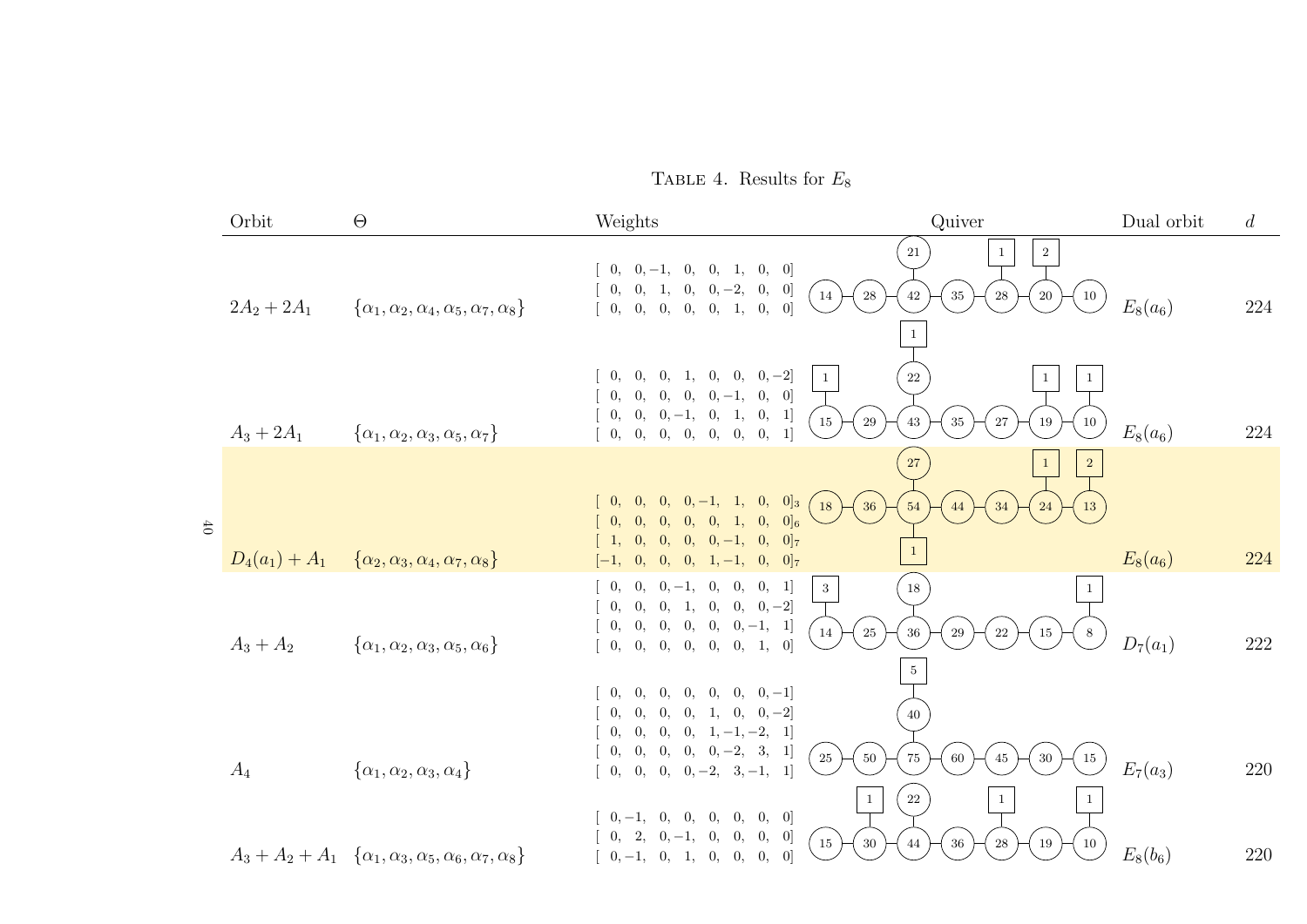TABLE 4. Results for $E_8$

| Orbit | $\Theta$ | Weights | Quiver | Dual orbit | $d$ |
|---|---|---|---|---|---|
| $2A_2+2A_1$ | $\{\alpha_1,\alpha_2,\alpha_4,\alpha_5,\alpha_7,\alpha_8\}$ | [ 0, 0, −1, 0, 0, 1, 0, 0]<br>[ 0, 0, 1, 0, 0, −2, 0, 0]<br>[ 0, 0, 0, 0, 0, 1, 0, 0] | Gauge chain: 14 – 28 – 42 – 35 – 28 – 20 – 10; node 21 attached to 42; flavor [1] on 28 (fifth node); flavor [2] on 20 | $E_8(a_6)$ | 224 |
| $A_3+2A_1$ | $\{\alpha_1,\alpha_2,\alpha_3,\alpha_5,\alpha_7\}$ | [ 0, 0, 0, 1, 0, 0, 0, −2]<br>[ 0, 0, 0, 0, 0, −1, 0, 0]<br>[ 0, 0, 0, −1, 0, 1, 0, 1]<br>[ 0, 0, 0, 0, 0, 0, 0, 1] | Gauge chain: 15 – 29 – 43 – 35 – 27 – 19 – 10; node 22 attached to 43; flavor [1] on 22; flavor [1] on 15; flavor [1] on 19; flavor [1] on 10 | $E_8(a_6)$ | 224 |
| $D_4(a_1)+A_1$ | $\{\alpha_2,\alpha_3,\alpha_4,\alpha_7,\alpha_8\}$ | $[\ 0,\ 0,\ 0,\ 0,-1,\ 1,\ 0,\ 0]_3$<br>$[\ 0,\ 0,\ 0,\ 0,\ 0,\ 1,\ 0,\ 0]_6$<br>$[\ 1,\ 0,\ 0,\ 0,\ 0,-1,\ 0,\ 0]_7$<br>$[-1,\ 0,\ 0,\ 0,\ 1,-1,\ 0,\ 0]_7$ | Gauge chain: 18 – 36 – 54 – 44 – 34 – 24 – 13; node 27 attached to 54; flavor [1] on 54; flavor [1] on 24; flavor [2] on 13 | $E_8(a_6)$ | 224 |
| $A_3+A_2$ | $\{\alpha_1,\alpha_2,\alpha_3,\alpha_5,\alpha_6\}$ | [ 0, 0, 0, −1, 0, 0, 0, 1]<br>[ 0, 0, 0, 1, 0, 0, 0, −2]<br>[ 0, 0, 0, 0, 0, 0, −1, 1]<br>[ 0, 0, 0, 0, 0, 0, 1, 0] | Gauge chain: 14 – 25 – 36 – 29 – 22 – 15 – 8; node 18 attached to 36; flavor [3] on 14; flavor [1] on 8 | $D_7(a_1)$ | 222 |
| $A_4$ | $\{\alpha_1,\alpha_2,\alpha_3,\alpha_4\}$ | [ 0, 0, 0, 0, 0, 0, 0, −1]<br>[ 0, 0, 0, 0, 1, 0, 0, −2]<br>[ 0, 0, 0, 0, 1, −1, −2, 1]<br>[ 0, 0, 0, 0, 0, −2, 3, 1]<br>[ 0, 0, 0, 0, −2, 3, −1, 1] | Gauge chain: 25 – 50 – 75 – 60 – 45 – 30 – 15; node 40 attached to 75; flavor [5] on 40 | $E_7(a_3)$ | 220 |
| $A_3+A_2+A_1$ | $\{\alpha_1,\alpha_3,\alpha_5,\alpha_6,\alpha_7,\alpha_8\}$ | [ 0, −1, 0, 0, 0, 0, 0, 0]<br>[ 0, 2, 0, −1, 0, 0, 0, 0]<br>[ 0, −1, 0, 1, 0, 0, 0, 0] | Gauge chain: 15 – 30 – 44 – 36 – 28 – 19 – 10; node 22 attached to 44; flavor [1] on 30; flavor [1] on 28; flavor [1] on 10 | $E_8(b_6)$ | 220 |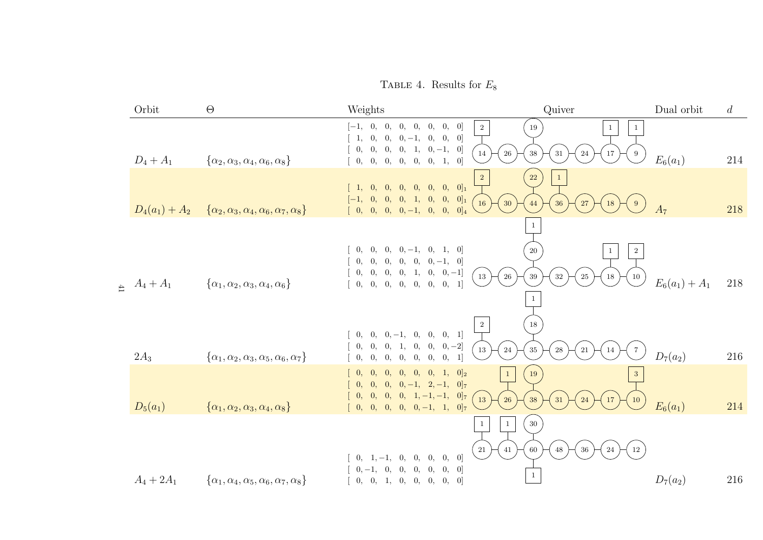TABLE 4. Results for $E_8$

| Orbit | $\Theta$ | Weights | Quiver | Dual orbit | $d$ |
| --- | --- | --- | --- | --- | --- |
| $D_4 + A_1$ | $\{\alpha_2, \alpha_3, \alpha_4, \alpha_6, \alpha_8\}$ | $[-1, 0, 0, 0, 0, 0, 0, 0]$ $[1, 0, 0, 0, -1, 0, 0, 0]$ $[0, 0, 0, 0, 1, 0, -1, 0]$ $[0, 0, 0, 0, 0, 0, 1, 0]$ | Chain: 14 – 26 – 38 – 31 – 24 – 17 – 9; node 19 attached to 38; flavors: 2 on 14, 1 on 17, 1 on 9 | $E_6(a_1)$ | 214 |
| $D_4(a_1) + A_2$ | $\{\alpha_2, \alpha_3, \alpha_4, \alpha_6, \alpha_7, \alpha_8\}$ | $[1, 0, 0, 0, 0, 0, 0, 0]_1$ $[-1, 0, 0, 0, 1, 0, 0, 0]_1$ $[0, 0, 0, 0, -1, 0, 0, 0]_4$ | Chain: 16 – 30 – 44 – 36 – 27 – 18 – 9; node 22 attached to 44; flavors: 2 on 16, 1 on 36 | $A_7$ | 218 |
| $A_4 + A_1$ | $\{\alpha_1, \alpha_2, \alpha_3, \alpha_4, \alpha_6\}$ | $[0, 0, 0, 0, -1, 0, 1, 0]$ $[0, 0, 0, 0, 0, 0, -1, 0]$ $[0, 0, 0, 0, 1, 0, 0, -1]$ $[0, 0, 0, 0, 0, 0, 0, 1]$ | Chain: 13 – 26 – 39 – 32 – 25 – 18 – 10; node 20 attached to 39; flavors: 1 on 20, 1 on 18, 2 on 10 | $E_6(a_1) + A_1$ | 218 |
| $2A_3$ | $\{\alpha_1, \alpha_2, \alpha_3, \alpha_5, \alpha_6, \alpha_7\}$ | $[0, 0, 0, -1, 0, 0, 0, 1]$ $[0, 0, 0, 1, 0, 0, 0, -2]$ $[0, 0, 0, 0, 0, 0, 0, 1]$ | Chain: 13 – 24 – 35 – 28 – 21 – 14 – 7; node 18 attached to 35; flavors: 1 on 18, 2 on 13 | $D_7(a_2)$ | 216 |
| $D_5(a_1)$ | $\{\alpha_1, \alpha_2, \alpha_3, \alpha_4, \alpha_8\}$ | $[0, 0, 0, 0, 0, 0, 1, 0]_2$ $[0, 0, 0, 0, -1, 2, -1, 0]_7$ $[0, 0, 0, 0, 1, -1, -1, 0]_7$ $[0, 0, 0, 0, 0, -1, 1, 0]_7$ | Chain: 13 – 26 – 38 – 31 – 24 – 17 – 10; node 19 attached to 38; flavors: 1 on 26, 3 on 10 | $E_6(a_1)$ | 214 |
| $A_4 + 2A_1$ | $\{\alpha_1, \alpha_4, \alpha_5, \alpha_6, \alpha_7, \alpha_8\}$ | $[0, 1, -1, 0, 0, 0, 0, 0]$ $[0, -1, 0, 0, 0, 0, 0, 0]$ $[0, 0, 1, 0, 0, 0, 0, 0]$ | Chain: 21 – 41 – 60 – 48 – 36 – 24 – 12; node 30 attached to 60; flavors: 1 on 21, 1 on 41, 1 on 60 | $D_7(a_2)$ | 216 |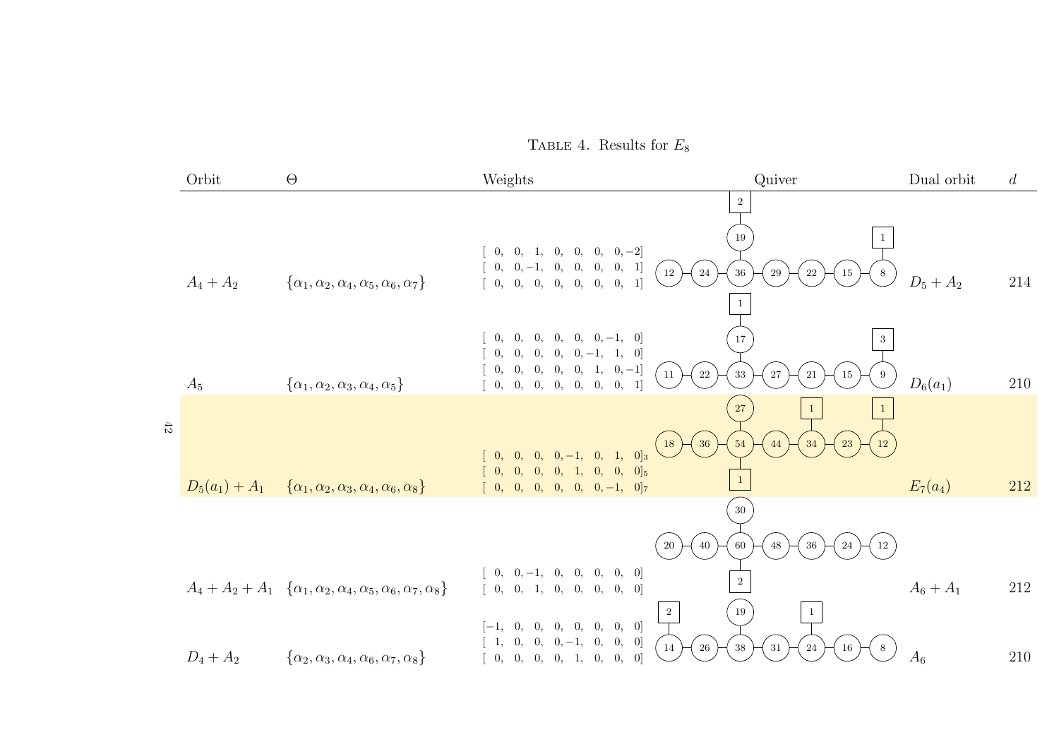Table 4. Results for $E_8$

| Orbit | $\Theta$ | Weights | Quiver | Dual orbit | $d$ |
|---|---|---|---|---|---|
| $A_4+A_2$ | $\{\alpha_1,\alpha_2,\alpha_4,\alpha_5,\alpha_6,\alpha_7\}$ | $[\ 0,\ 0,\ 1,\ 0,\ 0,\ 0,\ 0,-2]$ <br> $[\ 0,\ 0,-1,\ 0,\ 0,\ 0,\ 0,\ 1]$ <br> $[\ 0,\ 0,\ 0,\ 0,\ 0,\ 0,\ 0,\ 1]$ | Gauge nodes: 12 – 24 – 36 – 29 – 22 – 15 – 8, with 19 attached to 36; flavor nodes: 2 on 19, 1 on 8 | $D_5+A_2$ | 214 |
| $A_5$ | $\{\alpha_1,\alpha_2,\alpha_3,\alpha_4,\alpha_5\}$ | $[\ 0,\ 0,\ 0,\ 0,\ 0,\ 0,-1,\ 0]$ <br> $[\ 0,\ 0,\ 0,\ 0,\ 0,-1,\ 1,\ 0]$ <br> $[\ 0,\ 0,\ 0,\ 0,\ 0,\ 1,\ 0,-1]$ <br> $[\ 0,\ 0,\ 0,\ 0,\ 0,\ 0,\ 0,\ 1]$ | Gauge nodes: 11 – 22 – 33 – 27 – 21 – 15 – 9, with 17 attached to 33; flavor nodes: 1 on 17, 3 on 9 | $D_6(a_1)$ | 210 |
| $D_5(a_1)+A_1$ | $\{\alpha_1,\alpha_2,\alpha_3,\alpha_4,\alpha_6,\alpha_8\}$ | $[\ 0,\ 0,\ 0,\ 0,-1,\ 0,\ 1,\ 0]_3$ <br> $[\ 0,\ 0,\ 0,\ 0,\ 1,\ 0,\ 0,\ 0]_5$ <br> $[\ 0,\ 0,\ 0,\ 0,\ 0,\ 0,-1,\ 0]_7$ | Gauge nodes: 18 – 36 – 54 – 44 – 34 – 23 – 12, with 27 attached to 54; flavor nodes: 1 on 54, 1 on 34, 1 on 12 | $E_7(a_4)$ | 212 |
| $A_4+A_2+A_1$ | $\{\alpha_1,\alpha_2,\alpha_4,\alpha_5,\alpha_6,\alpha_7,\alpha_8\}$ | $[\ 0,\ 0,-1,\ 0,\ 0,\ 0,\ 0,\ 0]$ <br> $[\ 0,\ 0,\ 1,\ 0,\ 0,\ 0,\ 0,\ 0]$ | Gauge nodes: 20 – 40 – 60 – 48 – 36 – 24 – 12, with 30 attached to 60; flavor node: 2 on 60 | $A_6+A_1$ | 212 |
| $D_4+A_2$ | $\{\alpha_2,\alpha_3,\alpha_4,\alpha_6,\alpha_7,\alpha_8\}$ | $[-1,\ 0,\ 0,\ 0,\ 0,\ 0,\ 0,\ 0]$ <br> $[\ 1,\ 0,\ 0,\ 0,-1,\ 0,\ 0,\ 0]$ <br> $[\ 0,\ 0,\ 0,\ 0,\ 1,\ 0,\ 0,\ 0]$ | Gauge nodes: 14 – 26 – 38 – 31 – 24 – 16 – 8, with 19 attached to 38; flavor nodes: 2 on 14, 1 on 24 | $A_6$ | 210 |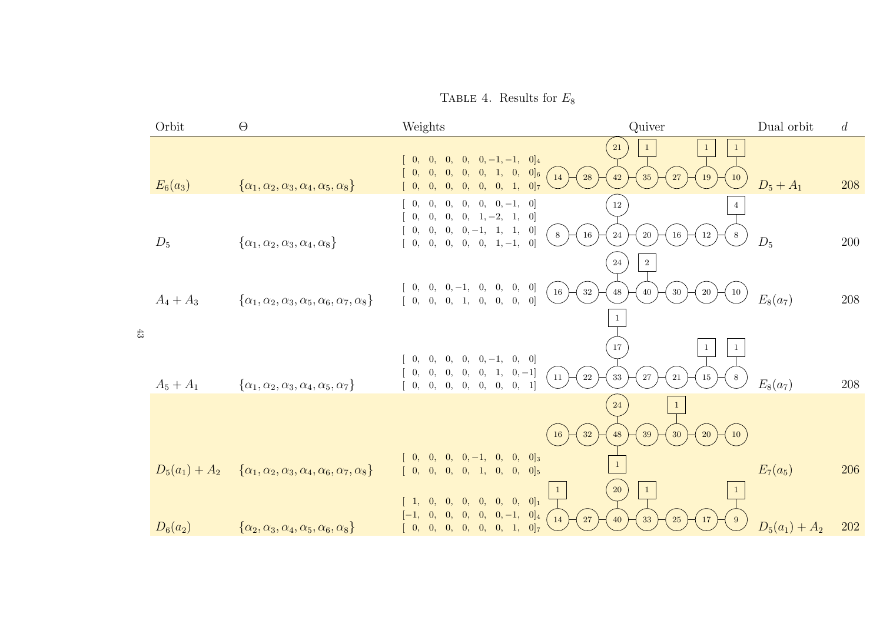TABLE 4. Results for $E_8$

| Orbit | $\Theta$ | Weights | Quiver | Dual orbit | $d$ |
|---|---|---|---|---|---|
| $E_6(a_3)$ | $\{\alpha_1, \alpha_2, \alpha_3, \alpha_4, \alpha_5, \alpha_8\}$ | $[\ 0,\ 0,\ 0,\ 0,\ 0,-1,-1,\ 0]_4$<br>$[\ 0,\ 0,\ 0,\ 0,\ 0,\ 1,\ 0,\ 0]_6$<br>$[\ 0,\ 0,\ 0,\ 0,\ 0,\ 0,\ 1,\ 0]_7$ | Chain: (14)–(28)–(42)–(35)–(27)–(19)–(10); (21) attached to (42); flavor [1] on (35), [1] on (19), [1] on (10) | $D_5 + A_1$ | 208 |
| $D_5$ | $\{\alpha_1, \alpha_2, \alpha_3, \alpha_4, \alpha_8\}$ | $[\ 0,\ 0,\ 0,\ 0,\ 0,\ 0,-1,\ 0]$<br>$[\ 0,\ 0,\ 0,\ 0,\ 1,-2,\ 1,\ 0]$<br>$[\ 0,\ 0,\ 0,\ 0,-1,\ 1,\ 1,\ 0]$<br>$[\ 0,\ 0,\ 0,\ 0,\ 0,\ 1,-1,\ 0]$ | Chain: (8)–(16)–(24)–(20)–(16)–(12)–(8); (12) attached to (24); flavor [4] on (8) | $D_5$ | 200 |
| $A_4 + A_3$ | $\{\alpha_1, \alpha_2, \alpha_3, \alpha_5, \alpha_6, \alpha_7, \alpha_8\}$ | $[\ 0,\ 0,\ 0,-1,\ 0,\ 0,\ 0,\ 0]$<br>$[\ 0,\ 0,\ 0,\ 1,\ 0,\ 0,\ 0,\ 0]$ | Chain: (16)–(32)–(48)–(40)–(30)–(20)–(10); (24) attached to (48); flavor [2] on (40) | $E_8(a_7)$ | 208 |
| $A_5 + A_1$ | $\{\alpha_1, \alpha_2, \alpha_3, \alpha_4, \alpha_5, \alpha_7\}$ | $[\ 0,\ 0,\ 0,\ 0,\ 0,-1,\ 0,\ 0]$<br>$[\ 0,\ 0,\ 0,\ 0,\ 0,\ 1,\ 0,-1]$<br>$[\ 0,\ 0,\ 0,\ 0,\ 0,\ 0,\ 0,\ 1]$ | Chain: (11)–(22)–(33)–(27)–(21)–(15)–(8); (17) attached to (33); flavor [1] on (17), [1] on (15), [1] on (8) | $E_8(a_7)$ | 208 |
| $D_5(a_1) + A_2$ | $\{\alpha_1, \alpha_2, \alpha_3, \alpha_4, \alpha_6, \alpha_7, \alpha_8\}$ | $[\ 0,\ 0,\ 0,\ 0,-1,\ 0,\ 0,\ 0]_3$<br>$[\ 0,\ 0,\ 0,\ 0,\ 1,\ 0,\ 0,\ 0]_5$ | Chain: (16)–(32)–(48)–(39)–(30)–(20)–(10); (24) attached to (48); flavor [1] on (48), [1] on (30) | $E_7(a_5)$ | 206 |
| $D_6(a_2)$ | $\{\alpha_2, \alpha_3, \alpha_4, \alpha_5, \alpha_6, \alpha_8\}$ | $[\ 1,\ 0,\ 0,\ 0,\ 0,\ 0,\ 0,\ 0]_1$<br>$[-1,\ 0,\ 0,\ 0,\ 0,\ 0,-1,\ 0]_4$<br>$[\ 0,\ 0,\ 0,\ 0,\ 0,\ 0,\ 1,\ 0]_7$ | Chain: (14)–(27)–(40)–(33)–(25)–(17)–(9); (20) attached to (40); flavor [1] on (14), [1] on (33), [1] on (9) | $D_5(a_1) + A_2$ | 202 |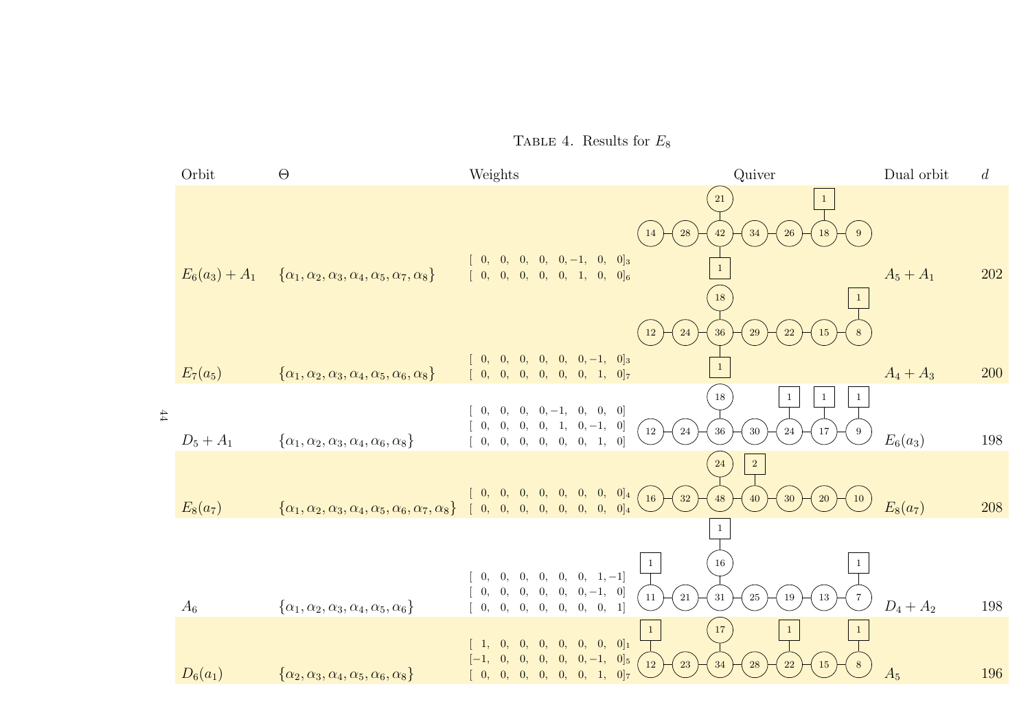TABLE 4. Results for $E_8$

| Orbit | $\Theta$ | Weights | Quiver | Dual orbit | $d$ |
|---|---|---|---|---|---|
| $E_6(a_3)+A_1$ | $\{\alpha_1,\alpha_2,\alpha_3,\alpha_4,\alpha_5,\alpha_7,\alpha_8\}$ | $[\ 0,\ 0,\ 0,\ 0,\ 0,-1,\ 0,\ 0]_3$ <br> $[\ 0,\ 0,\ 0,\ 0,\ 0,\ 1,\ 0,\ 0]_6$ | Main chain: 14 – 28 – 42 – 34 – 26 – 18 – 9; node 21 attached above 42; flavor 1 attached below 42; flavor 1 attached above 18 | $A_5+A_1$ | 202 |
| $E_7(a_5)$ | $\{\alpha_1,\alpha_2,\alpha_3,\alpha_4,\alpha_5,\alpha_6,\alpha_8\}$ | $[\ 0,\ 0,\ 0,\ 0,\ 0,\ 0,-1,\ 0]_3$ <br> $[\ 0,\ 0,\ 0,\ 0,\ 0,\ 0,\ 1,\ 0]_7$ | Main chain: 12 – 24 – 36 – 29 – 22 – 15 – 8; node 18 attached above 36; flavor 1 attached below 36; flavor 1 attached above 8 | $A_4+A_3$ | 200 |
| $D_5+A_1$ | $\{\alpha_1,\alpha_2,\alpha_3,\alpha_4,\alpha_6,\alpha_8\}$ | $[\ 0,\ 0,\ 0,\ 0,-1,\ 0,\ 0,\ 0]$ <br> $[\ 0,\ 0,\ 0,\ 0,\ 1,\ 0,-1,\ 0]$ <br> $[\ 0,\ 0,\ 0,\ 0,\ 0,\ 0,\ 1,\ 0]$ | Main chain: 12 – 24 – 36 – 30 – 24 – 17 – 9; node 18 attached above 36; flavor 1 attached above 24 (fifth node); flavor 1 attached above 17; flavor 1 attached above 9 | $E_6(a_3)$ | 198 |
| $E_8(a_7)$ | $\{\alpha_1,\alpha_2,\alpha_3,\alpha_4,\alpha_5,\alpha_6,\alpha_7,\alpha_8\}$ | $[\ 0,\ 0,\ 0,\ 0,\ 0,\ 0,\ 0,\ 0]_4$ <br> $[\ 0,\ 0,\ 0,\ 0,\ 0,\ 0,\ 0,\ 0]_4$ | Main chain: 16 – 32 – 48 – 40 – 30 – 20 – 10; node 24 attached above 48; flavor 2 attached above 40 | $E_8(a_7)$ | 208 |
| $A_6$ | $\{\alpha_1,\alpha_2,\alpha_3,\alpha_4,\alpha_5,\alpha_6\}$ | $[\ 0,\ 0,\ 0,\ 0,\ 0,\ 0,\ 1,-1]$ <br> $[\ 0,\ 0,\ 0,\ 0,\ 0,\ 0,-1,\ 0]$ <br> $[\ 0,\ 0,\ 0,\ 0,\ 0,\ 0,\ 0,\ 1]$ | Main chain: 11 – 21 – 31 – 25 – 19 – 13 – 7; node 16 attached above 31; flavor 1 attached above 16; flavor 1 attached above 11; flavor 1 attached above 7 | $D_4+A_2$ | 198 |
| $D_6(a_1)$ | $\{\alpha_2,\alpha_3,\alpha_4,\alpha_5,\alpha_6,\alpha_8\}$ | $[\ 1,\ 0,\ 0,\ 0,\ 0,\ 0,\ 0,\ 0]_1$ <br> $[-1,\ 0,\ 0,\ 0,\ 0,\ 0,-1,\ 0]_5$ <br> $[\ 0,\ 0,\ 0,\ 0,\ 0,\ 0,\ 1,\ 0]_7$ | Main chain: 12 – 23 – 34 – 28 – 22 – 15 – 8; node 17 attached above 34; flavor 1 attached above 12; flavor 1 attached above 22; flavor 1 attached above 8 | $A_5$ | 196 |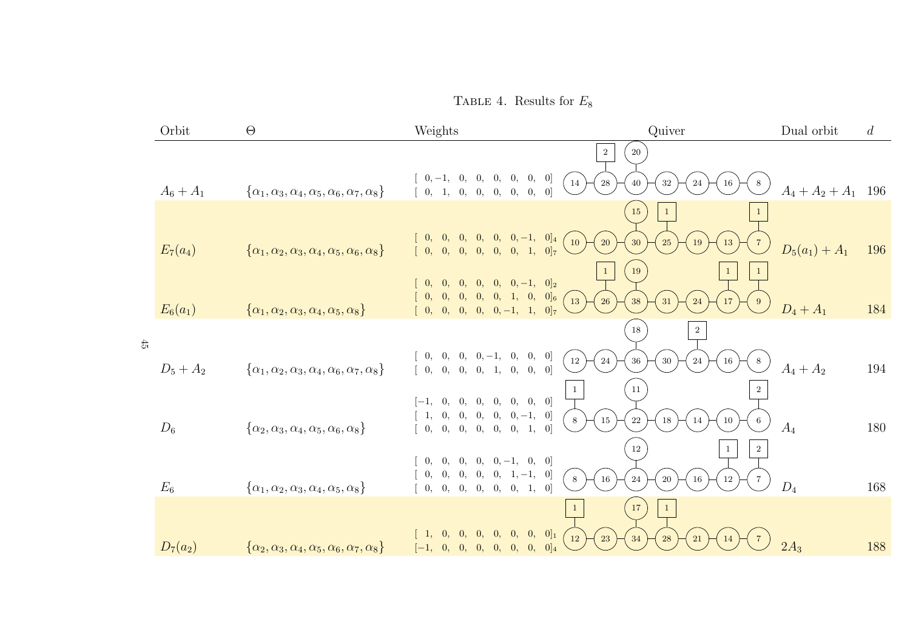TABLE 4. Results for $E_8$

| Orbit | $\Theta$ | Weights | Quiver | Dual orbit | $d$ |
|---|---|---|---|---|---|
| $A_6 + A_1$ | $\{\alpha_1, \alpha_3, \alpha_4, \alpha_5, \alpha_6, \alpha_7, \alpha_8\}$ | $[\ 0, -1,\ 0,\ 0,\ 0,\ 0,\ 0,\ 0]$ <br> $[\ 0,\ 1,\ 0,\ 0,\ 0,\ 0,\ 0,\ 0]$ | Chain: 14 – 28 – 40 – 32 – 24 – 16 – 8; node 20 attached to 40; framing 2 at 28 | $A_4 + A_2 + A_1$ | 196 |
| $E_7(a_4)$ | $\{\alpha_1, \alpha_2, \alpha_3, \alpha_4, \alpha_5, \alpha_6, \alpha_8\}$ | $[\ 0,\ 0,\ 0,\ 0,\ 0,\ 0, -1,\ 0]_4$ <br> $[\ 0,\ 0,\ 0,\ 0,\ 0,\ 0,\ 1,\ 0]_7$ | Chain: 10 – 20 – 30 – 25 – 19 – 13 – 7; node 15 attached to 30; framing 1 at 25; framing 1 at 7 | $D_5(a_1) + A_1$ | 196 |
| $E_6(a_1)$ | $\{\alpha_1, \alpha_2, \alpha_3, \alpha_4, \alpha_5, \alpha_8\}$ | $[\ 0,\ 0,\ 0,\ 0,\ 0,\ 0, -1,\ 0]_2$ <br> $[\ 0,\ 0,\ 0,\ 0,\ 0,\ 1,\ 0,\ 0]_6$ <br> $[\ 0,\ 0,\ 0,\ 0,\ 0,\ 0, -1,\ 1,\ 0]_7$ | Chain: 13 – 26 – 38 – 31 – 24 – 17 – 9; node 19 attached to 38; framing 1 at 26; framing 1 at 17; framing 1 at 9 | $D_4 + A_1$ | 184 |
| $D_5 + A_2$ | $\{\alpha_1, \alpha_2, \alpha_3, \alpha_4, \alpha_6, \alpha_7, \alpha_8\}$ | $[\ 0,\ 0,\ 0,\ 0, -1,\ 0,\ 0,\ 0]$ <br> $[\ 0,\ 0,\ 0,\ 0,\ 1,\ 0,\ 0,\ 0]$ | Chain: 12 – 24 – 36 – 30 – 24 – 16 – 8; node 18 attached to 36; framing 2 at 24 (fifth node) | $A_4 + A_2$ | 194 |
| $D_6$ | $\{\alpha_2, \alpha_3, \alpha_4, \alpha_5, \alpha_6, \alpha_8\}$ | $[-1,\ 0,\ 0,\ 0,\ 0,\ 0,\ 0,\ 0]$ <br> $[\ 1,\ 0,\ 0,\ 0,\ 0,\ 0, -1,\ 0]$ <br> $[\ 0,\ 0,\ 0,\ 0,\ 0,\ 0,\ 1,\ 0]$ | Chain: 8 – 15 – 22 – 18 – 14 – 10 – 6; node 11 attached to 22; framing 1 at 8; framing 2 at 6 | $A_4$ | 180 |
| $E_6$ | $\{\alpha_1, \alpha_2, \alpha_3, \alpha_4, \alpha_5, \alpha_8\}$ | $[\ 0,\ 0,\ 0,\ 0,\ 0, -1,\ 0,\ 0]$ <br> $[\ 0,\ 0,\ 0,\ 0,\ 0,\ 1, -1,\ 0]$ <br> $[\ 0,\ 0,\ 0,\ 0,\ 0,\ 0,\ 1,\ 0]$ | Chain: 8 – 16 – 24 – 20 – 16 – 12 – 7; node 12 attached to 24; framing 1 at 12; framing 2 at 7 | $D_4$ | 168 |
| $D_7(a_2)$ | $\{\alpha_2, \alpha_3, \alpha_4, \alpha_5, \alpha_6, \alpha_7, \alpha_8\}$ | $[\ 1,\ 0,\ 0,\ 0,\ 0,\ 0,\ 0,\ 0]_1$ <br> $[-1,\ 0,\ 0,\ 0,\ 0,\ 0,\ 0,\ 0]_4$ | Chain: 12 – 23 – 34 – 28 – 21 – 14 – 7; node 17 attached to 34; framing 1 at 12; framing 1 at 28 | $2A_3$ | 188 |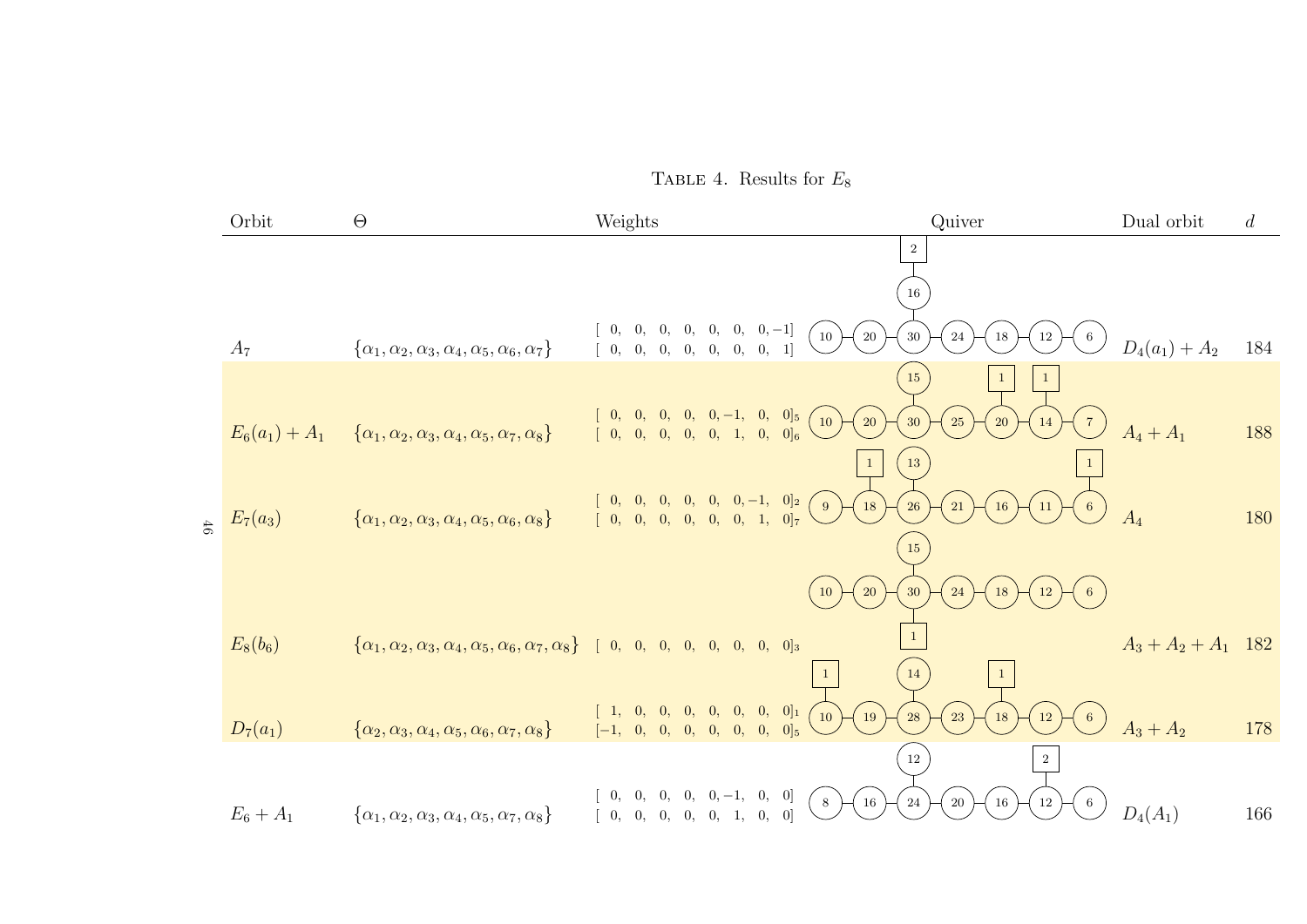Table 4. Results for $E_8$

| Orbit | $\Theta$ | Weights | Quiver | Dual orbit | $d$ |
|---|---|---|---|---|---|
| $A_7$ | $\{\alpha_1,\alpha_2,\alpha_3,\alpha_4,\alpha_5,\alpha_6,\alpha_7\}$ | $[\ 0,\ 0,\ 0,\ 0,\ 0,\ 0,\ 0,-1]$<br>$[\ 0,\ 0,\ 0,\ 0,\ 0,\ 0,\ 0,\ 1]$ | (10)–(20)–(30)–(24)–(18)–(12)–(6); (16) attached to (30); [2] attached to (16) | $D_4(a_1)+A_2$ | 184 |
| $E_6(a_1)+A_1$ | $\{\alpha_1,\alpha_2,\alpha_3,\alpha_4,\alpha_5,\alpha_7,\alpha_8\}$ | $[\ 0,\ 0,\ 0,\ 0,\ 0,-1,\ 0,\ 0]_5$<br>$[\ 0,\ 0,\ 0,\ 0,\ 0,\ 1,\ 0,\ 0]_6$ | (10)–(20)–(30)–(25)–(20)–(14)–(7); (15) attached to (30); [1] attached to (20); [1] attached to (14) | $A_4+A_1$ | 188 |
| $E_7(a_3)$ | $\{\alpha_1,\alpha_2,\alpha_3,\alpha_4,\alpha_5,\alpha_6,\alpha_8\}$ | $[\ 0,\ 0,\ 0,\ 0,\ 0,\ 0,-1,\ 0]_2$<br>$[\ 0,\ 0,\ 0,\ 0,\ 0,\ 0,\ 1,\ 0]_7$ | (9)–(18)–(26)–(21)–(16)–(11)–(6); (13) attached to (26); [1] attached to (18); [1] attached to (6) | $A_4$ | 180 |
| $E_8(b_6)$ | $\{\alpha_1,\alpha_2,\alpha_3,\alpha_4,\alpha_5,\alpha_6,\alpha_7,\alpha_8\}$ | $[\ 0,\ 0,\ 0,\ 0,\ 0,\ 0,\ 0,\ 0]_3$ | (10)–(20)–(30)–(24)–(18)–(12)–(6); (15) attached to (30); [1] attached to (30) | $A_3+A_2+A_1$ | 182 |
| $D_7(a_1)$ | $\{\alpha_2,\alpha_3,\alpha_4,\alpha_5,\alpha_6,\alpha_7,\alpha_8\}$ | $[\ 1,\ 0,\ 0,\ 0,\ 0,\ 0,\ 0,\ 0]_1$<br>$[-1,\ 0,\ 0,\ 0,\ 0,\ 0,\ 0,\ 0]_5$ | (10)–(19)–(28)–(23)–(18)–(12)–(6); (14) attached to (28); [1] attached to (10); [1] attached to (18) | $A_3+A_2$ | 178 |
| $E_6+A_1$ | $\{\alpha_1,\alpha_2,\alpha_3,\alpha_4,\alpha_5,\alpha_7,\alpha_8\}$ | $[\ 0,\ 0,\ 0,\ 0,\ 0,-1,\ 0,\ 0]$<br>$[\ 0,\ 0,\ 0,\ 0,\ 0,\ 1,\ 0,\ 0]$ | (8)–(16)–(24)–(20)–(16)–(12)–(6); (12) attached to (24); [2] attached to (12) | $D_4(A_1)$ | 166 |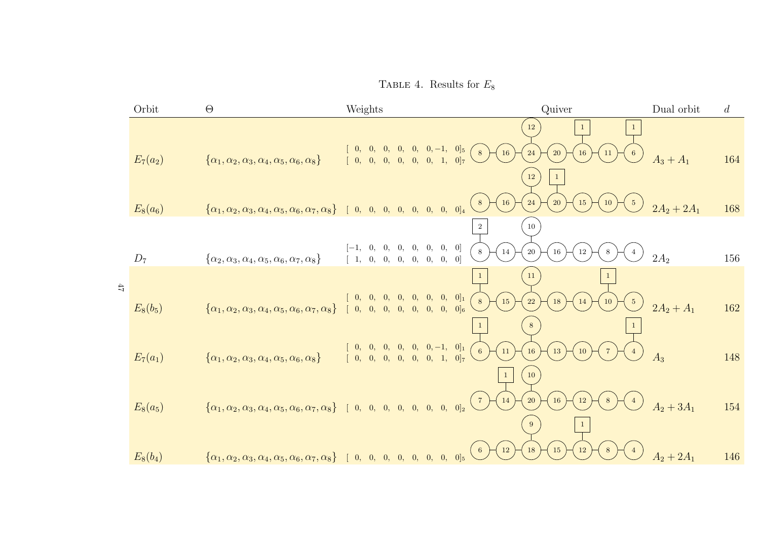Table 4. Results for $E_8$

| Orbit | $\Theta$ | Weights | Quiver | Dual orbit | $d$ |
|---|---|---|---|---|---|
| $E_7(a_2)$ | $\{\alpha_1,\alpha_2,\alpha_3,\alpha_4,\alpha_5,\alpha_6,\alpha_8\}$ | $[\ 0,\ 0,\ 0,\ 0,\ 0,\ 0,-1,\ 0]_5$ $[\ 0,\ 0,\ 0,\ 0,\ 0,\ 0,\ 1,\ 0]_7$ | 8 – 16 – 24 – 20 – 16 – 11 – 6; 12 attached to 24; framing 1 on 16 and 1 on 6 | $A_3+A_1$ | 164 |
| $E_8(a_6)$ | $\{\alpha_1,\alpha_2,\alpha_3,\alpha_4,\alpha_5,\alpha_6,\alpha_7,\alpha_8\}$ | $[\ 0,\ 0,\ 0,\ 0,\ 0,\ 0,\ 0,\ 0]_4$ | 8 – 16 – 24 – 20 – 15 – 10 – 5; 12 attached to 24; framing 1 on 20 | $2A_2+2A_1$ | 168 |
| $D_7$ | $\{\alpha_2,\alpha_3,\alpha_4,\alpha_5,\alpha_6,\alpha_7,\alpha_8\}$ | $[-1,\ 0,\ 0,\ 0,\ 0,\ 0,\ 0,\ 0]$ $[\ 1,\ 0,\ 0,\ 0,\ 0,\ 0,\ 0,\ 0]$ | 8 – 14 – 20 – 16 – 12 – 8 – 4; 10 attached to 20; framing 2 on 8 | $2A_2$ | 156 |
| $E_8(b_5)$ | $\{\alpha_1,\alpha_2,\alpha_3,\alpha_4,\alpha_5,\alpha_6,\alpha_7,\alpha_8\}$ | $[\ 0,\ 0,\ 0,\ 0,\ 0,\ 0,\ 0,\ 0]_1$ $[\ 0,\ 0,\ 0,\ 0,\ 0,\ 0,\ 0,\ 0]_6$ | 8 – 15 – 22 – 18 – 14 – 10 – 5; 11 attached to 22; framing 1 on 8 and 1 on 10 | $2A_2+A_1$ | 162 |
| $E_7(a_1)$ | $\{\alpha_1,\alpha_2,\alpha_3,\alpha_4,\alpha_5,\alpha_6,\alpha_8\}$ | $[\ 0,\ 0,\ 0,\ 0,\ 0,\ 0,-1,\ 0]_1$ $[\ 0,\ 0,\ 0,\ 0,\ 0,\ 0,\ 1,\ 0]_7$ | 6 – 11 – 16 – 13 – 10 – 7 – 4; 8 attached to 16; framing 1 on 6 and 1 on 4 | $A_3$ | 148 |
| $E_8(a_5)$ | $\{\alpha_1,\alpha_2,\alpha_3,\alpha_4,\alpha_5,\alpha_6,\alpha_7,\alpha_8\}$ | $[\ 0,\ 0,\ 0,\ 0,\ 0,\ 0,\ 0,\ 0]_2$ | 7 – 14 – 20 – 16 – 12 – 8 – 4; 10 attached to 20; framing 1 on 14 | $A_2+3A_1$ | 154 |
| $E_8(b_4)$ | $\{\alpha_1,\alpha_2,\alpha_3,\alpha_4,\alpha_5,\alpha_6,\alpha_7,\alpha_8\}$ | $[\ 0,\ 0,\ 0,\ 0,\ 0,\ 0,\ 0,\ 0]_5$ | 6 – 12 – 18 – 15 – 12 – 8 – 4; 9 attached to 18; framing 1 on 12 (fifth node) | $A_2+2A_1$ | 146 |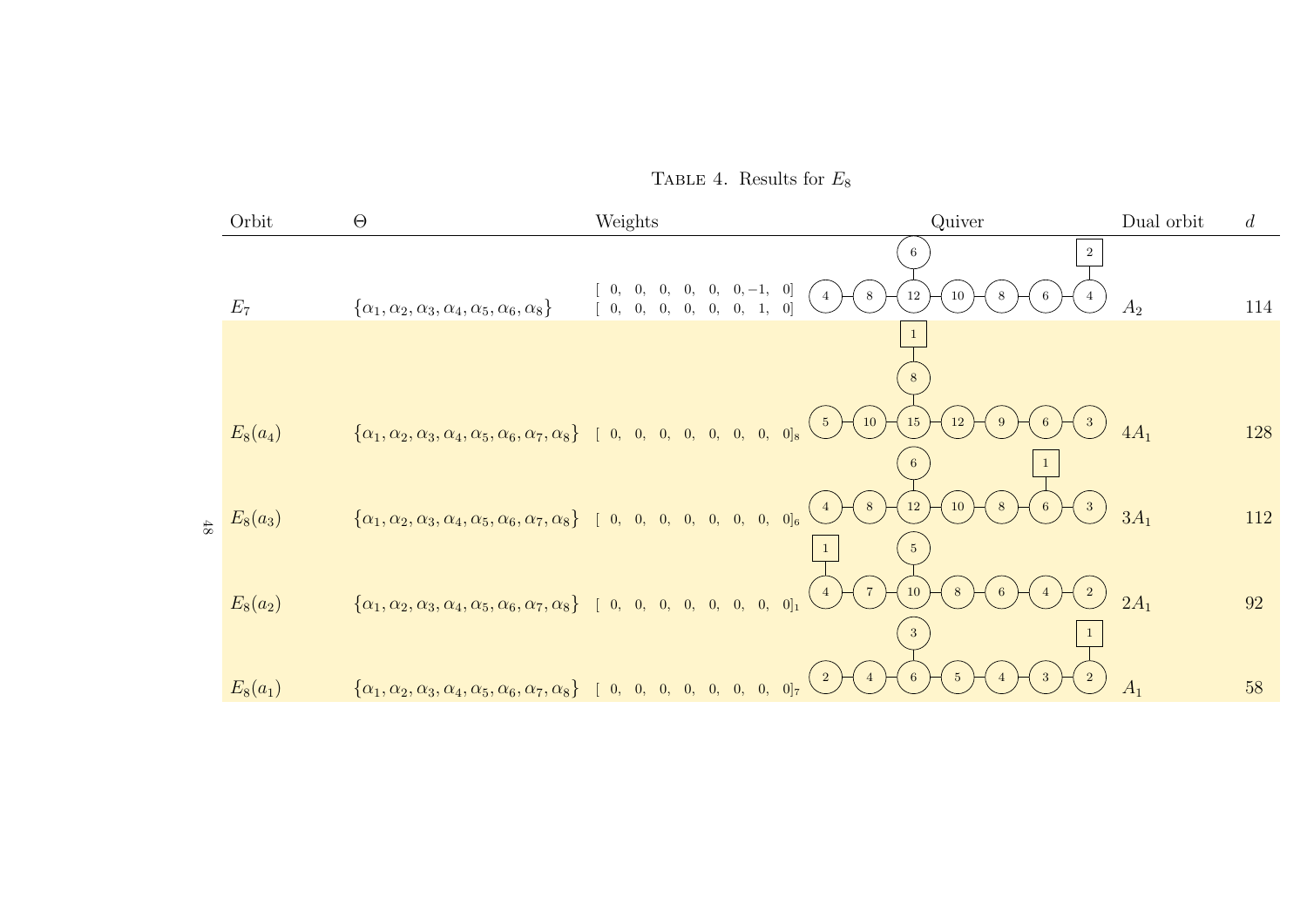Table 4. Results for $E_8$

| Orbit | $\Theta$ | Weights | Quiver | Dual orbit | $d$ |
|---|---|---|---|---|---|
| $E_7$ | $\{\alpha_1, \alpha_2, \alpha_3, \alpha_4, \alpha_5, \alpha_6, \alpha_8\}$ | $[\ 0,\ 0,\ 0,\ 0,\ 0,\ 0, -1,\ 0]$ <br> $[\ 0,\ 0,\ 0,\ 0,\ 0,\ 0,\ 1,\ 0]$ | Chain: (4)–(8)–(12)–(10)–(8)–(6)–(4); node (6) attached to (12); flavor [2] attached to last (4) | $A_2$ | 114 |
| $E_8(a_4)$ | $\{\alpha_1, \alpha_2, \alpha_3, \alpha_4, \alpha_5, \alpha_6, \alpha_7, \alpha_8\}$ | $[\ 0,\ 0,\ 0,\ 0,\ 0,\ 0,\ 0,\ 0]_8$ | Chain: (5)–(10)–(15)–(12)–(9)–(6)–(3); node (8) attached to (15); flavor [1] attached to (8) | $4A_1$ | 128 |
| $E_8(a_3)$ | $\{\alpha_1, \alpha_2, \alpha_3, \alpha_4, \alpha_5, \alpha_6, \alpha_7, \alpha_8\}$ | $[\ 0,\ 0,\ 0,\ 0,\ 0,\ 0,\ 0,\ 0]_6$ | Chain: (4)–(8)–(12)–(10)–(8)–(6)–(3); node (6) attached to (12); flavor [1] attached to (6) in chain | $3A_1$ | 112 |
| $E_8(a_2)$ | $\{\alpha_1, \alpha_2, \alpha_3, \alpha_4, \alpha_5, \alpha_6, \alpha_7, \alpha_8\}$ | $[\ 0,\ 0,\ 0,\ 0,\ 0,\ 0,\ 0,\ 0]_1$ | Chain: (4)–(7)–(10)–(8)–(6)–(4)–(2); node (5) attached to (10); flavor [1] attached to first (4) | $2A_1$ | 92 |
| $E_8(a_1)$ | $\{\alpha_1, \alpha_2, \alpha_3, \alpha_4, \alpha_5, \alpha_6, \alpha_7, \alpha_8\}$ | $[\ 0,\ 0,\ 0,\ 0,\ 0,\ 0,\ 0,\ 0]_7$ | Chain: (2)–(4)–(6)–(5)–(4)–(3)–(2); node (3) attached to (6); flavor [1] attached to last (2) | $A_1$ | 58 |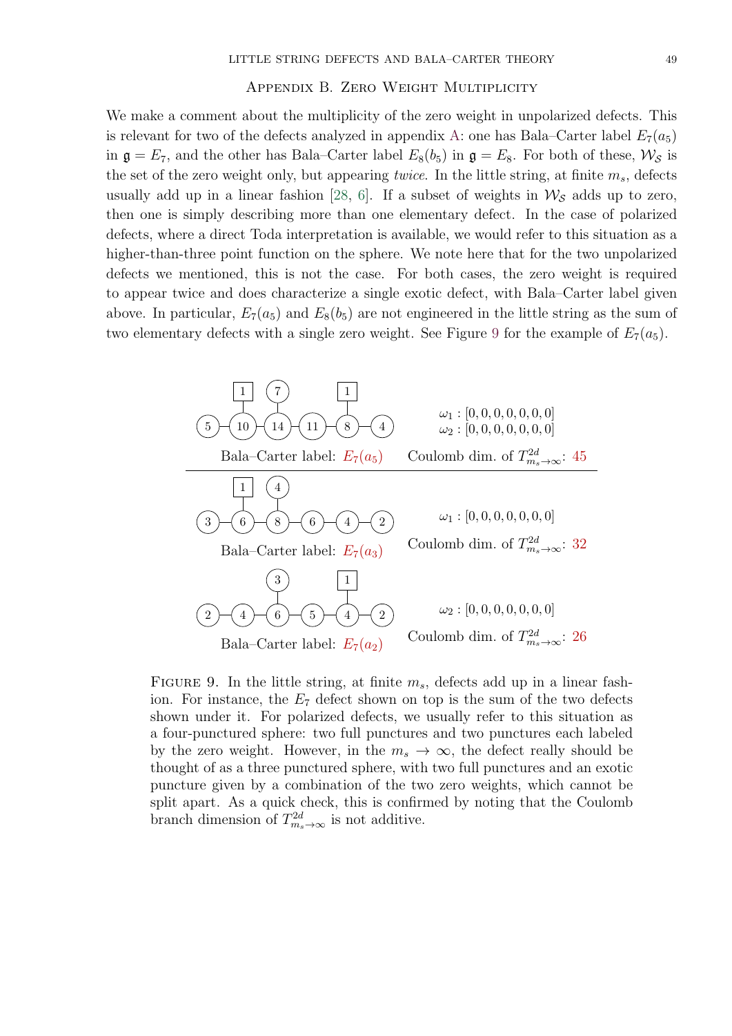## Appendix B. Zero Weight Multiplicity

We make a comment about the multiplicity of the zero weight in unpolarized defects. This is relevant for two of the defects analyzed in appendix A: one has Bala–Carter label $E_7(a_5)$ in $\mathfrak{g} = E_7$, and the other has Bala–Carter label $E_8(b_5)$ in $\mathfrak{g} = E_8$. For both of these, $\mathcal{W}_\mathcal{S}$ is the set of the zero weight only, but appearing *twice*. In the little string, at finite $m_s$, defects usually add up in a linear fashion [28, 6]. If a subset of weights in $\mathcal{W}_\mathcal{S}$ adds up to zero, then one is simply describing more than one elementary defect. In the case of polarized defects, where a direct Toda interpretation is available, we would refer to this situation as a higher-than-three point function on the sphere. We note here that for the two unpolarized defects we mentioned, this is not the case. For both cases, the zero weight is required to appear twice and does characterize a single exotic defect, with Bala–Carter label given above. In particular, $E_7(a_5)$ and $E_8(b_5)$ are not engineered in the little string as the sum of two elementary defects with a single zero weight. See Figure 9 for the example of $E_7(a_5)$.

Bala–Carter label: $E_7(a_5)$ — quiver: gauge nodes 5 – 10 – 14 – 11 – 8 – 4, with node 7 attached to 14; flavor 1 attached to 10, flavor 1 attached to 8.
$\omega_1 : [0,0,0,0,0,0,0]$
$\omega_2 : [0,0,0,0,0,0,0]$
Coulomb dim. of $T^{2d}_{m_s\to\infty}$: 45

Bala–Carter label: $E_7(a_3)$ — quiver: gauge nodes 3 – 6 – 8 – 6 – 4 – 2, with node 4 attached to 8; flavor 1 attached to 6.
$\omega_1 : [0,0,0,0,0,0,0]$
Coulomb dim. of $T^{2d}_{m_s\to\infty}$: 32

Bala–Carter label: $E_7(a_2)$ — quiver: gauge nodes 2 – 4 – 6 – 5 – 4 – 2, with node 3 attached to 6; flavor 1 attached to 4.
$\omega_2 : [0,0,0,0,0,0,0]$
Coulomb dim. of $T^{2d}_{m_s\to\infty}$: 26

Figure 9. In the little string, at finite $m_s$, defects add up in a linear fashion. For instance, the $E_7$ defect shown on top is the sum of the two defects shown under it. For polarized defects, we usually refer to this situation as a four-punctured sphere: two full punctures and two punctures each labeled by the zero weight. However, in the $m_s \to \infty$, the defect really should be thought of as a three punctured sphere, with two full punctures and an exotic puncture given by a combination of the two zero weights, which cannot be split apart. As a quick check, this is confirmed by noting that the Coulomb branch dimension of $T^{2d}_{m_s\to\infty}$ is not additive.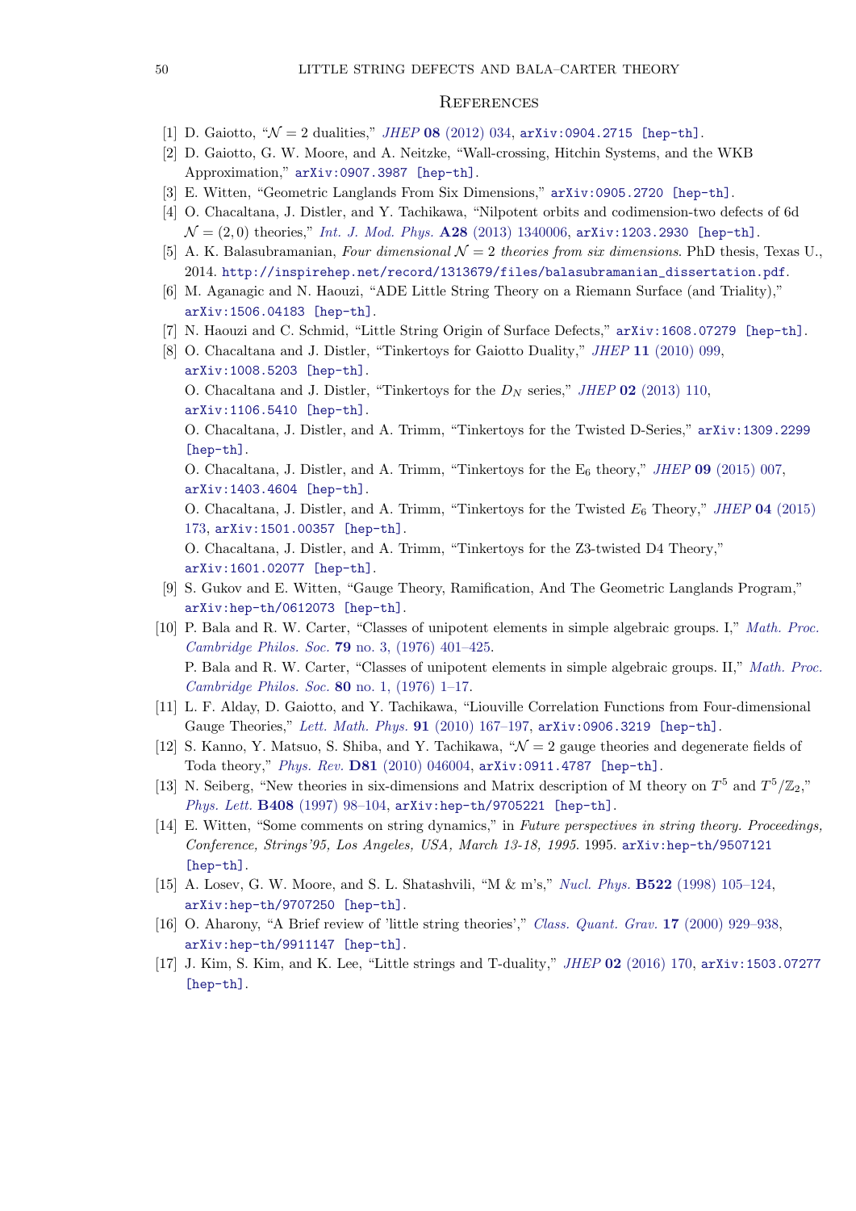## References

[1] D. Gaiotto, "$\mathcal{N} = 2$ dualities," *JHEP* **08** (2012) 034, arXiv:0904.2715 [hep-th].

[2] D. Gaiotto, G. W. Moore, and A. Neitzke, "Wall-crossing, Hitchin Systems, and the WKB Approximation," arXiv:0907.3987 [hep-th].

[3] E. Witten, "Geometric Langlands From Six Dimensions," arXiv:0905.2720 [hep-th].

[4] O. Chacaltana, J. Distler, and Y. Tachikawa, "Nilpotent orbits and codimension-two defects of 6d $\mathcal{N} = (2, 0)$ theories," *Int. J. Mod. Phys.* **A28** (2013) 1340006, arXiv:1203.2930 [hep-th].

[5] A. K. Balasubramanian, *Four dimensional $\mathcal{N} = 2$ theories from six dimensions*. PhD thesis, Texas U., 2014. http://inspirehep.net/record/1313679/files/balasubramanian_dissertation.pdf.

[6] M. Aganagic and N. Haouzi, "ADE Little String Theory on a Riemann Surface (and Triality)," arXiv:1506.04183 [hep-th].

[7] N. Haouzi and C. Schmid, "Little String Origin of Surface Defects," arXiv:1608.07279 [hep-th].

[8] O. Chacaltana and J. Distler, "Tinkertoys for Gaiotto Duality," *JHEP* **11** (2010) 099, arXiv:1008.5203 [hep-th].
O. Chacaltana and J. Distler, "Tinkertoys for the $D_N$ series," *JHEP* **02** (2013) 110, arXiv:1106.5410 [hep-th].
O. Chacaltana, J. Distler, and A. Trimm, "Tinkertoys for the Twisted D-Series," arXiv:1309.2299 [hep-th].
O. Chacaltana, J. Distler, and A. Trimm, "Tinkertoys for the $\mathrm{E}_6$ theory," *JHEP* **09** (2015) 007, arXiv:1403.4604 [hep-th].
O. Chacaltana, J. Distler, and A. Trimm, "Tinkertoys for the Twisted $E_6$ Theory," *JHEP* **04** (2015) 173, arXiv:1501.00357 [hep-th].
O. Chacaltana, J. Distler, and A. Trimm, "Tinkertoys for the Z3-twisted D4 Theory," arXiv:1601.02077 [hep-th].

[9] S. Gukov and E. Witten, "Gauge Theory, Ramification, And The Geometric Langlands Program," arXiv:hep-th/0612073 [hep-th].

[10] P. Bala and R. W. Carter, "Classes of unipotent elements in simple algebraic groups. I," *Math. Proc. Cambridge Philos. Soc.* **79** no. 3, (1976) 401–425.
P. Bala and R. W. Carter, "Classes of unipotent elements in simple algebraic groups. II," *Math. Proc. Cambridge Philos. Soc.* **80** no. 1, (1976) 1–17.

[11] L. F. Alday, D. Gaiotto, and Y. Tachikawa, "Liouville Correlation Functions from Four-dimensional Gauge Theories," *Lett. Math. Phys.* **91** (2010) 167–197, arXiv:0906.3219 [hep-th].

[12] S. Kanno, Y. Matsuo, S. Shiba, and Y. Tachikawa, "$\mathcal{N} = 2$ gauge theories and degenerate fields of Toda theory," *Phys. Rev.* **D81** (2010) 046004, arXiv:0911.4787 [hep-th].

[13] N. Seiberg, "New theories in six-dimensions and Matrix description of M theory on $T^5$ and $T^5/\mathbb{Z}_2$," *Phys. Lett.* **B408** (1997) 98–104, arXiv:hep-th/9705221 [hep-th].

[14] E. Witten, "Some comments on string dynamics," in *Future perspectives in string theory. Proceedings, Conference, Strings'95, Los Angeles, USA, March 13-18, 1995*. 1995. arXiv:hep-th/9507121 [hep-th].

[15] A. Losev, G. W. Moore, and S. L. Shatashvili, "M & m's," *Nucl. Phys.* **B522** (1998) 105–124, arXiv:hep-th/9707250 [hep-th].

[16] O. Aharony, "A Brief review of 'little string theories'," *Class. Quant. Grav.* **17** (2000) 929–938, arXiv:hep-th/9911147 [hep-th].

[17] J. Kim, S. Kim, and K. Lee, "Little strings and T-duality," *JHEP* **02** (2016) 170, arXiv:1503.07277 [hep-th].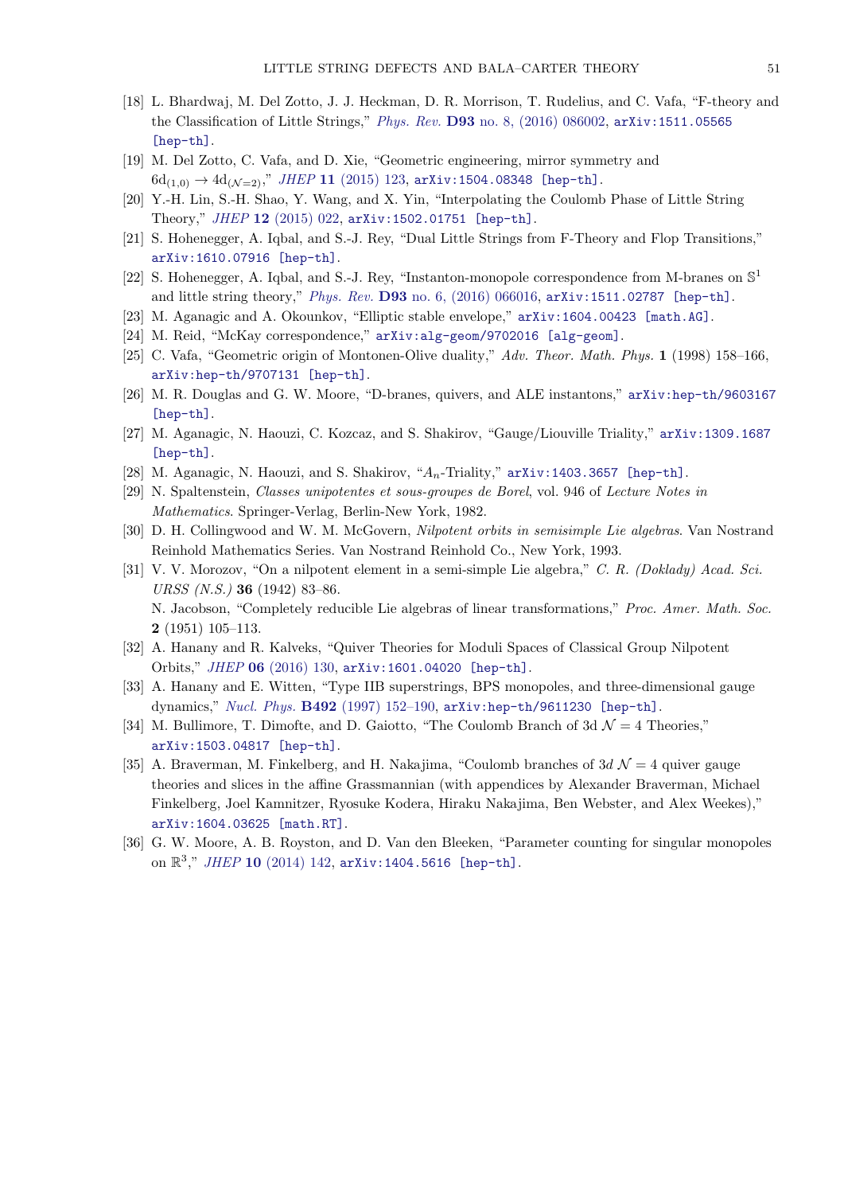[18] L. Bhardwaj, M. Del Zotto, J. J. Heckman, D. R. Morrison, T. Rudelius, and C. Vafa, "F-theory and the Classification of Little Strings," *Phys. Rev.* **D93** no. 8, (2016) 086002, arXiv:1511.05565 [hep-th].

[19] M. Del Zotto, C. Vafa, and D. Xie, "Geometric engineering, mirror symmetry and $6d_{(1,0)} \to 4d_{(\mathcal{N}=2)}$," *JHEP* **11** (2015) 123, arXiv:1504.08348 [hep-th].

[20] Y.-H. Lin, S.-H. Shao, Y. Wang, and X. Yin, "Interpolating the Coulomb Phase of Little String Theory," *JHEP* **12** (2015) 022, arXiv:1502.01751 [hep-th].

[21] S. Hohenegger, A. Iqbal, and S.-J. Rey, "Dual Little Strings from F-Theory and Flop Transitions," arXiv:1610.07916 [hep-th].

[22] S. Hohenegger, A. Iqbal, and S.-J. Rey, "Instanton-monopole correspondence from M-branes on $\mathbb{S}^1$ and little string theory," *Phys. Rev.* **D93** no. 6, (2016) 066016, arXiv:1511.02787 [hep-th].

[23] M. Aganagic and A. Okounkov, "Elliptic stable envelope," arXiv:1604.00423 [math.AG].

[24] M. Reid, "McKay correspondence," arXiv:alg-geom/9702016 [alg-geom].

[25] C. Vafa, "Geometric origin of Montonen-Olive duality," *Adv. Theor. Math. Phys.* **1** (1998) 158–166, arXiv:hep-th/9707131 [hep-th].

[26] M. R. Douglas and G. W. Moore, "D-branes, quivers, and ALE instantons," arXiv:hep-th/9603167 [hep-th].

[27] M. Aganagic, N. Haouzi, C. Kozcaz, and S. Shakirov, "Gauge/Liouville Triality," arXiv:1309.1687 [hep-th].

[28] M. Aganagic, N. Haouzi, and S. Shakirov, "$A_n$-Triality," arXiv:1403.3657 [hep-th].

[29] N. Spaltenstein, *Classes unipotentes et sous-groupes de Borel*, vol. 946 of *Lecture Notes in Mathematics*. Springer-Verlag, Berlin-New York, 1982.

[30] D. H. Collingwood and W. M. McGovern, *Nilpotent orbits in semisimple Lie algebras*. Van Nostrand Reinhold Mathematics Series. Van Nostrand Reinhold Co., New York, 1993.

[31] V. V. Morozov, "On a nilpotent element in a semi-simple Lie algebra," *C. R. (Doklady) Acad. Sci. URSS (N.S.)* **36** (1942) 83–86.
N. Jacobson, "Completely reducible Lie algebras of linear transformations," *Proc. Amer. Math. Soc.* **2** (1951) 105–113.

[32] A. Hanany and R. Kalveks, "Quiver Theories for Moduli Spaces of Classical Group Nilpotent Orbits," *JHEP* **06** (2016) 130, arXiv:1601.04020 [hep-th].

[33] A. Hanany and E. Witten, "Type IIB superstrings, BPS monopoles, and three-dimensional gauge dynamics," *Nucl. Phys.* **B492** (1997) 152–190, arXiv:hep-th/9611230 [hep-th].

[34] M. Bullimore, T. Dimofte, and D. Gaiotto, "The Coulomb Branch of 3d $\mathcal{N} = 4$ Theories," arXiv:1503.04817 [hep-th].

[35] A. Braverman, M. Finkelberg, and H. Nakajima, "Coulomb branches of $3d$ $\mathcal{N} = 4$ quiver gauge theories and slices in the affine Grassmannian (with appendices by Alexander Braverman, Michael Finkelberg, Joel Kamnitzer, Ryosuke Kodera, Hiraku Nakajima, Ben Webster, and Alex Weekes)," arXiv:1604.03625 [math.RT].

[36] G. W. Moore, A. B. Royston, and D. Van den Bleeken, "Parameter counting for singular monopoles on $\mathbb{R}^3$," *JHEP* **10** (2014) 142, arXiv:1404.5616 [hep-th].